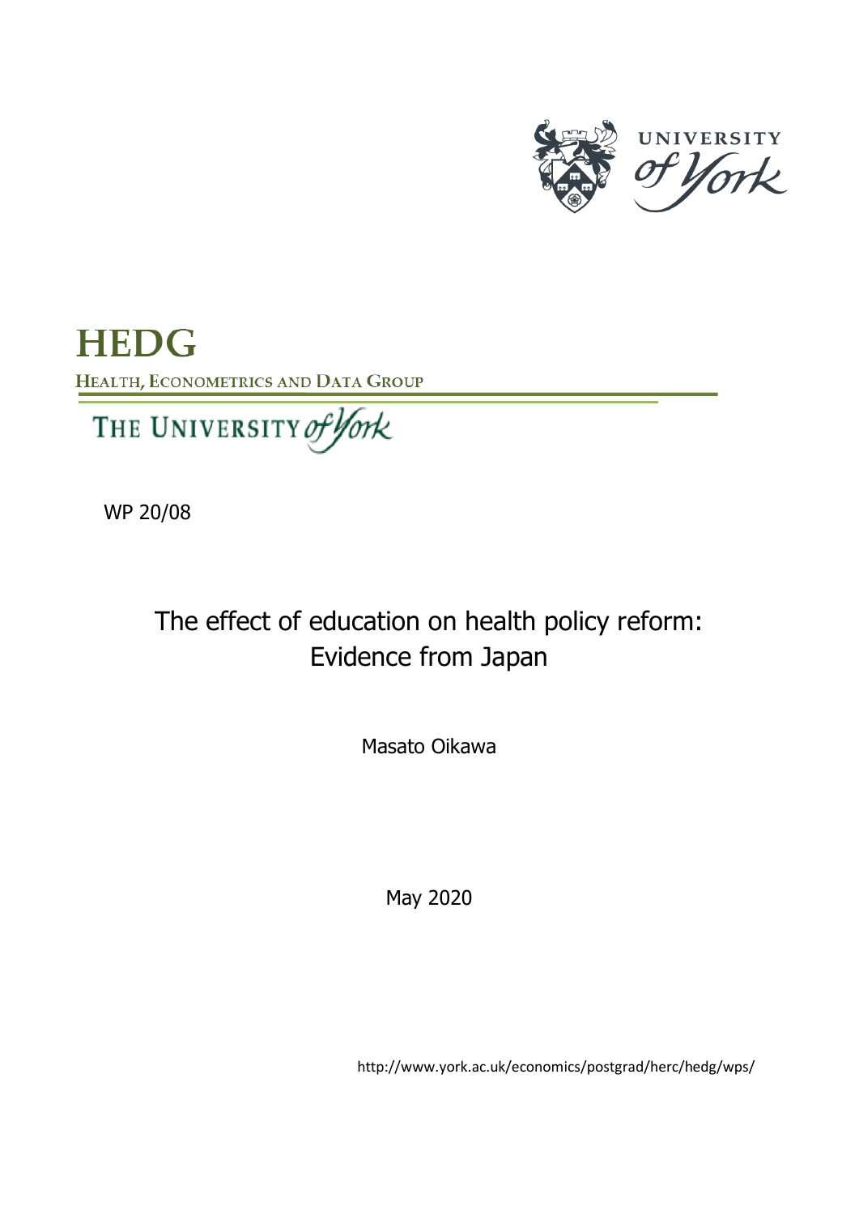UNIVERSITY of York

# HEDG

HEALTH, ECONOMETRICS AND DATA GROUP

THE UNIVERSITY of York

WP 20/08

## The effect of education on health policy reform: Evidence from Japan

Masato Oikawa

May 2020

http://www.york.ac.uk/economics/postgrad/herc/hedg/wps/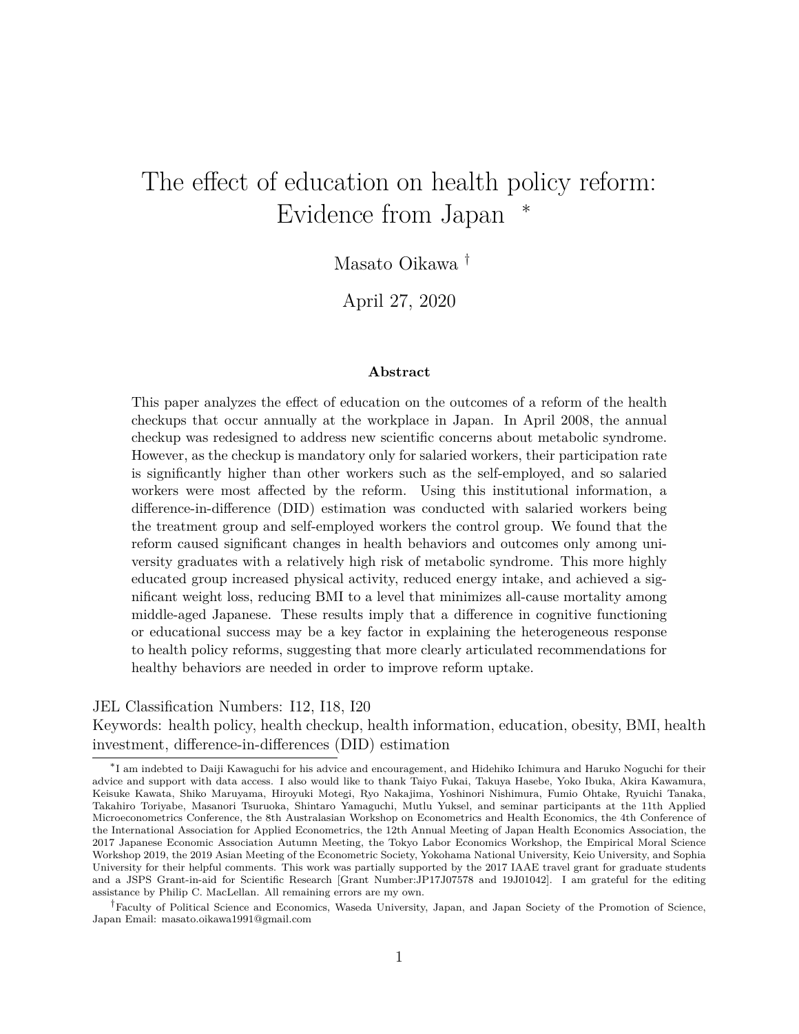# The effect of education on health policy reform: Evidence from Japan [*]

Masato Oikawa [†]

April 27, 2020

**Abstract**

This paper analyzes the effect of education on the outcomes of a reform of the health checkups that occur annually at the workplace in Japan. In April 2008, the annual checkup was redesigned to address new scientific concerns about metabolic syndrome. However, as the checkup is mandatory only for salaried workers, their participation rate is significantly higher than other workers such as the self-employed, and so salaried workers were most affected by the reform. Using this institutional information, a difference-in-difference (DID) estimation was conducted with salaried workers being the treatment group and self-employed workers the control group. We found that the reform caused significant changes in health behaviors and outcomes only among university graduates with a relatively high risk of metabolic syndrome. This more highly educated group increased physical activity, reduced energy intake, and achieved a significant weight loss, reducing BMI to a level that minimizes all-cause mortality among middle-aged Japanese. These results imply that a difference in cognitive functioning or educational success may be a key factor in explaining the heterogeneous response to health policy reforms, suggesting that more clearly articulated recommendations for healthy behaviors are needed in order to improve reform uptake.

JEL Classification Numbers: I12, I18, I20

Keywords: health policy, health checkup, health information, education, obesity, BMI, health investment, difference-in-differences (DID) estimation

[*] I am indebted to Daiji Kawaguchi for his advice and encouragement, and Hidehiko Ichimura and Haruko Noguchi for their advice and support with data access. I also would like to thank Taiyo Fukai, Takuya Hasebe, Yoko Ibuka, Akira Kawamura, Keisuke Kawata, Shiko Maruyama, Hiroyuki Motegi, Ryo Nakajima, Yoshinori Nishimura, Fumio Ohtake, Ryuichi Tanaka, Takahiro Toriyabe, Masanori Tsuruoka, Shintaro Yamaguchi, Mutlu Yuksel, and seminar participants at the 11th Applied Microeconometrics Conference, the 8th Australasian Workshop on Econometrics and Health Economics, the 4th Conference of the International Association for Applied Econometrics, the 12th Annual Meeting of Japan Health Economics Association, the 2017 Japanese Economic Association Autumn Meeting, the Tokyo Labor Economics Workshop, the Empirical Moral Science Workshop 2019, the 2019 Asian Meeting of the Econometric Society, Yokohama National University, Keio University, and Sophia University for their helpful comments. This work was partially supported by the 2017 IAAE travel grant for graduate students and a JSPS Grant-in-aid for Scientific Research [Grant Number:JP17J07578 and 19J01042]. I am grateful for the editing assistance by Philip C. MacLellan. All remaining errors are my own.

[†] Faculty of Political Science and Economics, Waseda University, Japan, and Japan Society of the Promotion of Science, Japan Email: masato.oikawa1991@gmail.com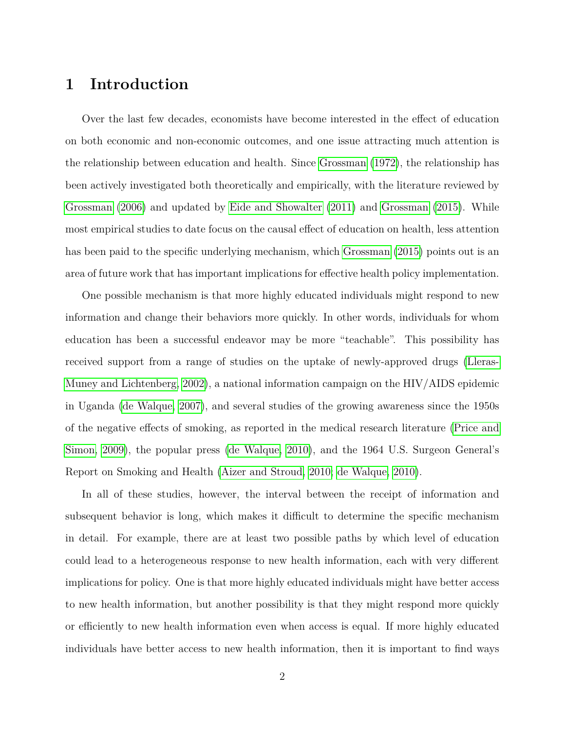# 1 Introduction

Over the last few decades, economists have become interested in the effect of education on both economic and non-economic outcomes, and one issue attracting much attention is the relationship between education and health. Since Grossman (1972), the relationship has been actively investigated both theoretically and empirically, with the literature reviewed by Grossman (2006) and updated by Eide and Showalter (2011) and Grossman (2015). While most empirical studies to date focus on the causal effect of education on health, less attention has been paid to the specific underlying mechanism, which Grossman (2015) points out is an area of future work that has important implications for effective health policy implementation.

One possible mechanism is that more highly educated individuals might respond to new information and change their behaviors more quickly. In other words, individuals for whom education has been a successful endeavor may be more "teachable". This possibility has received support from a range of studies on the uptake of newly-approved drugs (Lleras-Muney and Lichtenberg, 2002), a national information campaign on the HIV/AIDS epidemic in Uganda (de Walque, 2007), and several studies of the growing awareness since the 1950s of the negative effects of smoking, as reported in the medical research literature (Price and Simon, 2009), the popular press (de Walque, 2010), and the 1964 U.S. Surgeon General's Report on Smoking and Health (Aizer and Stroud, 2010; de Walque, 2010).

In all of these studies, however, the interval between the receipt of information and subsequent behavior is long, which makes it difficult to determine the specific mechanism in detail. For example, there are at least two possible paths by which level of education could lead to a heterogeneous response to new health information, each with very different implications for policy. One is that more highly educated individuals might have better access to new health information, but another possibility is that they might respond more quickly or efficiently to new health information even when access is equal. If more highly educated individuals have better access to new health information, then it is important to find ways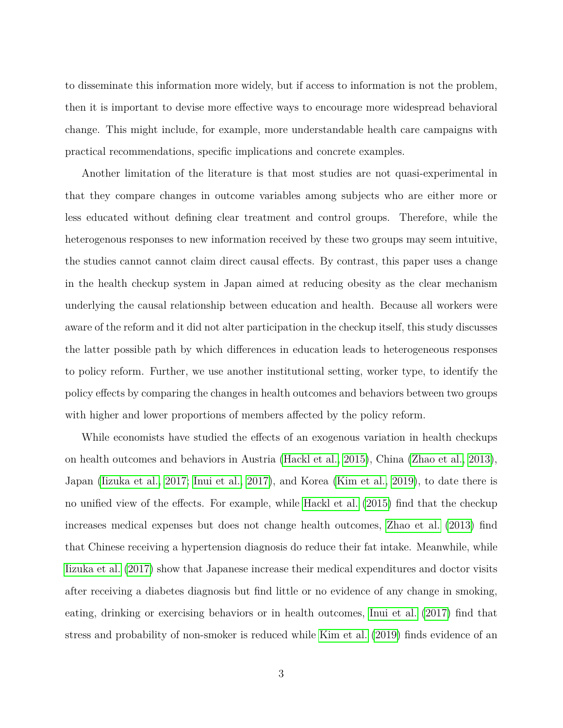to disseminate this information more widely, but if access to information is not the problem, then it is important to devise more effective ways to encourage more widespread behavioral change. This might include, for example, more understandable health care campaigns with practical recommendations, specific implications and concrete examples.

Another limitation of the literature is that most studies are not quasi-experimental in that they compare changes in outcome variables among subjects who are either more or less educated without defining clear treatment and control groups. Therefore, while the heterogenous responses to new information received by these two groups may seem intuitive, the studies cannot cannot claim direct causal effects. By contrast, this paper uses a change in the health checkup system in Japan aimed at reducing obesity as the clear mechanism underlying the causal relationship between education and health. Because all workers were aware of the reform and it did not alter participation in the checkup itself, this study discusses the latter possible path by which differences in education leads to heterogeneous responses to policy reform. Further, we use another institutional setting, worker type, to identify the policy effects by comparing the changes in health outcomes and behaviors between two groups with higher and lower proportions of members affected by the policy reform.

While economists have studied the effects of an exogenous variation in health checkups on health outcomes and behaviors in Austria (Hackl et al., 2015), China (Zhao et al., 2013), Japan (Iizuka et al., 2017; Inui et al., 2017), and Korea (Kim et al., 2019), to date there is no unified view of the effects. For example, while Hackl et al. (2015) find that the checkup increases medical expenses but does not change health outcomes, Zhao et al. (2013) find that Chinese receiving a hypertension diagnosis do reduce their fat intake. Meanwhile, while Iizuka et al. (2017) show that Japanese increase their medical expenditures and doctor visits after receiving a diabetes diagnosis but find little or no evidence of any change in smoking, eating, drinking or exercising behaviors or in health outcomes, Inui et al. (2017) find that stress and probability of non-smoker is reduced while Kim et al. (2019) finds evidence of an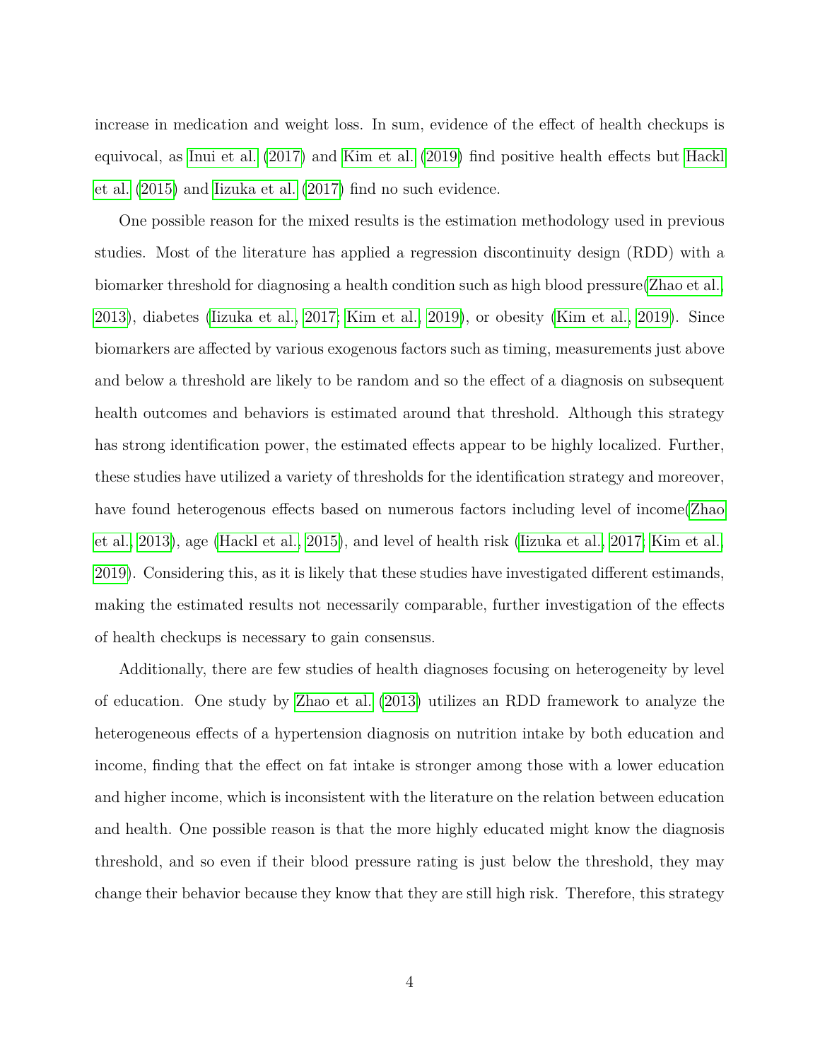increase in medication and weight loss. In sum, evidence of the effect of health checkups is equivocal, as Inui et al. (2017) and Kim et al. (2019) find positive health effects but Hackl et al. (2015) and Iizuka et al. (2017) find no such evidence.

One possible reason for the mixed results is the estimation methodology used in previous studies. Most of the literature has applied a regression discontinuity design (RDD) with a biomarker threshold for diagnosing a health condition such as high blood pressure(Zhao et al., 2013), diabetes (Iizuka et al., 2017; Kim et al., 2019), or obesity (Kim et al., 2019). Since biomarkers are affected by various exogenous factors such as timing, measurements just above and below a threshold are likely to be random and so the effect of a diagnosis on subsequent health outcomes and behaviors is estimated around that threshold. Although this strategy has strong identification power, the estimated effects appear to be highly localized. Further, these studies have utilized a variety of thresholds for the identification strategy and moreover, have found heterogenous effects based on numerous factors including level of income(Zhao et al., 2013), age (Hackl et al., 2015), and level of health risk (Iizuka et al., 2017; Kim et al., 2019). Considering this, as it is likely that these studies have investigated different estimands, making the estimated results not necessarily comparable, further investigation of the effects of health checkups is necessary to gain consensus.

Additionally, there are few studies of health diagnoses focusing on heterogeneity by level of education. One study by Zhao et al. (2013) utilizes an RDD framework to analyze the heterogeneous effects of a hypertension diagnosis on nutrition intake by both education and income, finding that the effect on fat intake is stronger among those with a lower education and higher income, which is inconsistent with the literature on the relation between education and health. One possible reason is that the more highly educated might know the diagnosis threshold, and so even if their blood pressure rating is just below the threshold, they may change their behavior because they know that they are still high risk. Therefore, this strategy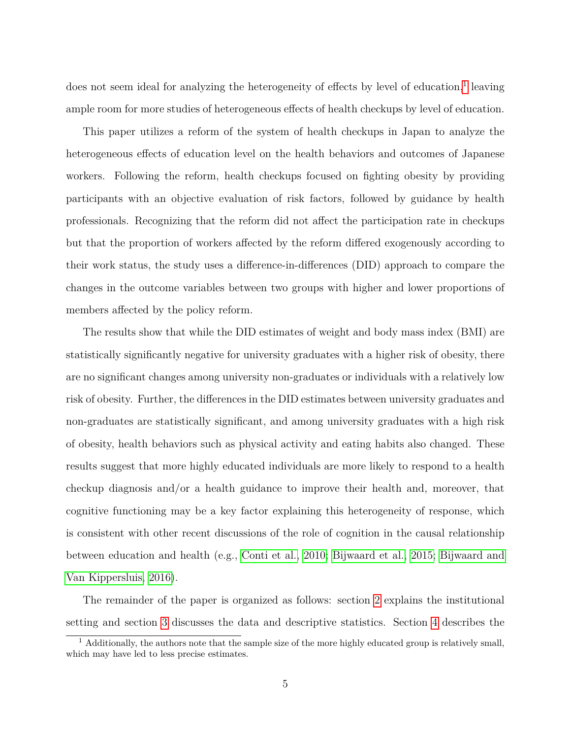does not seem ideal for analyzing the heterogeneity of effects by level of education,[1] leaving ample room for more studies of heterogeneous effects of health checkups by level of education.

This paper utilizes a reform of the system of health checkups in Japan to analyze the heterogeneous effects of education level on the health behaviors and outcomes of Japanese workers. Following the reform, health checkups focused on fighting obesity by providing participants with an objective evaluation of risk factors, followed by guidance by health professionals. Recognizing that the reform did not affect the participation rate in checkups but that the proportion of workers affected by the reform differed exogenously according to their work status, the study uses a difference-in-differences (DID) approach to compare the changes in the outcome variables between two groups with higher and lower proportions of members affected by the policy reform.

The results show that while the DID estimates of weight and body mass index (BMI) are statistically significantly negative for university graduates with a higher risk of obesity, there are no significant changes among university non-graduates or individuals with a relatively low risk of obesity. Further, the differences in the DID estimates between university graduates and non-graduates are statistically significant, and among university graduates with a high risk of obesity, health behaviors such as physical activity and eating habits also changed. These results suggest that more highly educated individuals are more likely to respond to a health checkup diagnosis and/or a health guidance to improve their health and, moreover, that cognitive functioning may be a key factor explaining this heterogeneity of response, which is consistent with other recent discussions of the role of cognition in the causal relationship between education and health (e.g., Conti et al., 2010; Bijwaard et al., 2015; Bijwaard and Van Kippersluis, 2016).

The remainder of the paper is organized as follows: section 2 explains the institutional setting and section 3 discusses the data and descriptive statistics. Section 4 describes the

[1] Additionally, the authors note that the sample size of the more highly educated group is relatively small, which may have led to less precise estimates.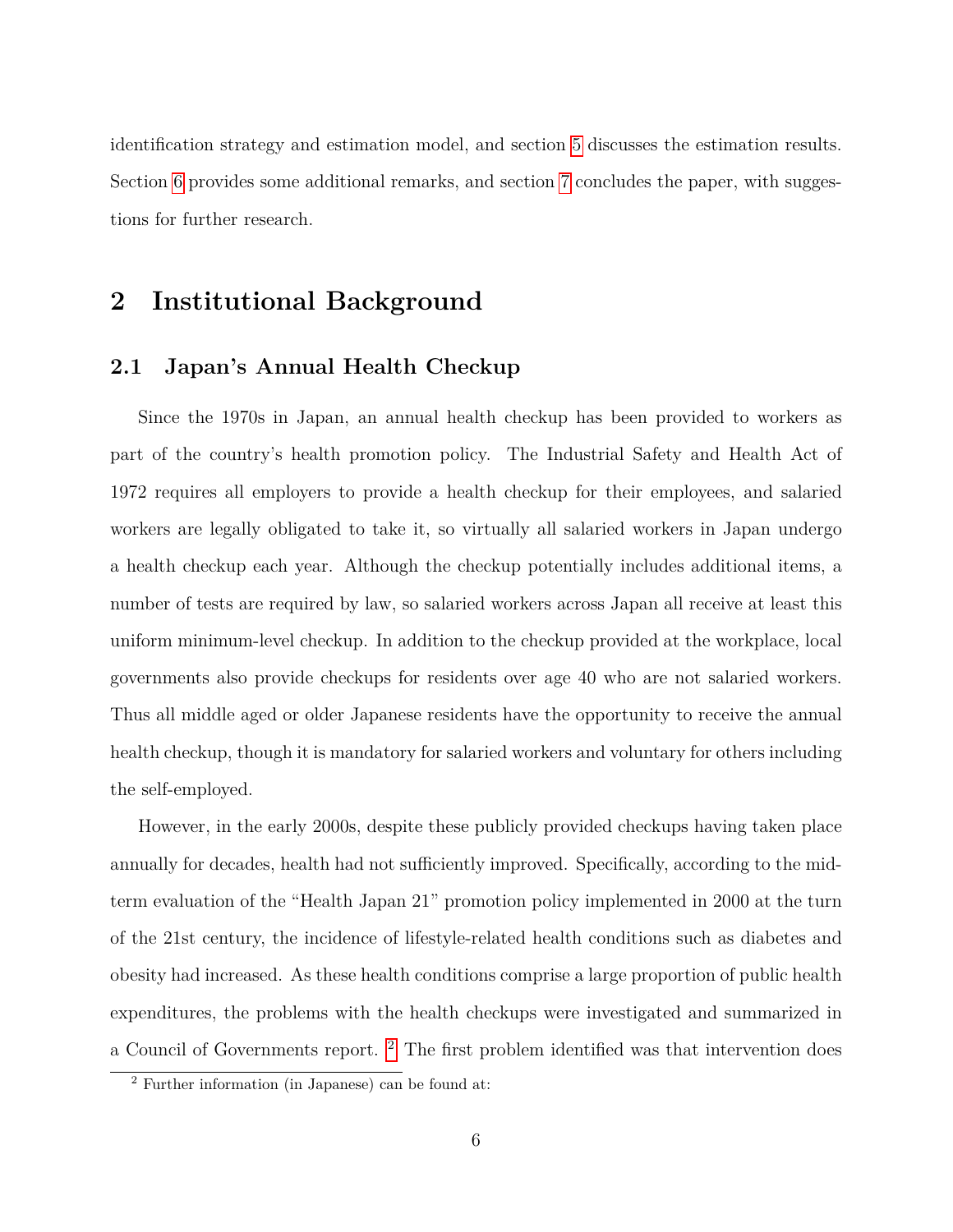identification strategy and estimation model, and section 5 discusses the estimation results. Section 6 provides some additional remarks, and section 7 concludes the paper, with suggestions for further research.

## 2 Institutional Background

### 2.1 Japan's Annual Health Checkup

Since the 1970s in Japan, an annual health checkup has been provided to workers as part of the country's health promotion policy. The Industrial Safety and Health Act of 1972 requires all employers to provide a health checkup for their employees, and salaried workers are legally obligated to take it, so virtually all salaried workers in Japan undergo a health checkup each year. Although the checkup potentially includes additional items, a number of tests are required by law, so salaried workers across Japan all receive at least this uniform minimum-level checkup. In addition to the checkup provided at the workplace, local governments also provide checkups for residents over age 40 who are not salaried workers. Thus all middle aged or older Japanese residents have the opportunity to receive the annual health checkup, though it is mandatory for salaried workers and voluntary for others including the self-employed.

However, in the early 2000s, despite these publicly provided checkups having taken place annually for decades, health had not sufficiently improved. Specifically, according to the mid-term evaluation of the "Health Japan 21" promotion policy implemented in 2000 at the turn of the 21st century, the incidence of lifestyle-related health conditions such as diabetes and obesity had increased. As these health conditions comprise a large proportion of public health expenditures, the problems with the health checkups were investigated and summarized in a Council of Governments report. [2] The first problem identified was that intervention does

[2] Further information (in Japanese) can be found at: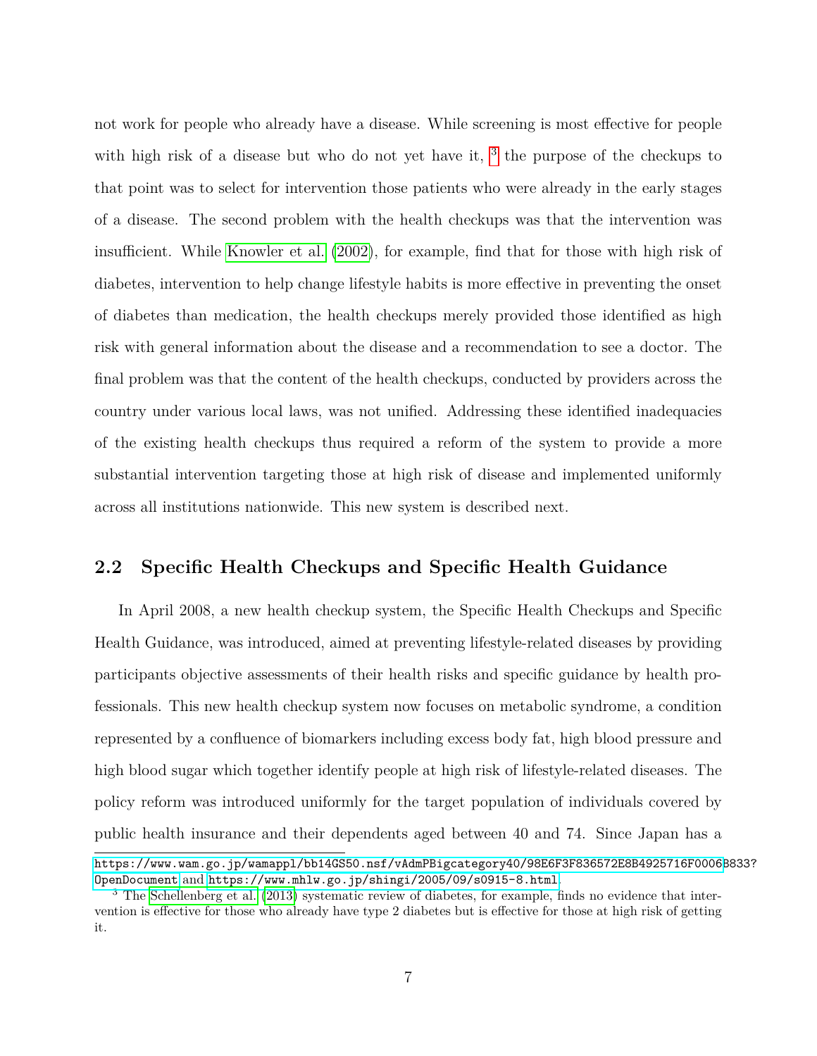not work for people who already have a disease. While screening is most effective for people with high risk of a disease but who do not yet have it, [3] the purpose of the checkups to that point was to select for intervention those patients who were already in the early stages of a disease. The second problem with the health checkups was that the intervention was insufficient. While Knowler et al. (2002), for example, find that for those with high risk of diabetes, intervention to help change lifestyle habits is more effective in preventing the onset of diabetes than medication, the health checkups merely provided those identified as high risk with general information about the disease and a recommendation to see a doctor. The final problem was that the content of the health checkups, conducted by providers across the country under various local laws, was not unified. Addressing these identified inadequacies of the existing health checkups thus required a reform of the system to provide a more substantial intervention targeting those at high risk of disease and implemented uniformly across all institutions nationwide. This new system is described next.

## 2.2 Specific Health Checkups and Specific Health Guidance

In April 2008, a new health checkup system, the Specific Health Checkups and Specific Health Guidance, was introduced, aimed at preventing lifestyle-related diseases by providing participants objective assessments of their health risks and specific guidance by health professionals. This new health checkup system now focuses on metabolic syndrome, a condition represented by a confluence of biomarkers including excess body fat, high blood pressure and high blood sugar which together identify people at high risk of lifestyle-related diseases. The policy reform was introduced uniformly for the target population of individuals covered by public health insurance and their dependents aged between 40 and 74. Since Japan has a

---

https://www.wam.go.jp/wamappl/bb14GS50.nsf/vAdmPBigcategory40/98E6F3F836572E8B4925716F0006B833?OpenDocument and https://www.mhlw.go.jp/shingi/2005/09/s0915-8.html

[3] The Schellenberg et al. (2013) systematic review of diabetes, for example, finds no evidence that intervention is effective for those who already have type 2 diabetes but is effective for those at high risk of getting it.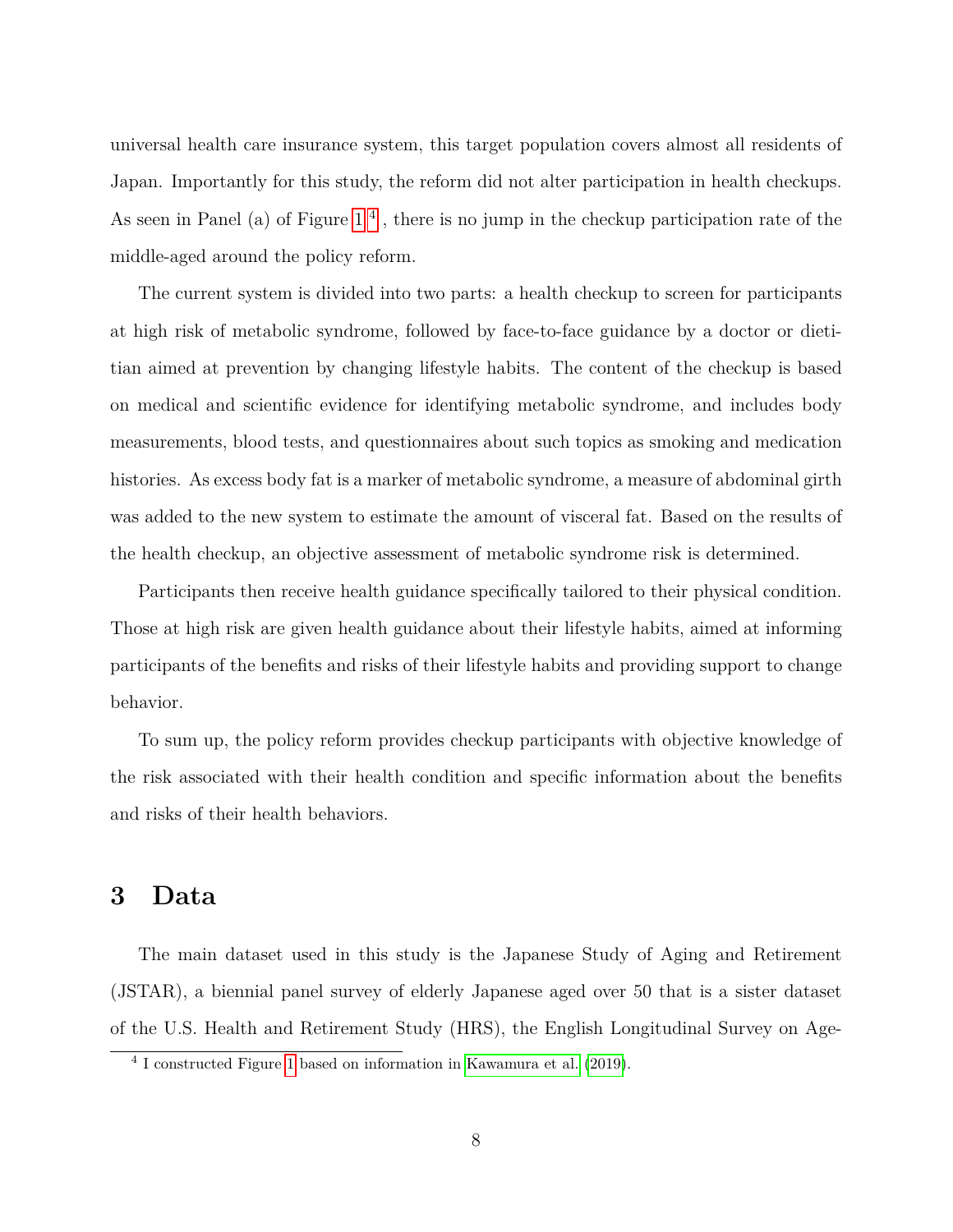universal health care insurance system, this target population covers almost all residents of Japan. Importantly for this study, the reform did not alter participation in health checkups. As seen in Panel (a) of Figure 1[4], there is no jump in the checkup participation rate of the middle-aged around the policy reform.

The current system is divided into two parts: a health checkup to screen for participants at high risk of metabolic syndrome, followed by face-to-face guidance by a doctor or dietitian aimed at prevention by changing lifestyle habits. The content of the checkup is based on medical and scientific evidence for identifying metabolic syndrome, and includes body measurements, blood tests, and questionnaires about such topics as smoking and medication histories. As excess body fat is a marker of metabolic syndrome, a measure of abdominal girth was added to the new system to estimate the amount of visceral fat. Based on the results of the health checkup, an objective assessment of metabolic syndrome risk is determined.

Participants then receive health guidance specifically tailored to their physical condition. Those at high risk are given health guidance about their lifestyle habits, aimed at informing participants of the benefits and risks of their lifestyle habits and providing support to change behavior.

To sum up, the policy reform provides checkup participants with objective knowledge of the risk associated with their health condition and specific information about the benefits and risks of their health behaviors.

# 3 Data

The main dataset used in this study is the Japanese Study of Aging and Retirement (JSTAR), a biennial panel survey of elderly Japanese aged over 50 that is a sister dataset of the U.S. Health and Retirement Study (HRS), the English Longitudinal Survey on Age-

[4] I constructed Figure 1 based on information in Kawamura et al. (2019).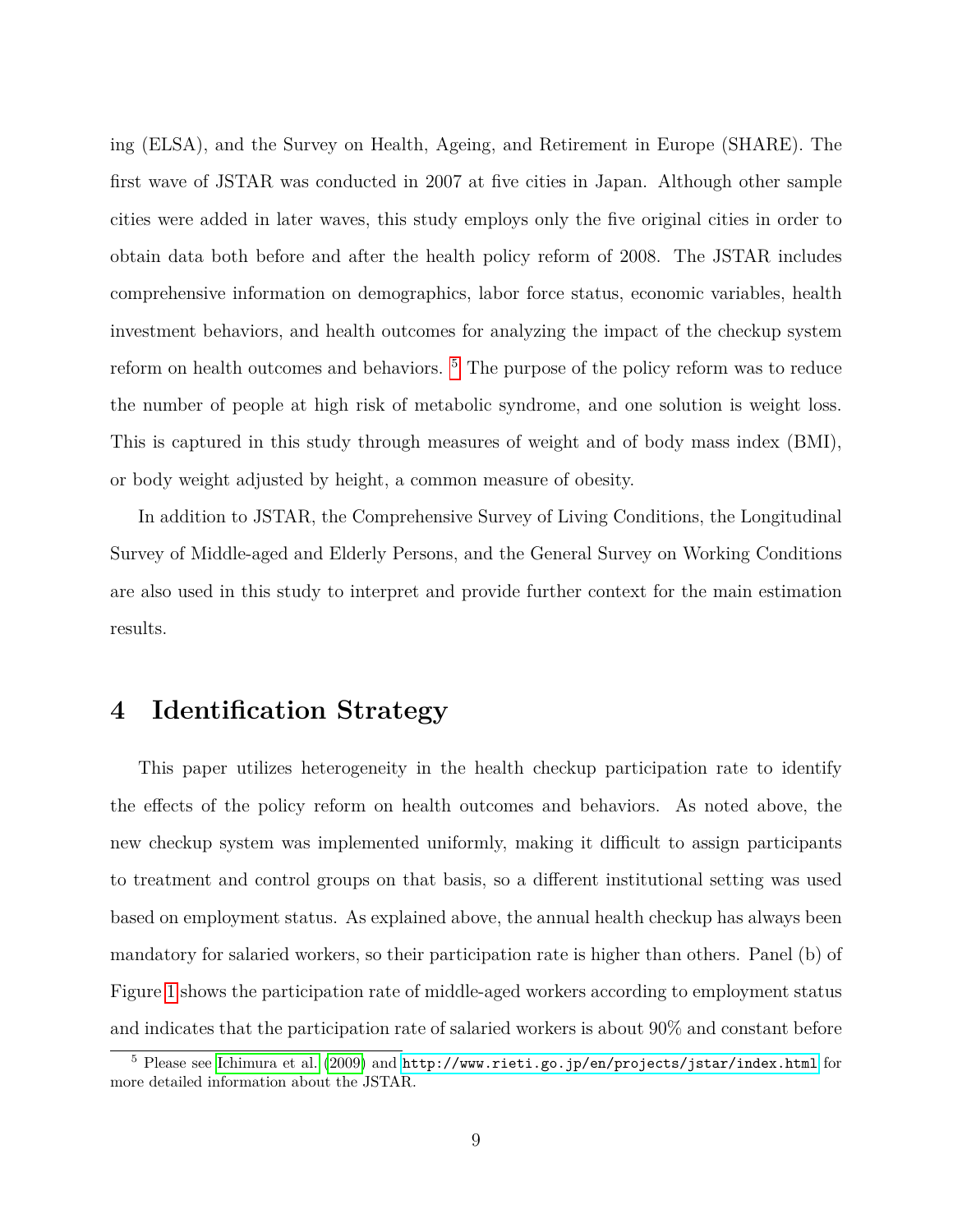ing (ELSA), and the Survey on Health, Ageing, and Retirement in Europe (SHARE). The first wave of JSTAR was conducted in 2007 at five cities in Japan. Although other sample cities were added in later waves, this study employs only the five original cities in order to obtain data both before and after the health policy reform of 2008. The JSTAR includes comprehensive information on demographics, labor force status, economic variables, health investment behaviors, and health outcomes for analyzing the impact of the checkup system reform on health outcomes and behaviors. [5] The purpose of the policy reform was to reduce the number of people at high risk of metabolic syndrome, and one solution is weight loss. This is captured in this study through measures of weight and of body mass index (BMI), or body weight adjusted by height, a common measure of obesity.

In addition to JSTAR, the Comprehensive Survey of Living Conditions, the Longitudinal Survey of Middle-aged and Elderly Persons, and the General Survey on Working Conditions are also used in this study to interpret and provide further context for the main estimation results.

# 4 Identification Strategy

This paper utilizes heterogeneity in the health checkup participation rate to identify the effects of the policy reform on health outcomes and behaviors. As noted above, the new checkup system was implemented uniformly, making it difficult to assign participants to treatment and control groups on that basis, so a different institutional setting was used based on employment status. As explained above, the annual health checkup has always been mandatory for salaried workers, so their participation rate is higher than others. Panel (b) of Figure 1 shows the participation rate of middle-aged workers according to employment status and indicates that the participation rate of salaried workers is about 90% and constant before

[5] Please see Ichimura et al. (2009) and http://www.rieti.go.jp/en/projects/jstar/index.html for more detailed information about the JSTAR.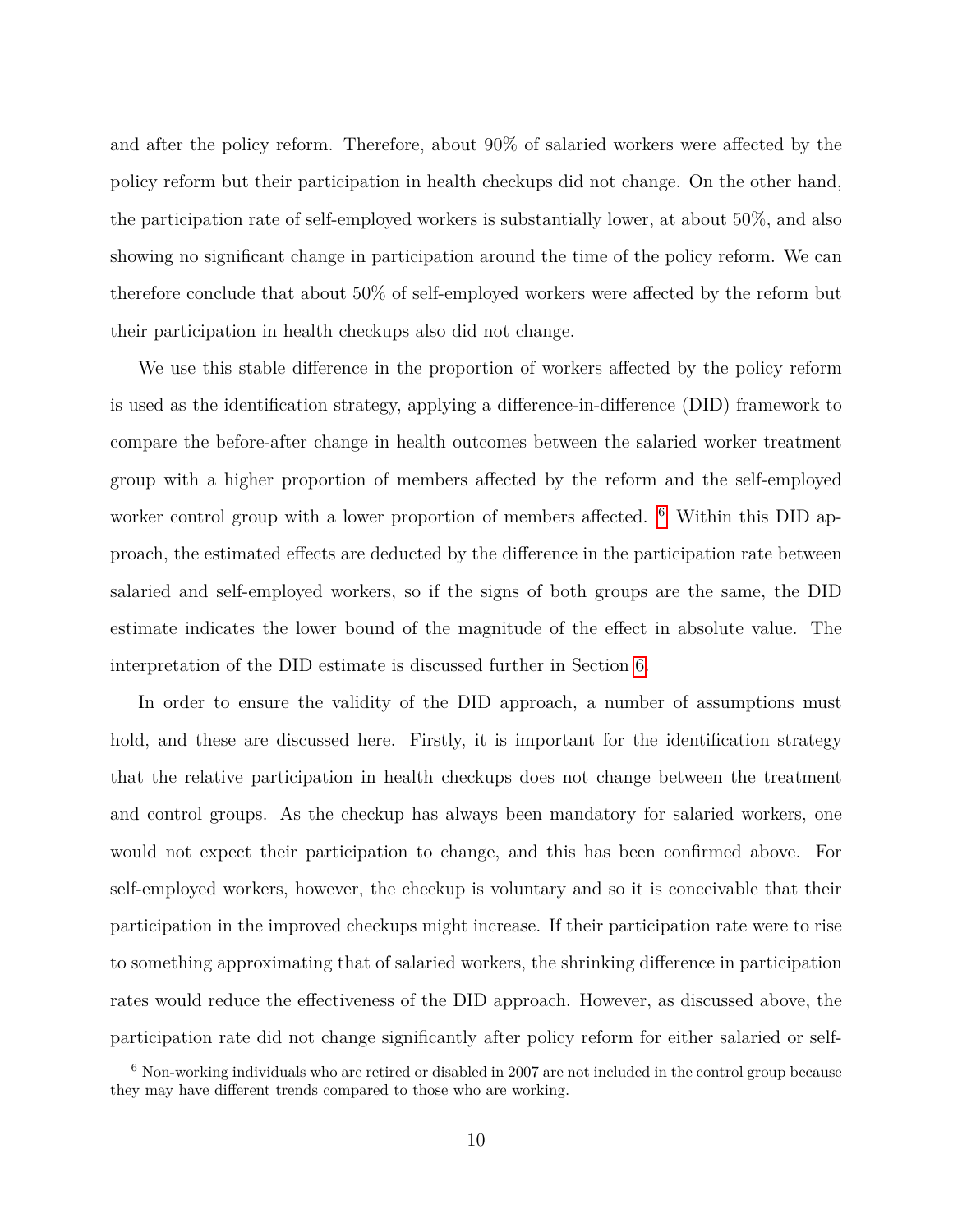and after the policy reform. Therefore, about 90% of salaried workers were affected by the policy reform but their participation in health checkups did not change. On the other hand, the participation rate of self-employed workers is substantially lower, at about 50%, and also showing no significant change in participation around the time of the policy reform. We can therefore conclude that about 50% of self-employed workers were affected by the reform but their participation in health checkups also did not change.

We use this stable difference in the proportion of workers affected by the policy reform is used as the identification strategy, applying a difference-in-difference (DID) framework to compare the before-after change in health outcomes between the salaried worker treatment group with a higher proportion of members affected by the reform and the self-employed worker control group with a lower proportion of members affected. [6] Within this DID approach, the estimated effects are deducted by the difference in the participation rate between salaried and self-employed workers, so if the signs of both groups are the same, the DID estimate indicates the lower bound of the magnitude of the effect in absolute value. The interpretation of the DID estimate is discussed further in Section 6.

In order to ensure the validity of the DID approach, a number of assumptions must hold, and these are discussed here. Firstly, it is important for the identification strategy that the relative participation in health checkups does not change between the treatment and control groups. As the checkup has always been mandatory for salaried workers, one would not expect their participation to change, and this has been confirmed above. For self-employed workers, however, the checkup is voluntary and so it is conceivable that their participation in the improved checkups might increase. If their participation rate were to rise to something approximating that of salaried workers, the shrinking difference in participation rates would reduce the effectiveness of the DID approach. However, as discussed above, the participation rate did not change significantly after policy reform for either salaried or self-

[6] Non-working individuals who are retired or disabled in 2007 are not included in the control group because they may have different trends compared to those who are working.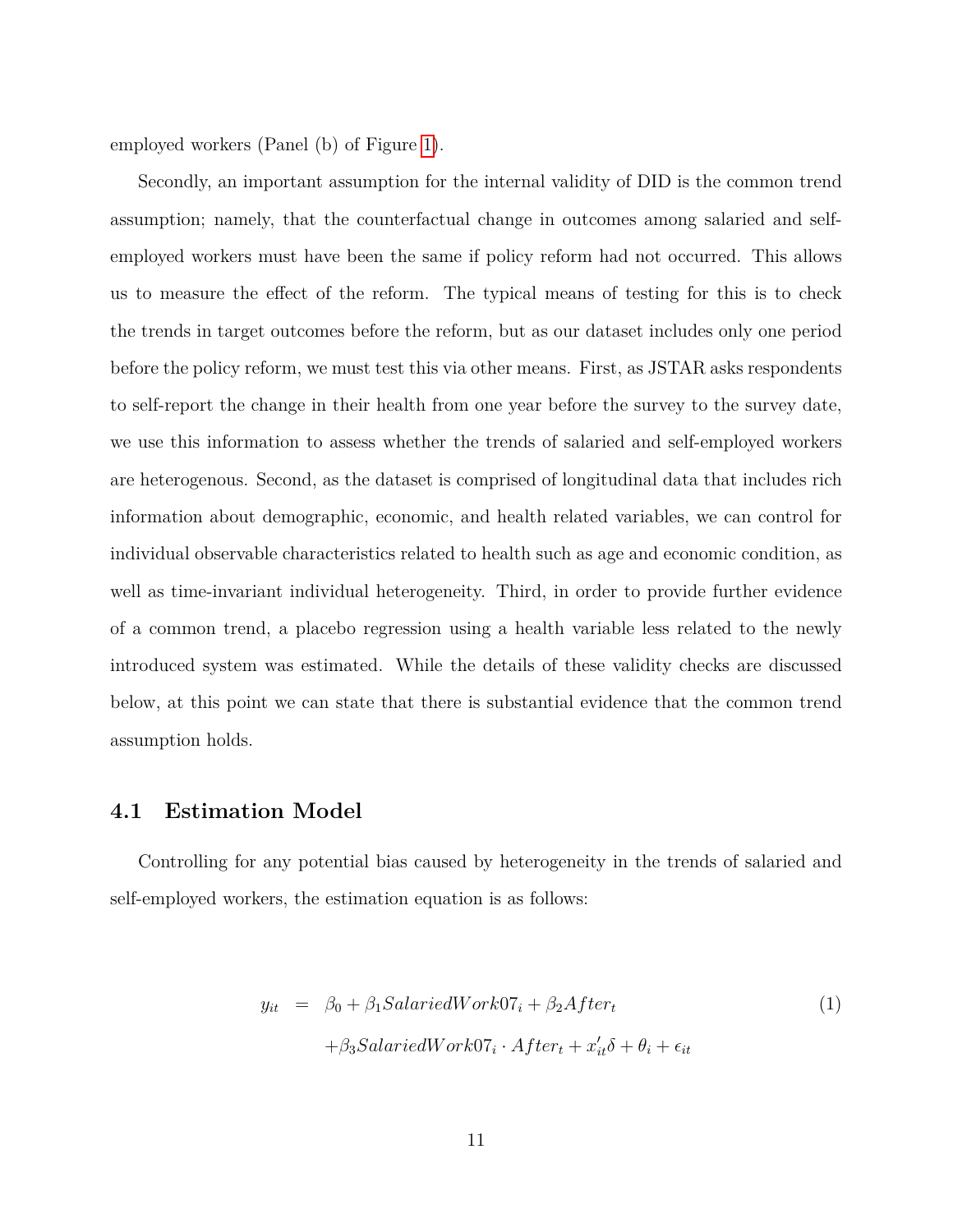employed workers (Panel (b) of Figure 1).

Secondly, an important assumption for the internal validity of DID is the common trend assumption; namely, that the counterfactual change in outcomes among salaried and self-employed workers must have been the same if policy reform had not occurred. This allows us to measure the effect of the reform. The typical means of testing for this is to check the trends in target outcomes before the reform, but as our dataset includes only one period before the policy reform, we must test this via other means. First, as JSTAR asks respondents to self-report the change in their health from one year before the survey to the survey date, we use this information to assess whether the trends of salaried and self-employed workers are heterogenous. Second, as the dataset is comprised of longitudinal data that includes rich information about demographic, economic, and health related variables, we can control for individual observable characteristics related to health such as age and economic condition, as well as time-invariant individual heterogeneity. Third, in order to provide further evidence of a common trend, a placebo regression using a health variable less related to the newly introduced system was estimated. While the details of these validity checks are discussed below, at this point we can state that there is substantial evidence that the common trend assumption holds.

## 4.1 Estimation Model

Controlling for any potential bias caused by heterogeneity in the trends of salaried and self-employed workers, the estimation equation is as follows:

$$
\begin{aligned}
y_{it} = \; & \beta_0 + \beta_1 SalariedWork07_i + \beta_2 After_t \\
& + \beta_3 SalariedWork07_i \cdot After_t + x_{it}'\delta + \theta_i + \epsilon_{it}
\end{aligned}
\tag{1}
$$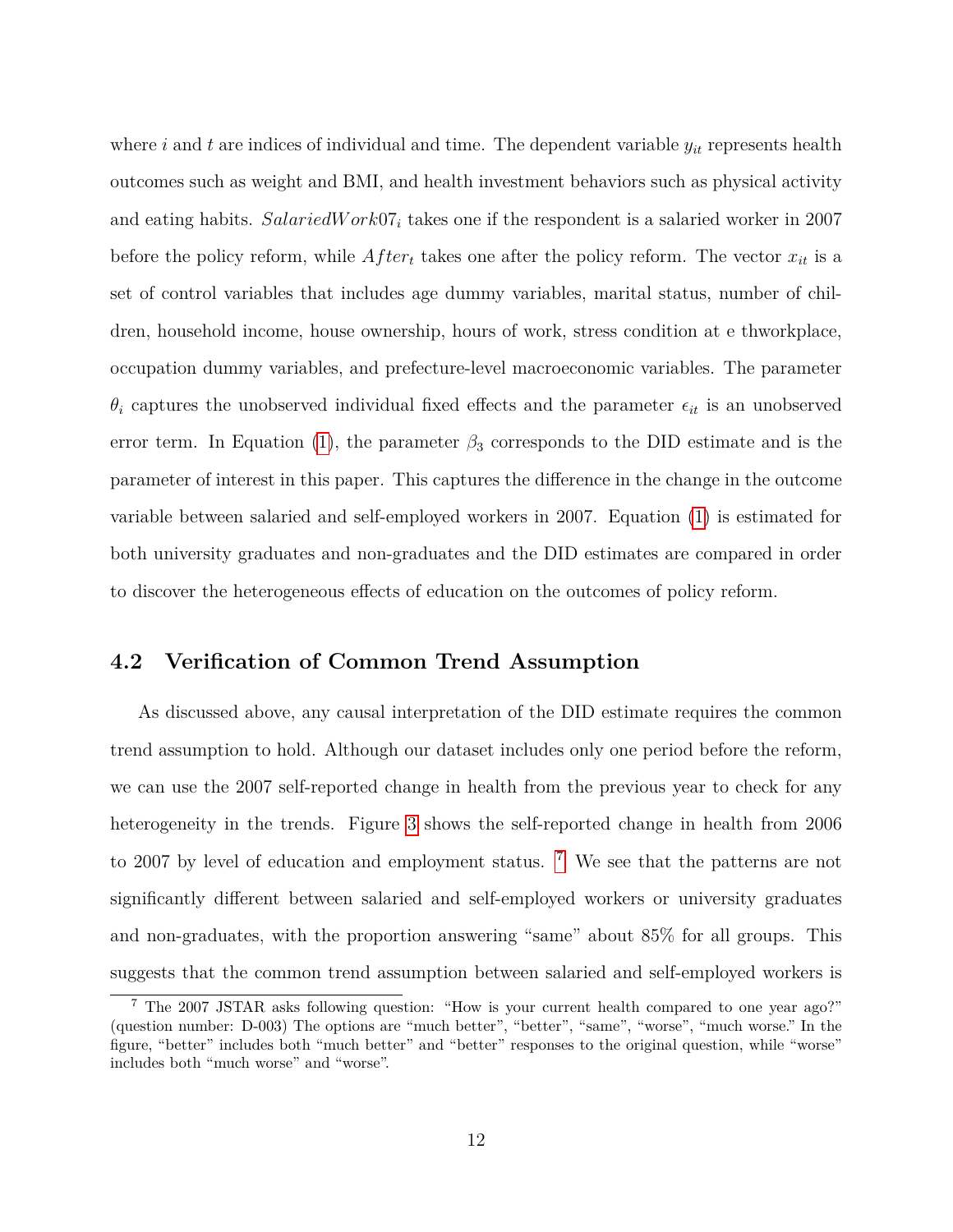where $i$ and $t$ are indices of individual and time. The dependent variable $y_{it}$ represents health outcomes such as weight and BMI, and health investment behaviors such as physical activity and eating habits. $SalariedWork07_i$ takes one if the respondent is a salaried worker in 2007 before the policy reform, while $After_t$ takes one after the policy reform. The vector $x_{it}$ is a set of control variables that includes age dummy variables, marital status, number of children, household income, house ownership, hours of work, stress condition at e thworkplace, occupation dummy variables, and prefecture-level macroeconomic variables. The parameter $\theta_i$ captures the unobserved individual fixed effects and the parameter $\epsilon_{it}$ is an unobserved error term. In Equation (1), the parameter $\beta_3$ corresponds to the DID estimate and is the parameter of interest in this paper. This captures the difference in the change in the outcome variable between salaried and self-employed workers in 2007. Equation (1) is estimated for both university graduates and non-graduates and the DID estimates are compared in order to discover the heterogeneous effects of education on the outcomes of policy reform.

## 4.2 Verification of Common Trend Assumption

As discussed above, any causal interpretation of the DID estimate requires the common trend assumption to hold. Although our dataset includes only one period before the reform, we can use the 2007 self-reported change in health from the previous year to check for any heterogeneity in the trends. Figure 3 shows the self-reported change in health from 2006 to 2007 by level of education and employment status. [7] We see that the patterns are not significantly different between salaried and self-employed workers or university graduates and non-graduates, with the proportion answering "same" about 85% for all groups. This suggests that the common trend assumption between salaried and self-employed workers is

[7] The 2007 JSTAR asks following question: "How is your current health compared to one year ago?" (question number: D-003) The options are "much better", "better", "same", "worse", "much worse." In the figure, "better" includes both "much better" and "better" responses to the original question, while "worse" includes both "much worse" and "worse".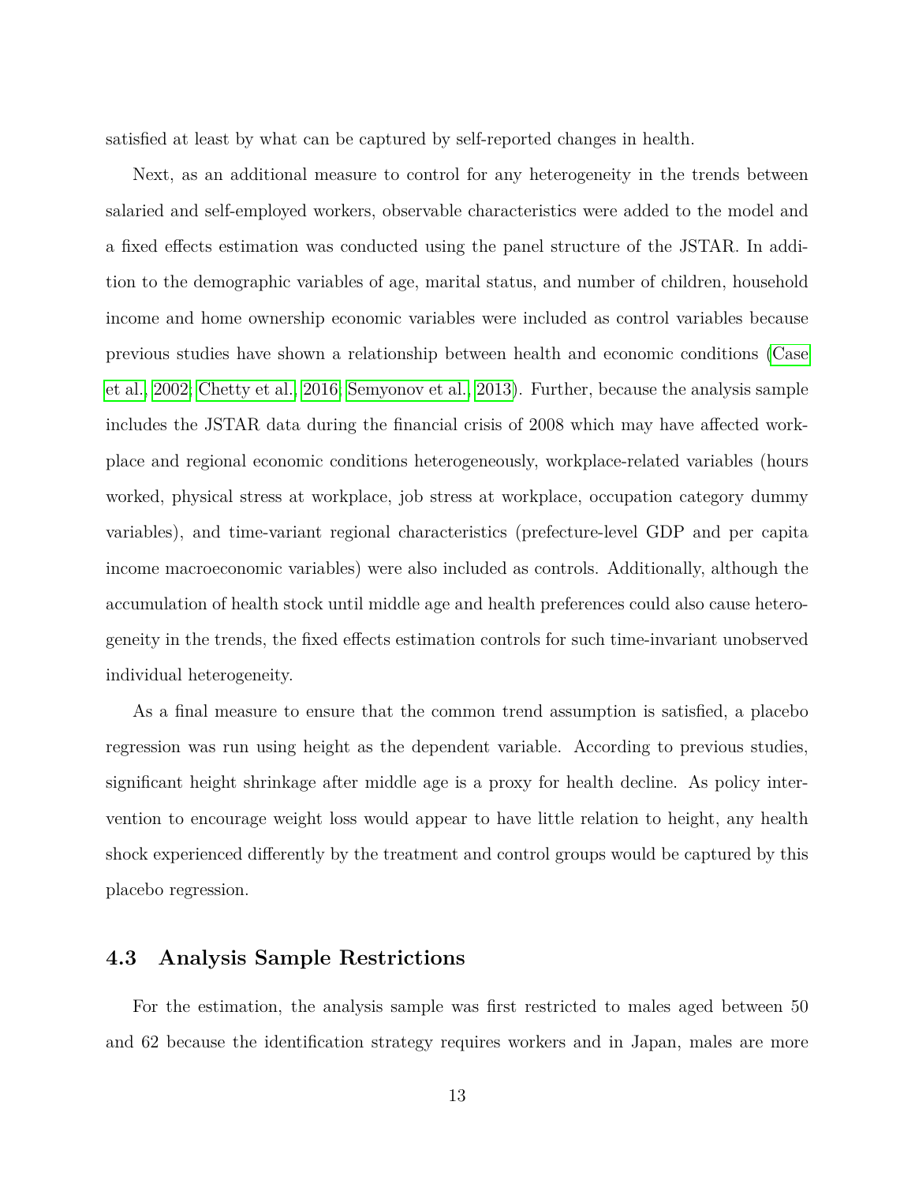satisfied at least by what can be captured by self-reported changes in health.

Next, as an additional measure to control for any heterogeneity in the trends between salaried and self-employed workers, observable characteristics were added to the model and a fixed effects estimation was conducted using the panel structure of the JSTAR. In addition to the demographic variables of age, marital status, and number of children, household income and home ownership economic variables were included as control variables because previous studies have shown a relationship between health and economic conditions (Case et al., 2002; Chetty et al., 2016; Semyonov et al., 2013). Further, because the analysis sample includes the JSTAR data during the financial crisis of 2008 which may have affected workplace and regional economic conditions heterogeneously, workplace-related variables (hours worked, physical stress at workplace, job stress at workplace, occupation category dummy variables), and time-variant regional characteristics (prefecture-level GDP and per capita income macroeconomic variables) were also included as controls. Additionally, although the accumulation of health stock until middle age and health preferences could also cause heterogeneity in the trends, the fixed effects estimation controls for such time-invariant unobserved individual heterogeneity.

As a final measure to ensure that the common trend assumption is satisfied, a placebo regression was run using height as the dependent variable. According to previous studies, significant height shrinkage after middle age is a proxy for health decline. As policy intervention to encourage weight loss would appear to have little relation to height, any health shock experienced differently by the treatment and control groups would be captured by this placebo regression.

## 4.3 Analysis Sample Restrictions

For the estimation, the analysis sample was first restricted to males aged between 50 and 62 because the identification strategy requires workers and in Japan, males are more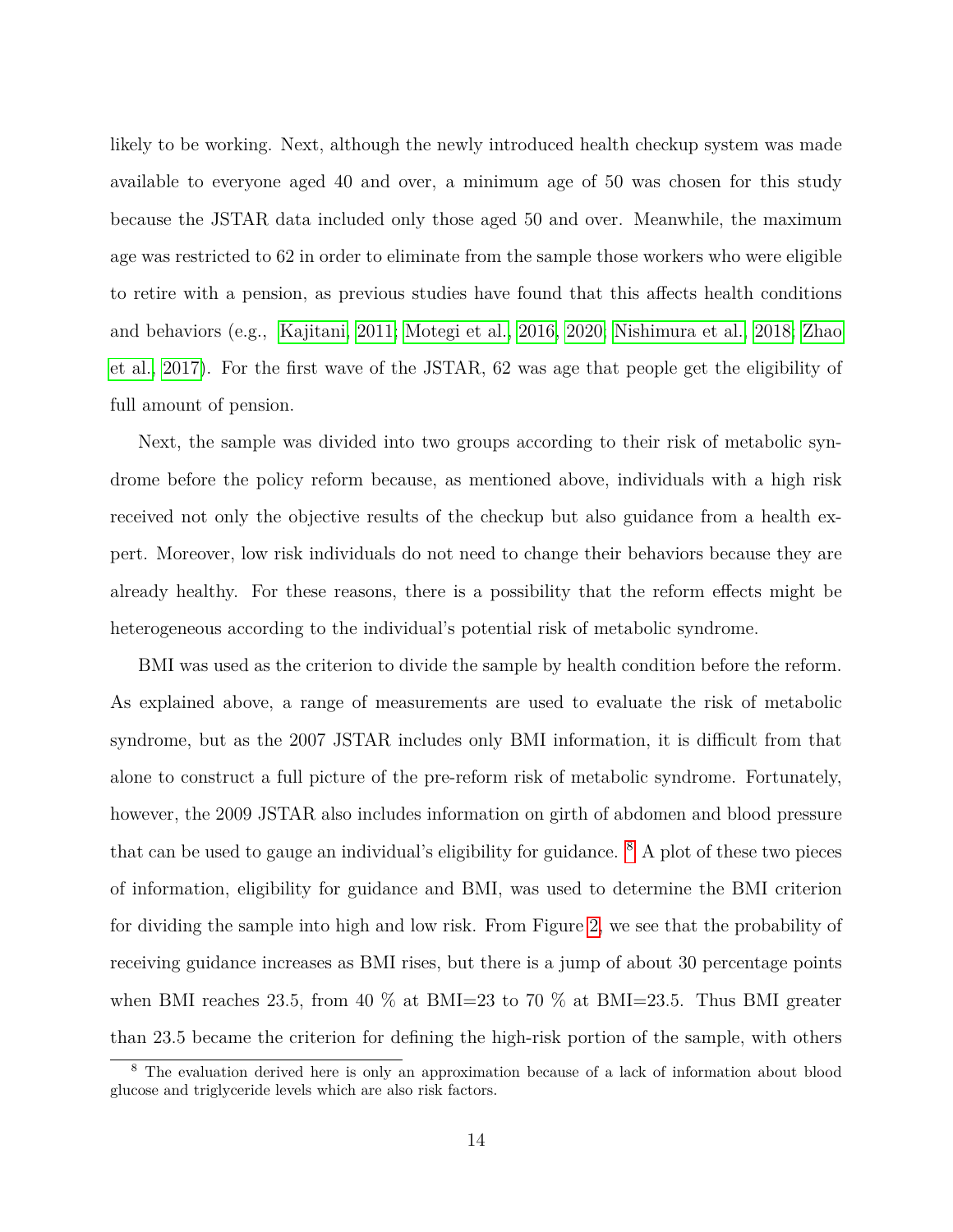likely to be working. Next, although the newly introduced health checkup system was made available to everyone aged 40 and over, a minimum age of 50 was chosen for this study because the JSTAR data included only those aged 50 and over. Meanwhile, the maximum age was restricted to 62 in order to eliminate from the sample those workers who were eligible to retire with a pension, as previous studies have found that this affects health conditions and behaviors (e.g., Kajitani, 2011; Motegi et al., 2016, 2020; Nishimura et al., 2018; Zhao et al., 2017). For the first wave of the JSTAR, 62 was age that people get the eligibility of full amount of pension.

Next, the sample was divided into two groups according to their risk of metabolic syndrome before the policy reform because, as mentioned above, individuals with a high risk received not only the objective results of the checkup but also guidance from a health expert. Moreover, low risk individuals do not need to change their behaviors because they are already healthy. For these reasons, there is a possibility that the reform effects might be heterogeneous according to the individual's potential risk of metabolic syndrome.

BMI was used as the criterion to divide the sample by health condition before the reform. As explained above, a range of measurements are used to evaluate the risk of metabolic syndrome, but as the 2007 JSTAR includes only BMI information, it is difficult from that alone to construct a full picture of the pre-reform risk of metabolic syndrome. Fortunately, however, the 2009 JSTAR also includes information on girth of abdomen and blood pressure that can be used to gauge an individual's eligibility for guidance. [8] A plot of these two pieces of information, eligibility for guidance and BMI, was used to determine the BMI criterion for dividing the sample into high and low risk. From Figure 2, we see that the probability of receiving guidance increases as BMI rises, but there is a jump of about 30 percentage points when BMI reaches 23.5, from 40 % at BMI=23 to 70 % at BMI=23.5. Thus BMI greater than 23.5 became the criterion for defining the high-risk portion of the sample, with others

[8] The evaluation derived here is only an approximation because of a lack of information about blood glucose and triglyceride levels which are also risk factors.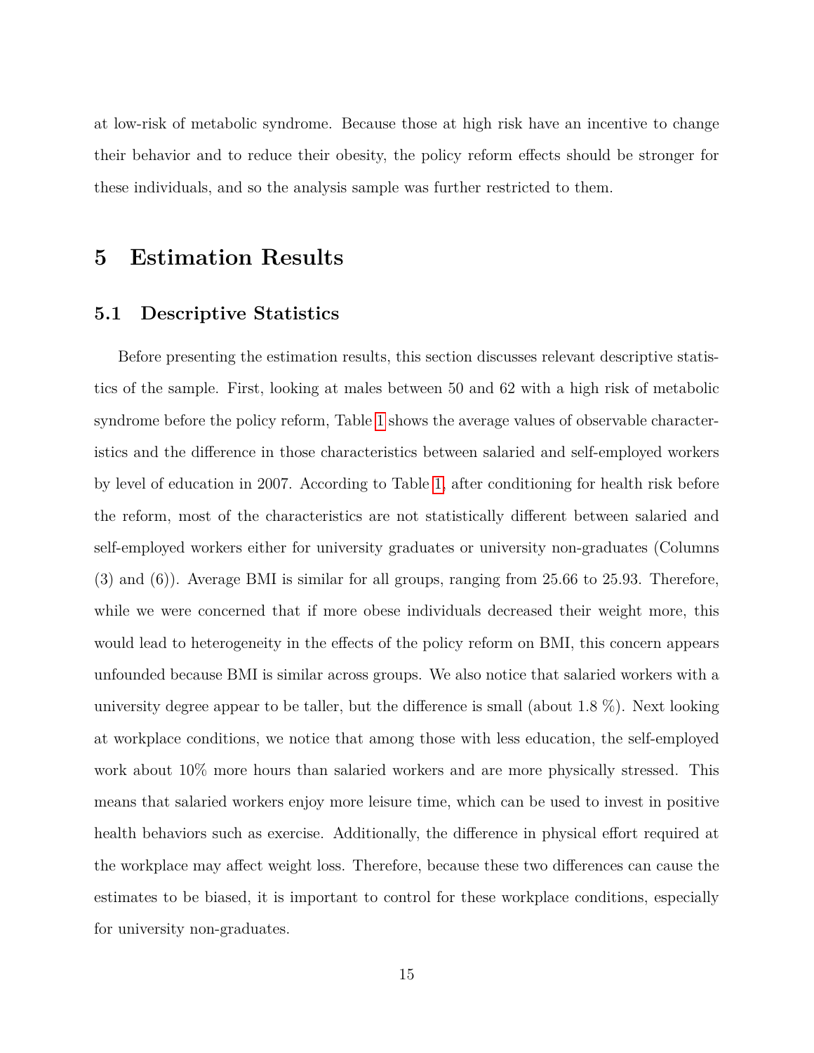at low-risk of metabolic syndrome. Because those at high risk have an incentive to change their behavior and to reduce their obesity, the policy reform effects should be stronger for these individuals, and so the analysis sample was further restricted to them.

# 5 Estimation Results

## 5.1 Descriptive Statistics

Before presenting the estimation results, this section discusses relevant descriptive statistics of the sample. First, looking at males between 50 and 62 with a high risk of metabolic syndrome before the policy reform, Table 1 shows the average values of observable characteristics and the difference in those characteristics between salaried and self-employed workers by level of education in 2007. According to Table 1, after conditioning for health risk before the reform, most of the characteristics are not statistically different between salaried and self-employed workers either for university graduates or university non-graduates (Columns (3) and (6)). Average BMI is similar for all groups, ranging from 25.66 to 25.93. Therefore, while we were concerned that if more obese individuals decreased their weight more, this would lead to heterogeneity in the effects of the policy reform on BMI, this concern appears unfounded because BMI is similar across groups. We also notice that salaried workers with a university degree appear to be taller, but the difference is small (about 1.8 %). Next looking at workplace conditions, we notice that among those with less education, the self-employed work about 10% more hours than salaried workers and are more physically stressed. This means that salaried workers enjoy more leisure time, which can be used to invest in positive health behaviors such as exercise. Additionally, the difference in physical effort required at the workplace may affect weight loss. Therefore, because these two differences can cause the estimates to be biased, it is important to control for these workplace conditions, especially for university non-graduates.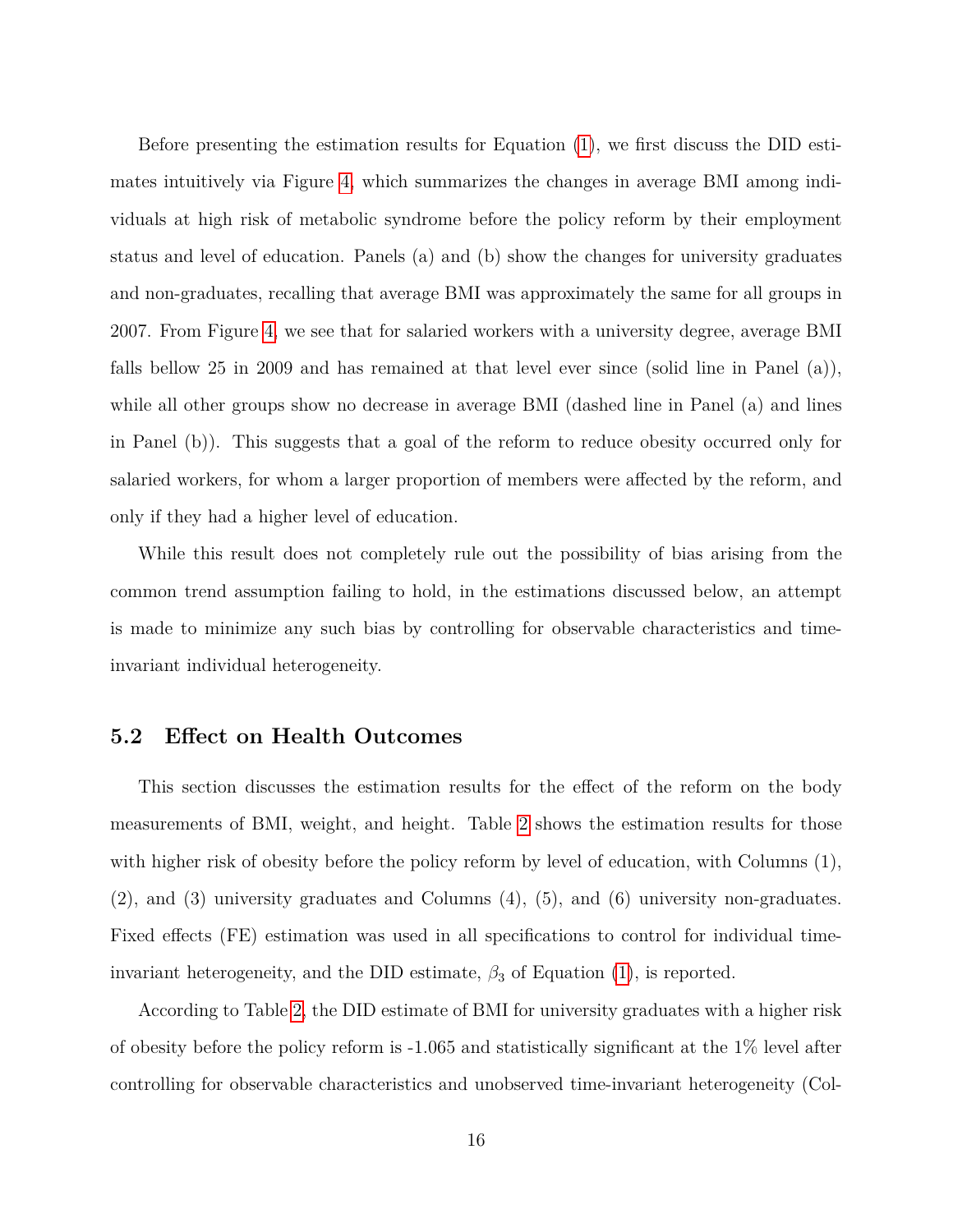Before presenting the estimation results for Equation (1), we first discuss the DID estimates intuitively via Figure 4, which summarizes the changes in average BMI among individuals at high risk of metabolic syndrome before the policy reform by their employment status and level of education. Panels (a) and (b) show the changes for university graduates and non-graduates, recalling that average BMI was approximately the same for all groups in 2007. From Figure 4, we see that for salaried workers with a university degree, average BMI falls bellow 25 in 2009 and has remained at that level ever since (solid line in Panel (a)), while all other groups show no decrease in average BMI (dashed line in Panel (a) and lines in Panel (b)). This suggests that a goal of the reform to reduce obesity occurred only for salaried workers, for whom a larger proportion of members were affected by the reform, and only if they had a higher level of education.

While this result does not completely rule out the possibility of bias arising from the common trend assumption failing to hold, in the estimations discussed below, an attempt is made to minimize any such bias by controlling for observable characteristics and time-invariant individual heterogeneity.

## 5.2 Effect on Health Outcomes

This section discusses the estimation results for the effect of the reform on the body measurements of BMI, weight, and height. Table 2 shows the estimation results for those with higher risk of obesity before the policy reform by level of education, with Columns (1), (2), and (3) university graduates and Columns (4), (5), and (6) university non-graduates. Fixed effects (FE) estimation was used in all specifications to control for individual time-invariant heterogeneity, and the DID estimate, $\beta_3$ of Equation (1), is reported.

According to Table 2, the DID estimate of BMI for university graduates with a higher risk of obesity before the policy reform is -1.065 and statistically significant at the 1% level after controlling for observable characteristics and unobserved time-invariant heterogeneity (Col-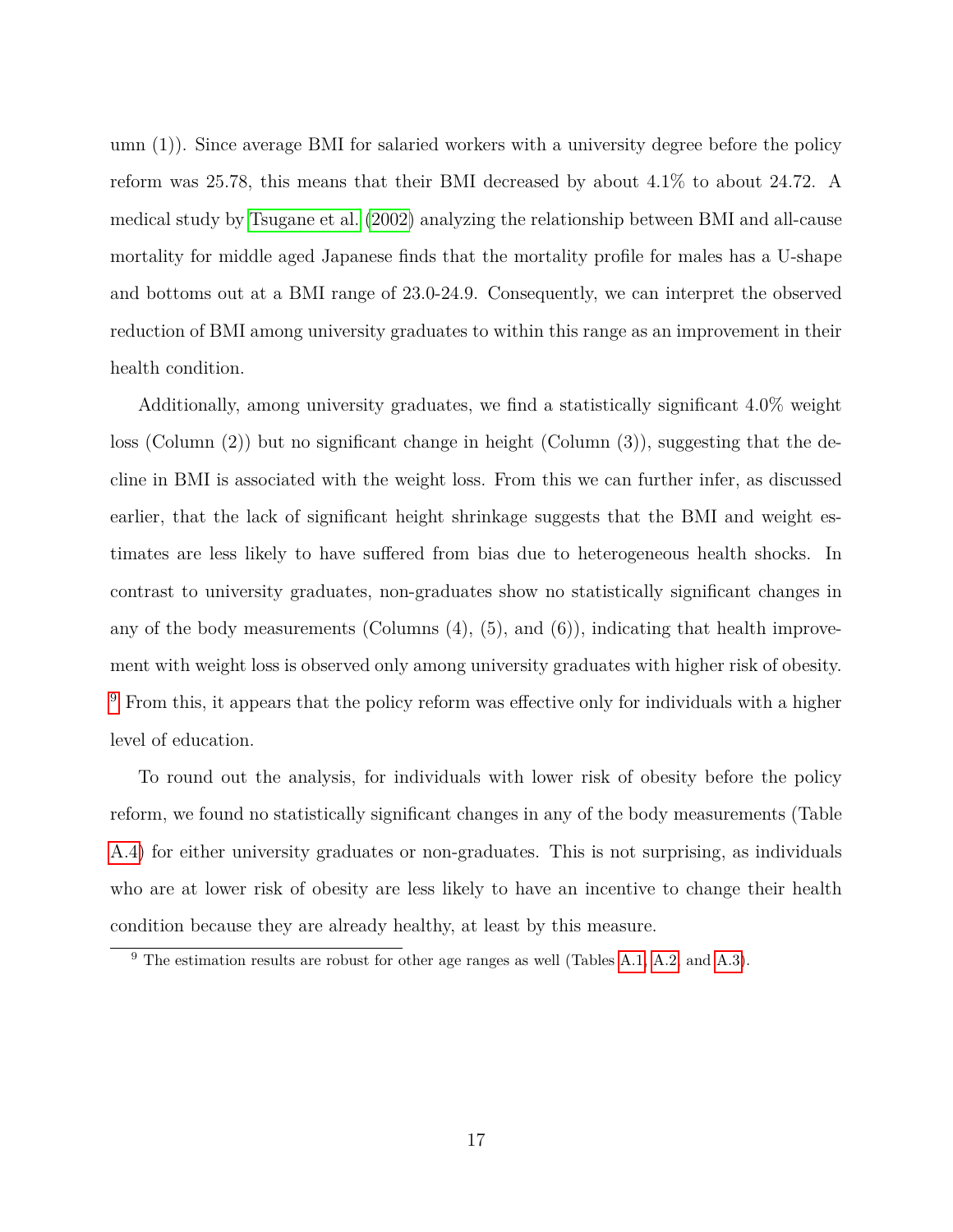umn (1)). Since average BMI for salaried workers with a university degree before the policy reform was 25.78, this means that their BMI decreased by about 4.1% to about 24.72. A medical study by Tsugane et al. (2002) analyzing the relationship between BMI and all-cause mortality for middle aged Japanese finds that the mortality profile for males has a U-shape and bottoms out at a BMI range of 23.0-24.9. Consequently, we can interpret the observed reduction of BMI among university graduates to within this range as an improvement in their health condition.

Additionally, among university graduates, we find a statistically significant 4.0% weight loss (Column (2)) but no significant change in height (Column (3)), suggesting that the decline in BMI is associated with the weight loss. From this we can further infer, as discussed earlier, that the lack of significant height shrinkage suggests that the BMI and weight estimates are less likely to have suffered from bias due to heterogeneous health shocks. In contrast to university graduates, non-graduates show no statistically significant changes in any of the body measurements (Columns (4), (5), and (6)), indicating that health improvement with weight loss is observed only among university graduates with higher risk of obesity.[9] From this, it appears that the policy reform was effective only for individuals with a higher level of education.

To round out the analysis, for individuals with lower risk of obesity before the policy reform, we found no statistically significant changes in any of the body measurements (Table A.4) for either university graduates or non-graduates. This is not surprising, as individuals who are at lower risk of obesity are less likely to have an incentive to change their health condition because they are already healthy, at least by this measure.

[9] The estimation results are robust for other age ranges as well (Tables A.1, A.2, and A.3).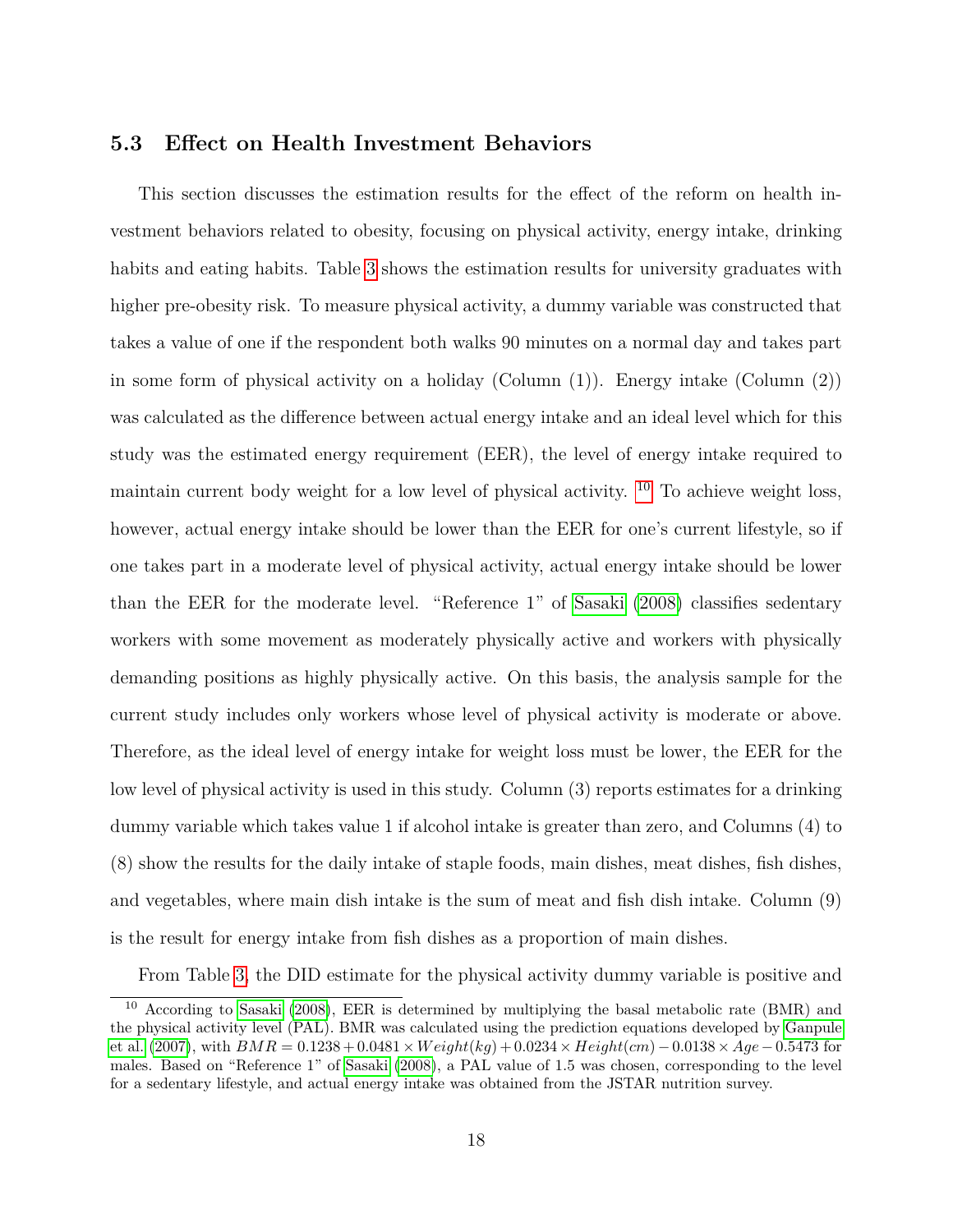### 5.3 Effect on Health Investment Behaviors

This section discusses the estimation results for the effect of the reform on health investment behaviors related to obesity, focusing on physical activity, energy intake, drinking habits and eating habits. Table 3 shows the estimation results for university graduates with higher pre-obesity risk. To measure physical activity, a dummy variable was constructed that takes a value of one if the respondent both walks 90 minutes on a normal day and takes part in some form of physical activity on a holiday (Column (1)). Energy intake (Column (2)) was calculated as the difference between actual energy intake and an ideal level which for this study was the estimated energy requirement (EER), the level of energy intake required to maintain current body weight for a low level of physical activity. [10] To achieve weight loss, however, actual energy intake should be lower than the EER for one's current lifestyle, so if one takes part in a moderate level of physical activity, actual energy intake should be lower than the EER for the moderate level. "Reference 1" of Sasaki (2008) classifies sedentary workers with some movement as moderately physically active and workers with physically demanding positions as highly physically active. On this basis, the analysis sample for the current study includes only workers whose level of physical activity is moderate or above. Therefore, as the ideal level of energy intake for weight loss must be lower, the EER for the low level of physical activity is used in this study. Column (3) reports estimates for a drinking dummy variable which takes value 1 if alcohol intake is greater than zero, and Columns (4) to (8) show the results for the daily intake of staple foods, main dishes, meat dishes, fish dishes, and vegetables, where main dish intake is the sum of meat and fish dish intake. Column (9) is the result for energy intake from fish dishes as a proportion of main dishes.

From Table 3, the DID estimate for the physical activity dummy variable is positive and

---

[10] According to Sasaki (2008), EER is determined by multiplying the basal metabolic rate (BMR) and the physical activity level (PAL). BMR was calculated using the prediction equations developed by Ganpule et al. (2007), with $BMR = 0.1238 + 0.0481 \times Weight(kg) + 0.0234 \times Height(cm) - 0.0138 \times Age - 0.5473$ for males. Based on "Reference 1" of Sasaki (2008), a PAL value of 1.5 was chosen, corresponding to the level for a sedentary lifestyle, and actual energy intake was obtained from the JSTAR nutrition survey.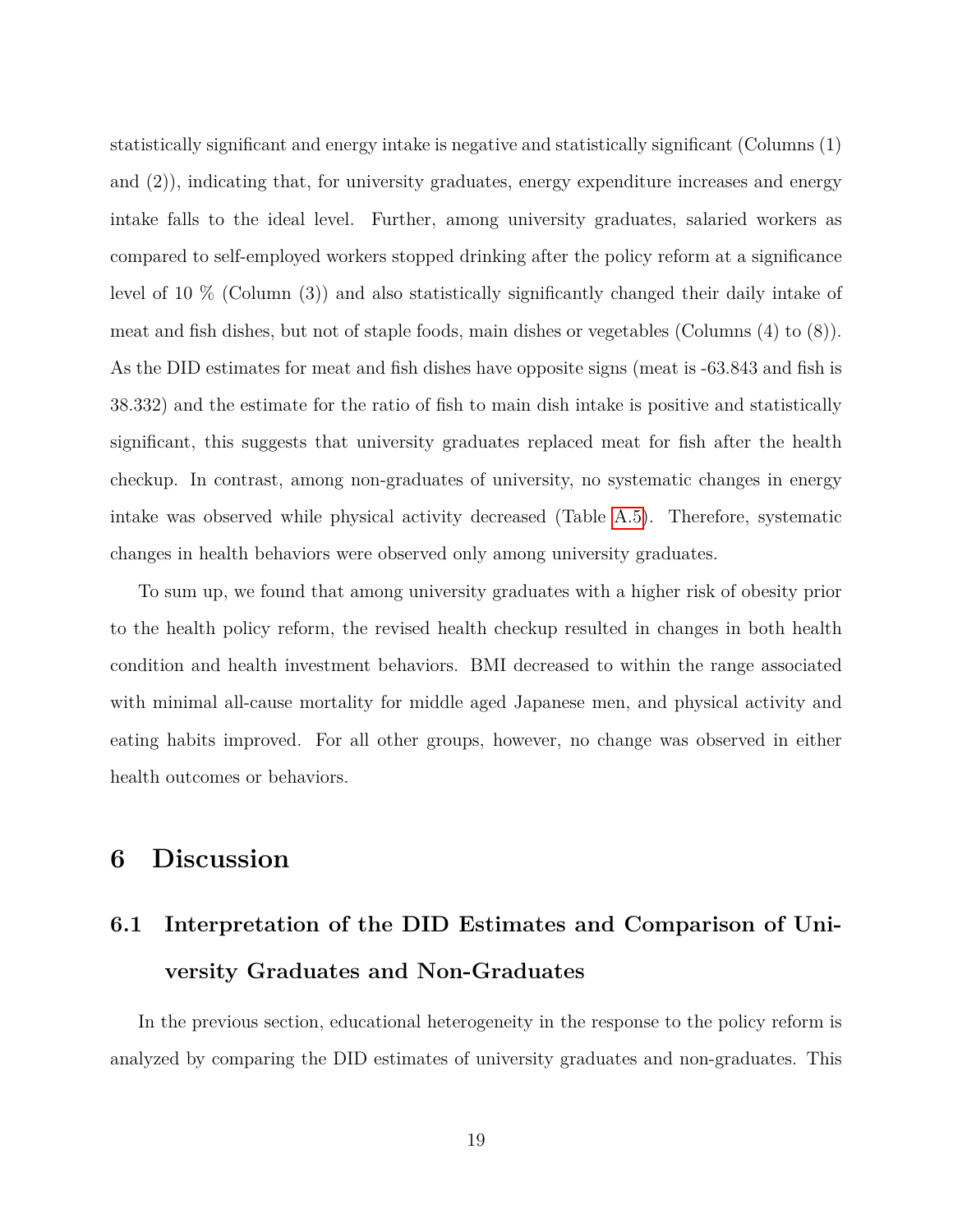statistically significant and energy intake is negative and statistically significant (Columns (1) and (2)), indicating that, for university graduates, energy expenditure increases and energy intake falls to the ideal level. Further, among university graduates, salaried workers as compared to self-employed workers stopped drinking after the policy reform at a significance level of 10 % (Column (3)) and also statistically significantly changed their daily intake of meat and fish dishes, but not of staple foods, main dishes or vegetables (Columns (4) to (8)). As the DID estimates for meat and fish dishes have opposite signs (meat is -63.843 and fish is 38.332) and the estimate for the ratio of fish to main dish intake is positive and statistically significant, this suggests that university graduates replaced meat for fish after the health checkup. In contrast, among non-graduates of university, no systematic changes in energy intake was observed while physical activity decreased (Table A.5). Therefore, systematic changes in health behaviors were observed only among university graduates.

To sum up, we found that among university graduates with a higher risk of obesity prior to the health policy reform, the revised health checkup resulted in changes in both health condition and health investment behaviors. BMI decreased to within the range associated with minimal all-cause mortality for middle aged Japanese men, and physical activity and eating habits improved. For all other groups, however, no change was observed in either health outcomes or behaviors.

# 6 Discussion

## 6.1 Interpretation of the DID Estimates and Comparison of University Graduates and Non-Graduates

In the previous section, educational heterogeneity in the response to the policy reform is analyzed by comparing the DID estimates of university graduates and non-graduates. This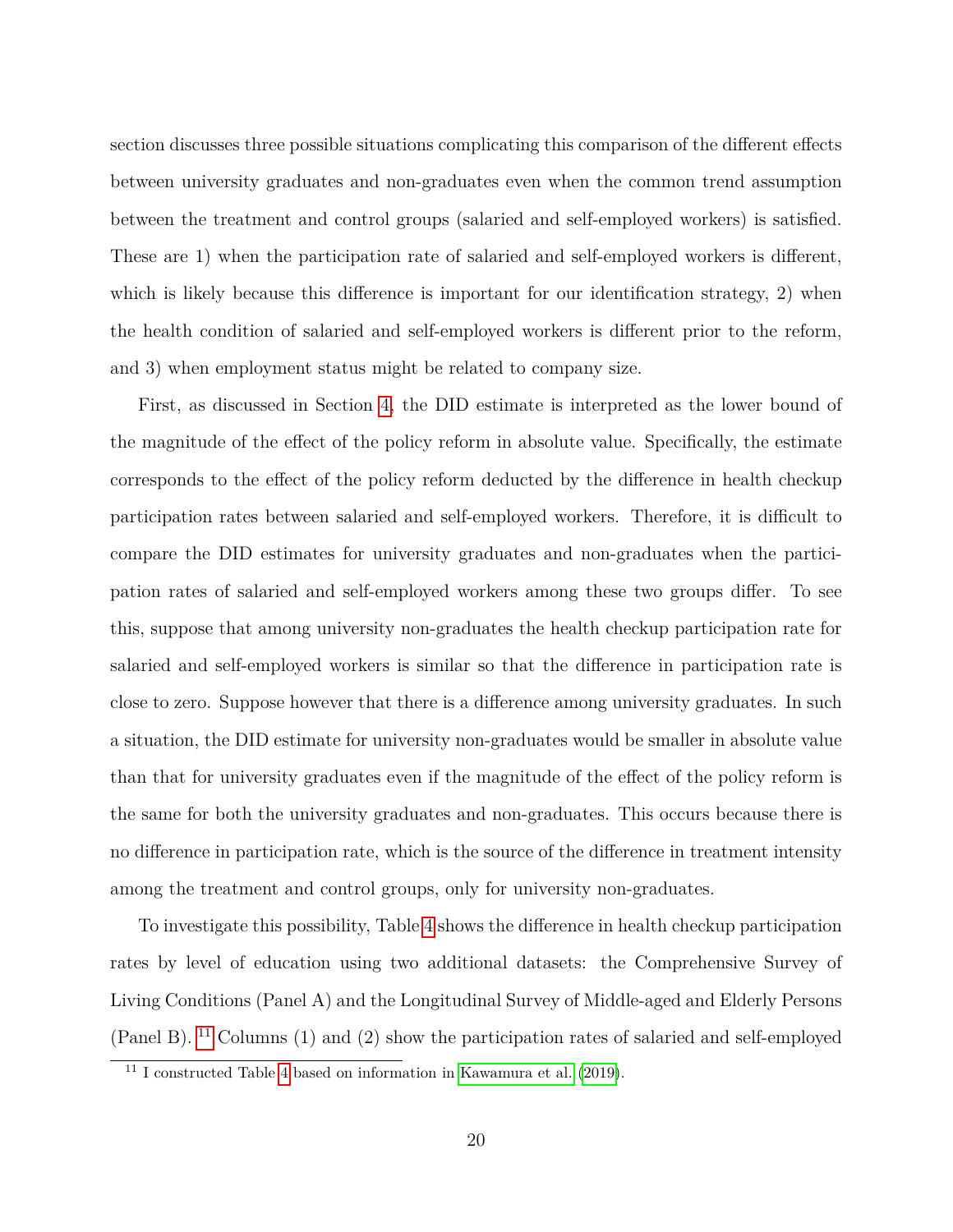section discusses three possible situations complicating this comparison of the different effects between university graduates and non-graduates even when the common trend assumption between the treatment and control groups (salaried and self-employed workers) is satisfied. These are 1) when the participation rate of salaried and self-employed workers is different, which is likely because this difference is important for our identification strategy, 2) when the health condition of salaried and self-employed workers is different prior to the reform, and 3) when employment status might be related to company size.

First, as discussed in Section 4, the DID estimate is interpreted as the lower bound of the magnitude of the effect of the policy reform in absolute value. Specifically, the estimate corresponds to the effect of the policy reform deducted by the difference in health checkup participation rates between salaried and self-employed workers. Therefore, it is difficult to compare the DID estimates for university graduates and non-graduates when the participation rates of salaried and self-employed workers among these two groups differ. To see this, suppose that among university non-graduates the health checkup participation rate for salaried and self-employed workers is similar so that the difference in participation rate is close to zero. Suppose however that there is a difference among university graduates. In such a situation, the DID estimate for university non-graduates would be smaller in absolute value than that for university graduates even if the magnitude of the effect of the policy reform is the same for both the university graduates and non-graduates. This occurs because there is no difference in participation rate, which is the source of the difference in treatment intensity among the treatment and control groups, only for university non-graduates.

To investigate this possibility, Table 4 shows the difference in health checkup participation rates by level of education using two additional datasets: the Comprehensive Survey of Living Conditions (Panel A) and the Longitudinal Survey of Middle-aged and Elderly Persons (Panel B). [11] Columns (1) and (2) show the participation rates of salaried and self-employed

[11] I constructed Table 4 based on information in Kawamura et al. (2019).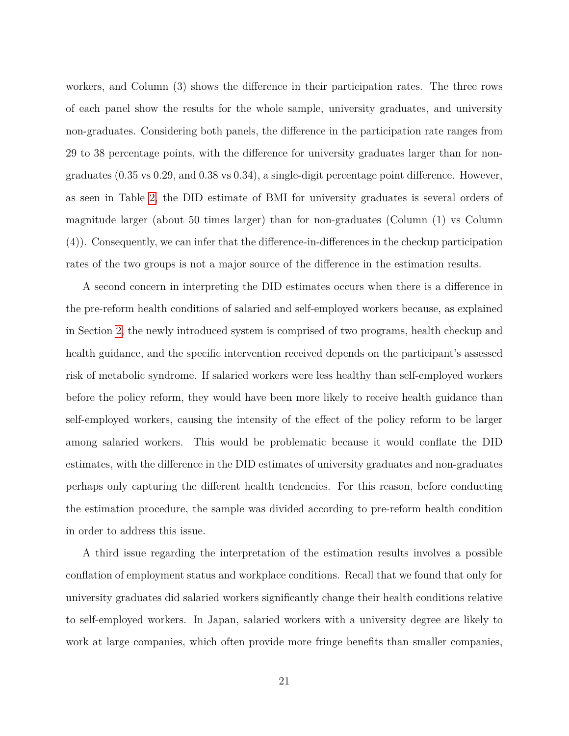workers, and Column (3) shows the difference in their participation rates. The three rows of each panel show the results for the whole sample, university graduates, and university non-graduates. Considering both panels, the difference in the participation rate ranges from 29 to 38 percentage points, with the difference for university graduates larger than for non-graduates (0.35 vs 0.29, and 0.38 vs 0.34), a single-digit percentage point difference. However, as seen in Table 2, the DID estimate of BMI for university graduates is several orders of magnitude larger (about 50 times larger) than for non-graduates (Column (1) vs Column (4)). Consequently, we can infer that the difference-in-differences in the checkup participation rates of the two groups is not a major source of the difference in the estimation results.

A second concern in interpreting the DID estimates occurs when there is a difference in the pre-reform health conditions of salaried and self-employed workers because, as explained in Section 2, the newly introduced system is comprised of two programs, health checkup and health guidance, and the specific intervention received depends on the participant's assessed risk of metabolic syndrome. If salaried workers were less healthy than self-employed workers before the policy reform, they would have been more likely to receive health guidance than self-employed workers, causing the intensity of the effect of the policy reform to be larger among salaried workers. This would be problematic because it would conflate the DID estimates, with the difference in the DID estimates of university graduates and non-graduates perhaps only capturing the different health tendencies. For this reason, before conducting the estimation procedure, the sample was divided according to pre-reform health condition in order to address this issue.

A third issue regarding the interpretation of the estimation results involves a possible conflation of employment status and workplace conditions. Recall that we found that only for university graduates did salaried workers significantly change their health conditions relative to self-employed workers. In Japan, salaried workers with a university degree are likely to work at large companies, which often provide more fringe benefits than smaller companies,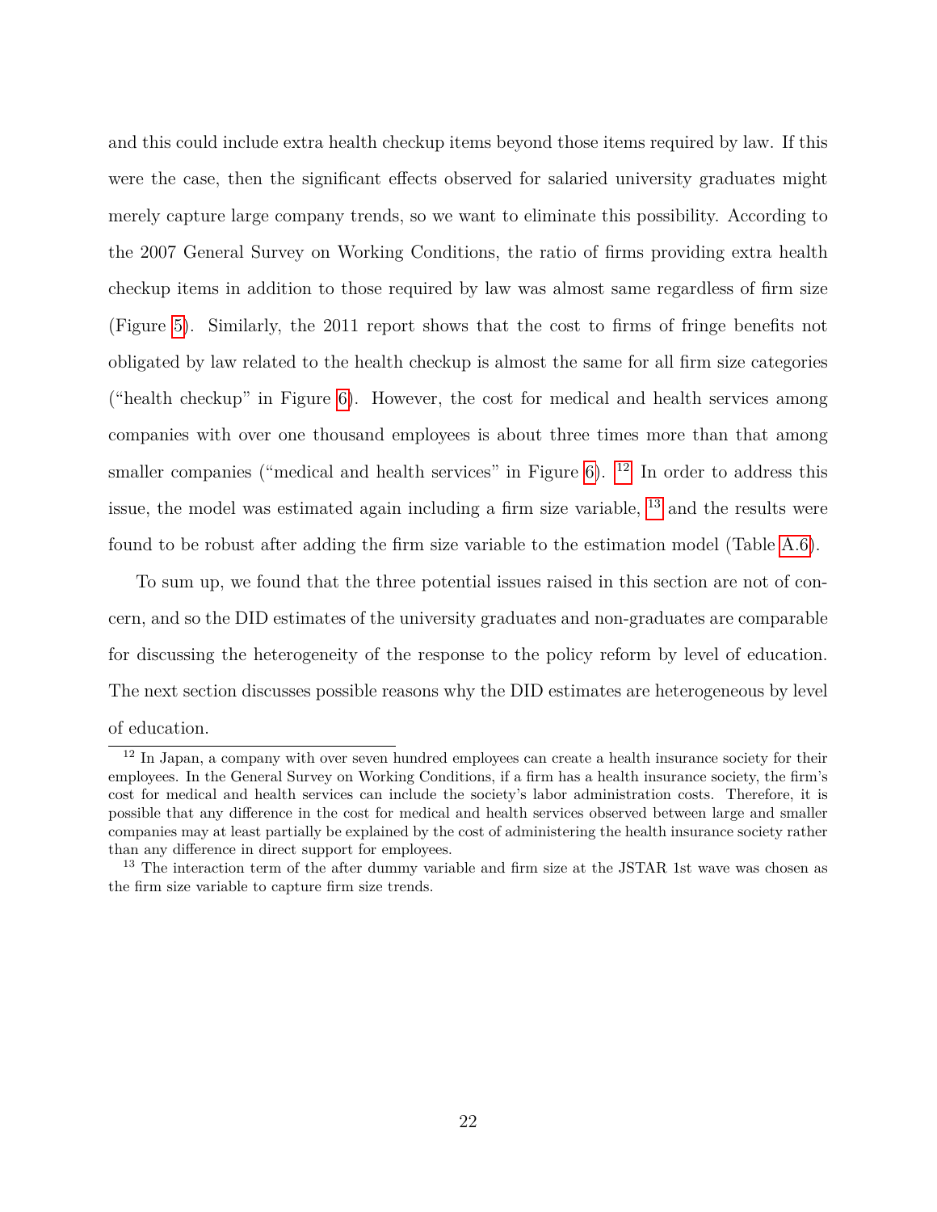and this could include extra health checkup items beyond those items required by law. If this were the case, then the significant effects observed for salaried university graduates might merely capture large company trends, so we want to eliminate this possibility. According to the 2007 General Survey on Working Conditions, the ratio of firms providing extra health checkup items in addition to those required by law was almost same regardless of firm size (Figure 5). Similarly, the 2011 report shows that the cost to firms of fringe benefits not obligated by law related to the health checkup is almost the same for all firm size categories ("health checkup" in Figure 6). However, the cost for medical and health services among companies with over one thousand employees is about three times more than that among smaller companies ("medical and health services" in Figure 6). [12] In order to address this issue, the model was estimated again including a firm size variable, [13] and the results were found to be robust after adding the firm size variable to the estimation model (Table A.6).

To sum up, we found that the three potential issues raised in this section are not of concern, and so the DID estimates of the university graduates and non-graduates are comparable for discussing the heterogeneity of the response to the policy reform by level of education. The next section discusses possible reasons why the DID estimates are heterogeneous by level of education.

[12] In Japan, a company with over seven hundred employees can create a health insurance society for their employees. In the General Survey on Working Conditions, if a firm has a health insurance society, the firm's cost for medical and health services can include the society's labor administration costs. Therefore, it is possible that any difference in the cost for medical and health services observed between large and smaller companies may at least partially be explained by the cost of administering the health insurance society rather than any difference in direct support for employees.

[13] The interaction term of the after dummy variable and firm size at the JSTAR 1st wave was chosen as the firm size variable to capture firm size trends.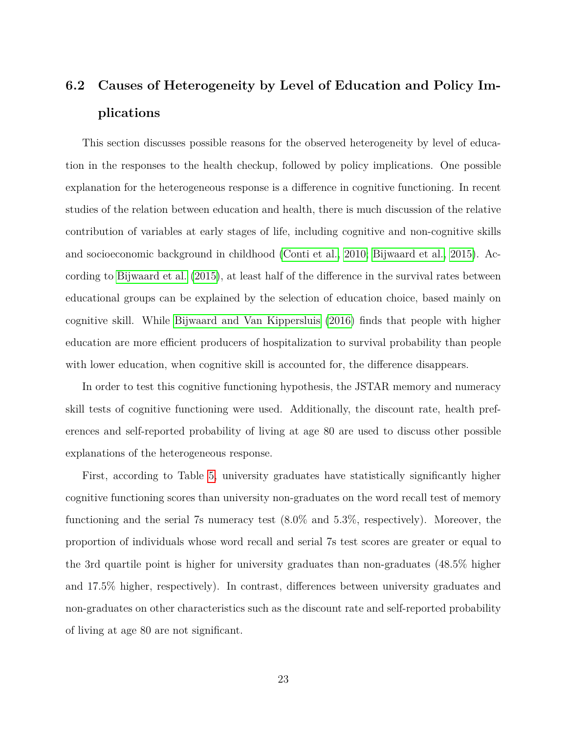## 6.2 Causes of Heterogeneity by Level of Education and Policy Implications

This section discusses possible reasons for the observed heterogeneity by level of education in the responses to the health checkup, followed by policy implications. One possible explanation for the heterogeneous response is a difference in cognitive functioning. In recent studies of the relation between education and health, there is much discussion of the relative contribution of variables at early stages of life, including cognitive and non-cognitive skills and socioeconomic background in childhood (Conti et al., 2010; Bijwaard et al., 2015). According to Bijwaard et al. (2015), at least half of the difference in the survival rates between educational groups can be explained by the selection of education choice, based mainly on cognitive skill. While Bijwaard and Van Kippersluis (2016) finds that people with higher education are more efficient producers of hospitalization to survival probability than people with lower education, when cognitive skill is accounted for, the difference disappears.

In order to test this cognitive functioning hypothesis, the JSTAR memory and numeracy skill tests of cognitive functioning were used. Additionally, the discount rate, health preferences and self-reported probability of living at age 80 are used to discuss other possible explanations of the heterogeneous response.

First, according to Table 5, university graduates have statistically significantly higher cognitive functioning scores than university non-graduates on the word recall test of memory functioning and the serial 7s numeracy test (8.0% and 5.3%, respectively). Moreover, the proportion of individuals whose word recall and serial 7s test scores are greater or equal to the 3rd quartile point is higher for university graduates than non-graduates (48.5% higher and 17.5% higher, respectively). In contrast, differences between university graduates and non-graduates on other characteristics such as the discount rate and self-reported probability of living at age 80 are not significant.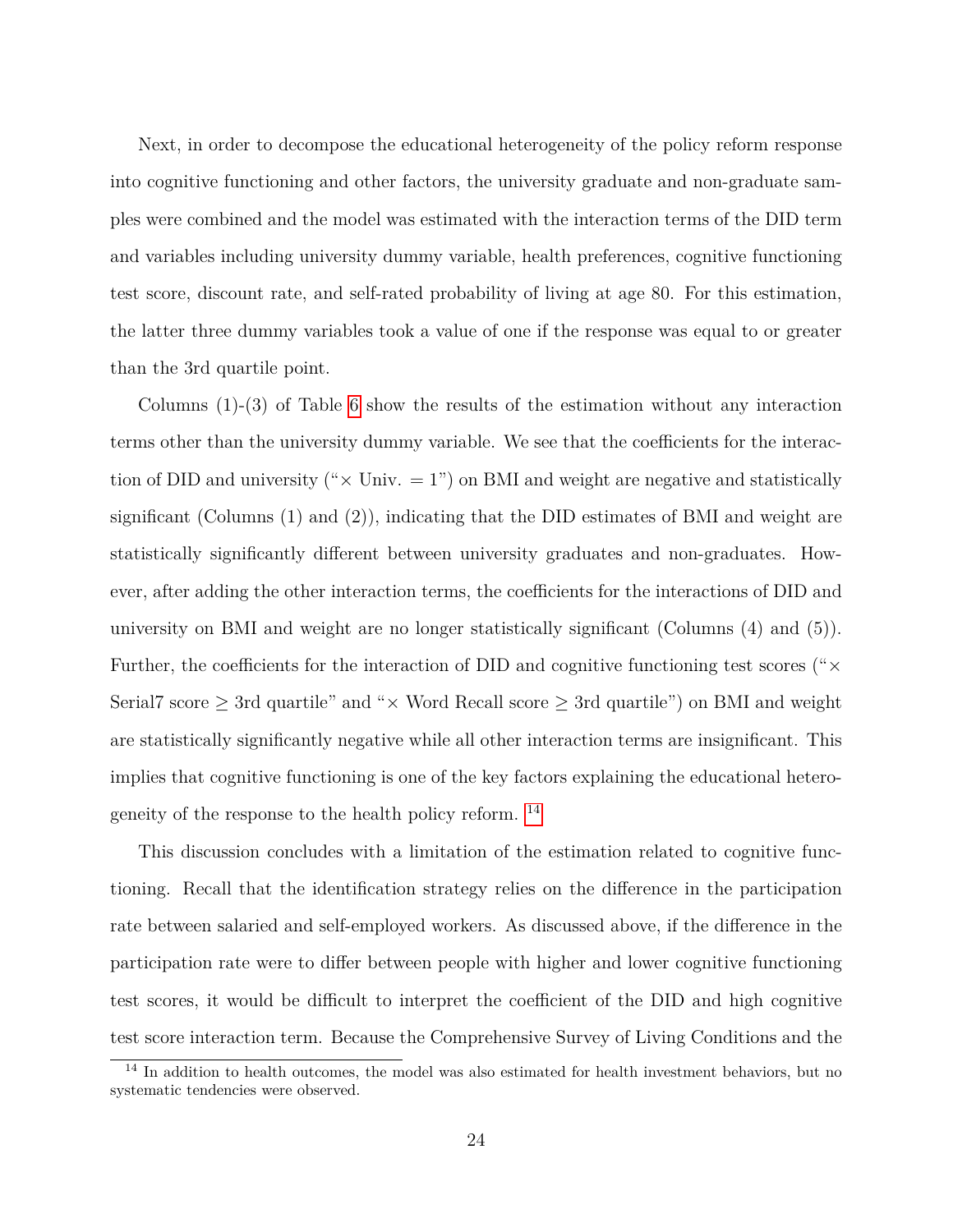Next, in order to decompose the educational heterogeneity of the policy reform response into cognitive functioning and other factors, the university graduate and non-graduate samples were combined and the model was estimated with the interaction terms of the DID term and variables including university dummy variable, health preferences, cognitive functioning test score, discount rate, and self-rated probability of living at age 80. For this estimation, the latter three dummy variables took a value of one if the response was equal to or greater than the 3rd quartile point.

Columns (1)-(3) of Table 6 show the results of the estimation without any interaction terms other than the university dummy variable. We see that the coefficients for the interaction of DID and university ("$\times$ Univ. = 1") on BMI and weight are negative and statistically significant (Columns (1) and (2)), indicating that the DID estimates of BMI and weight are statistically significantly different between university graduates and non-graduates. However, after adding the other interaction terms, the coefficients for the interactions of DID and university on BMI and weight are no longer statistically significant (Columns (4) and (5)). Further, the coefficients for the interaction of DID and cognitive functioning test scores ("$\times$ Serial7 score $\geq$ 3rd quartile" and "$\times$ Word Recall score $\geq$ 3rd quartile") on BMI and weight are statistically significantly negative while all other interaction terms are insignificant. This implies that cognitive functioning is one of the key factors explaining the educational heterogeneity of the response to the health policy reform. [14]

This discussion concludes with a limitation of the estimation related to cognitive functioning. Recall that the identification strategy relies on the difference in the participation rate between salaried and self-employed workers. As discussed above, if the difference in the participation rate were to differ between people with higher and lower cognitive functioning test scores, it would be difficult to interpret the coefficient of the DID and high cognitive test score interaction term. Because the Comprehensive Survey of Living Conditions and the

[14] In addition to health outcomes, the model was also estimated for health investment behaviors, but no systematic tendencies were observed.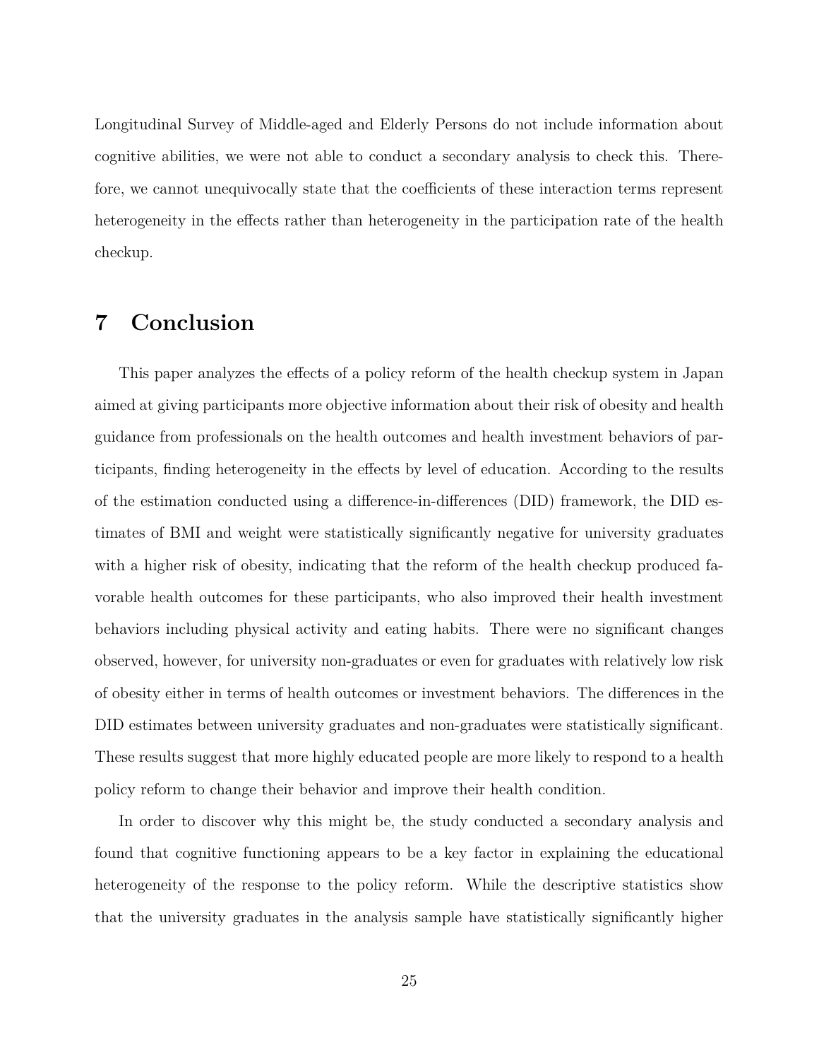Longitudinal Survey of Middle-aged and Elderly Persons do not include information about cognitive abilities, we were not able to conduct a secondary analysis to check this. Therefore, we cannot unequivocally state that the coefficients of these interaction terms represent heterogeneity in the effects rather than heterogeneity in the participation rate of the health checkup.

# 7 Conclusion

This paper analyzes the effects of a policy reform of the health checkup system in Japan aimed at giving participants more objective information about their risk of obesity and health guidance from professionals on the health outcomes and health investment behaviors of participants, finding heterogeneity in the effects by level of education. According to the results of the estimation conducted using a difference-in-differences (DID) framework, the DID estimates of BMI and weight were statistically significantly negative for university graduates with a higher risk of obesity, indicating that the reform of the health checkup produced favorable health outcomes for these participants, who also improved their health investment behaviors including physical activity and eating habits. There were no significant changes observed, however, for university non-graduates or even for graduates with relatively low risk of obesity either in terms of health outcomes or investment behaviors. The differences in the DID estimates between university graduates and non-graduates were statistically significant. These results suggest that more highly educated people are more likely to respond to a health policy reform to change their behavior and improve their health condition.

In order to discover why this might be, the study conducted a secondary analysis and found that cognitive functioning appears to be a key factor in explaining the educational heterogeneity of the response to the policy reform. While the descriptive statistics show that the university graduates in the analysis sample have statistically significantly higher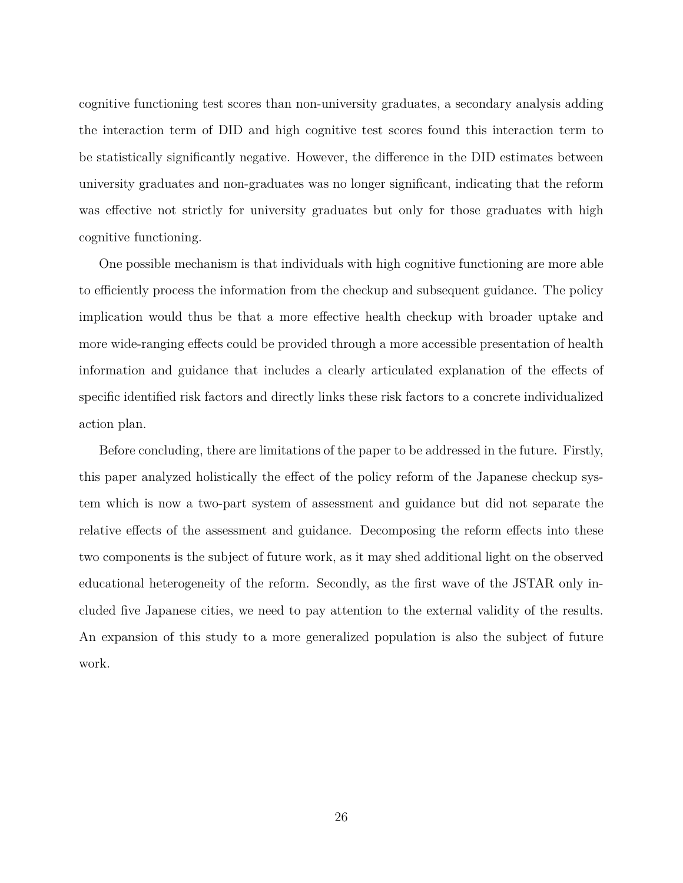cognitive functioning test scores than non-university graduates, a secondary analysis adding the interaction term of DID and high cognitive test scores found this interaction term to be statistically significantly negative. However, the difference in the DID estimates between university graduates and non-graduates was no longer significant, indicating that the reform was effective not strictly for university graduates but only for those graduates with high cognitive functioning.

One possible mechanism is that individuals with high cognitive functioning are more able to efficiently process the information from the checkup and subsequent guidance. The policy implication would thus be that a more effective health checkup with broader uptake and more wide-ranging effects could be provided through a more accessible presentation of health information and guidance that includes a clearly articulated explanation of the effects of specific identified risk factors and directly links these risk factors to a concrete individualized action plan.

Before concluding, there are limitations of the paper to be addressed in the future. Firstly, this paper analyzed holistically the effect of the policy reform of the Japanese checkup system which is now a two-part system of assessment and guidance but did not separate the relative effects of the assessment and guidance. Decomposing the reform effects into these two components is the subject of future work, as it may shed additional light on the observed educational heterogeneity of the reform. Secondly, as the first wave of the JSTAR only included five Japanese cities, we need to pay attention to the external validity of the results. An expansion of this study to a more generalized population is also the subject of future work.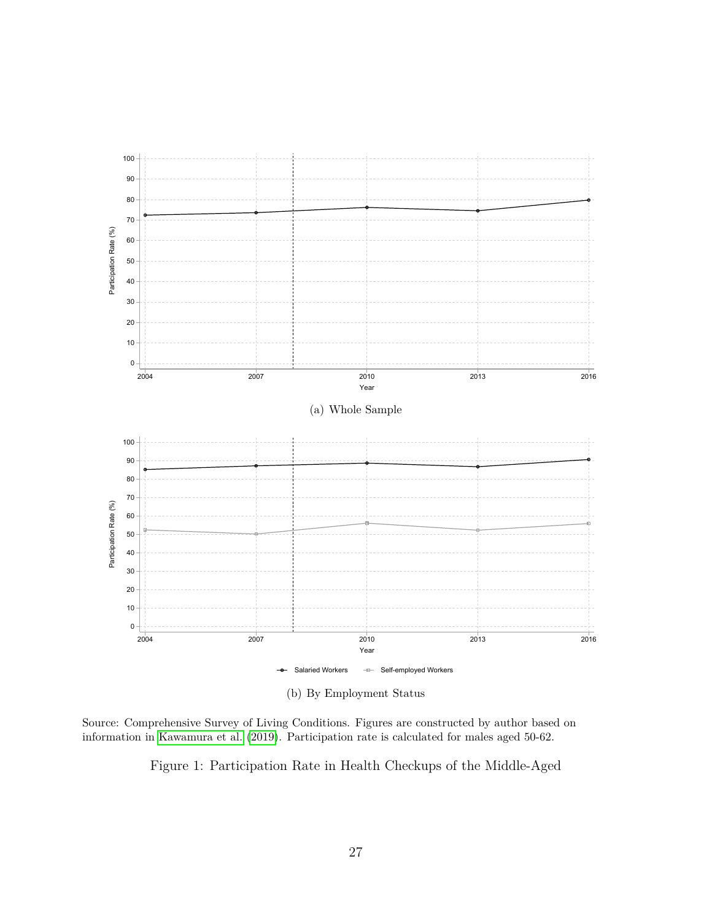(a) Whole Sample

(b) By Employment Status

Source: Comprehensive Survey of Living Conditions. Figures are constructed by author based on information in Kawamura et al. (2019). Participation rate is calculated for males aged 50-62.

Figure 1: Participation Rate in Health Checkups of the Middle-Aged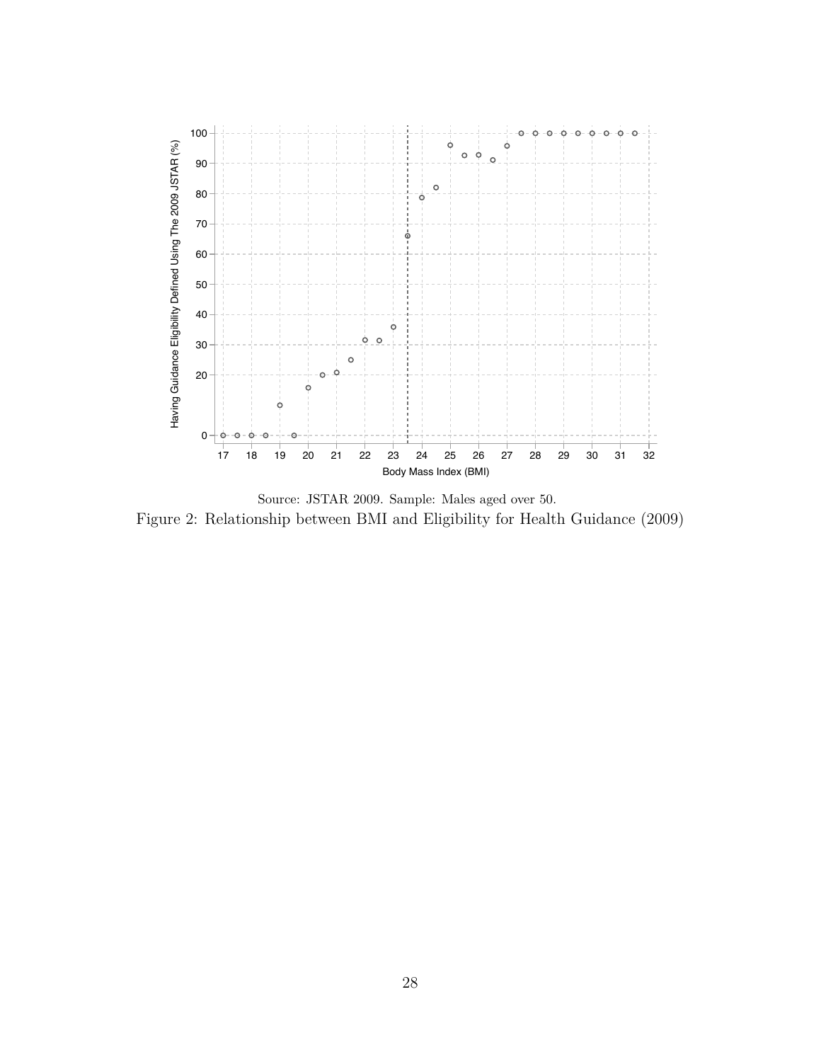Source: JSTAR 2009. Sample: Males aged over 50.

Figure 2: Relationship between BMI and Eligibility for Health Guidance (2009)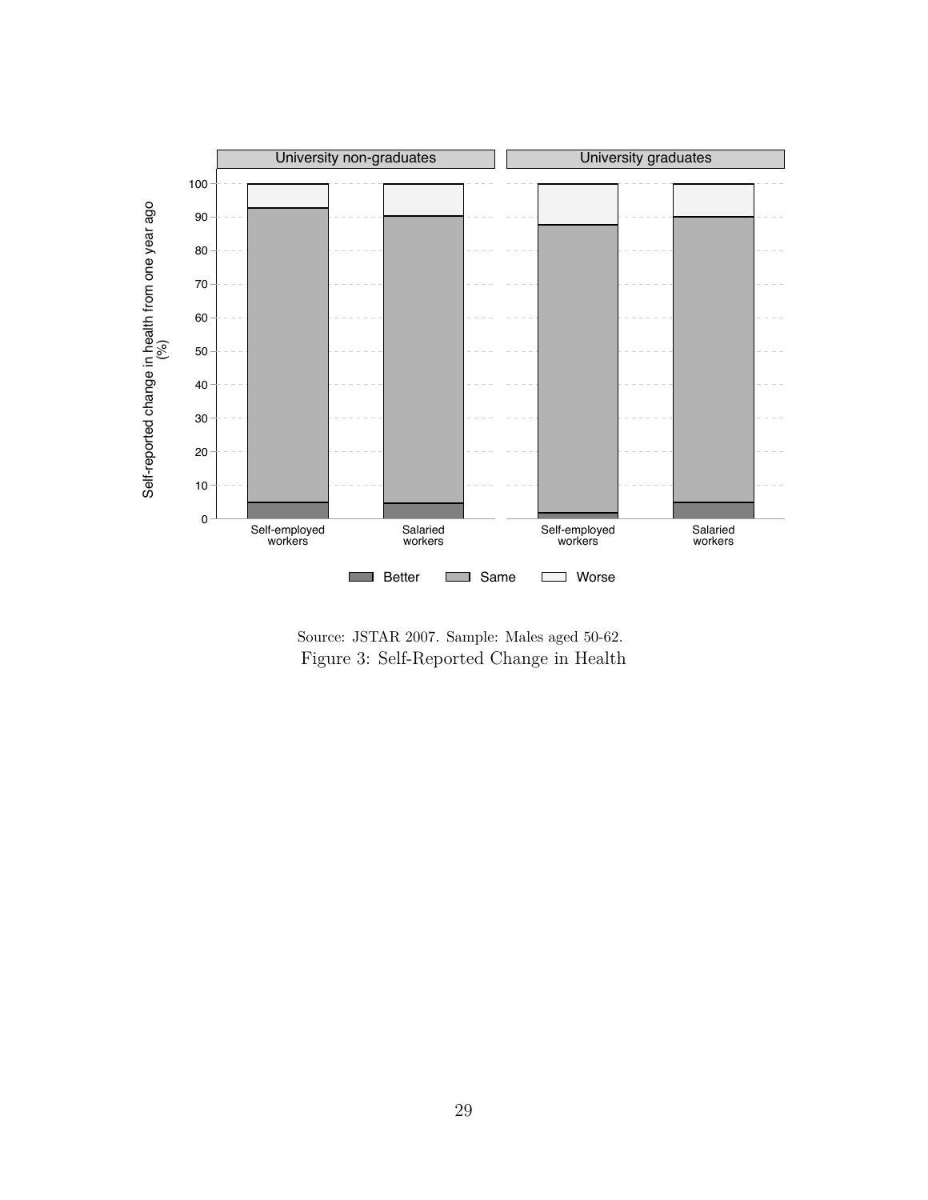Source: JSTAR 2007. Sample: Males aged 50-62.

Figure 3: Self-Reported Change in Health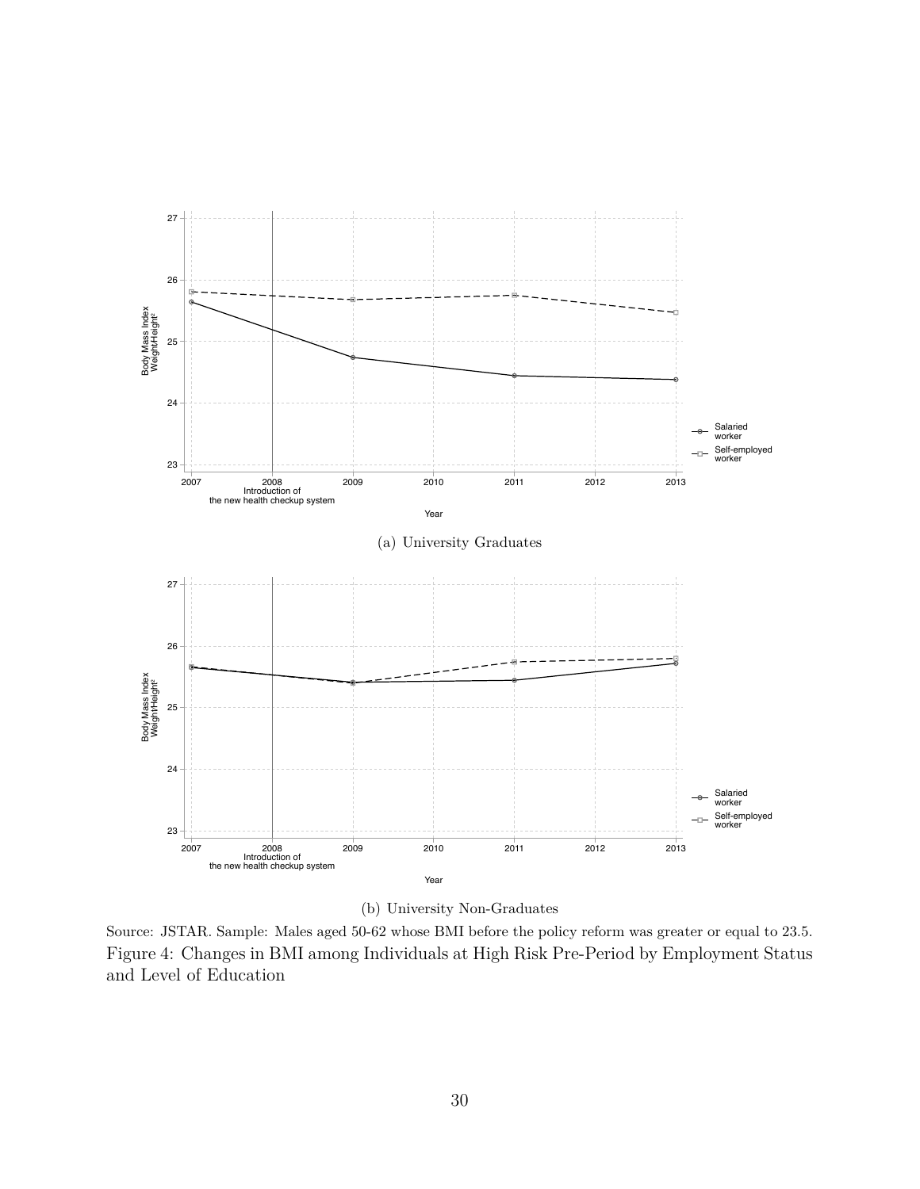(a) University Graduates

(b) University Non-Graduates

Source: JSTAR. Sample: Males aged 50-62 whose BMI before the policy reform was greater or equal to 23.5.

Figure 4: Changes in BMI among Individuals at High Risk Pre-Period by Employment Status and Level of Education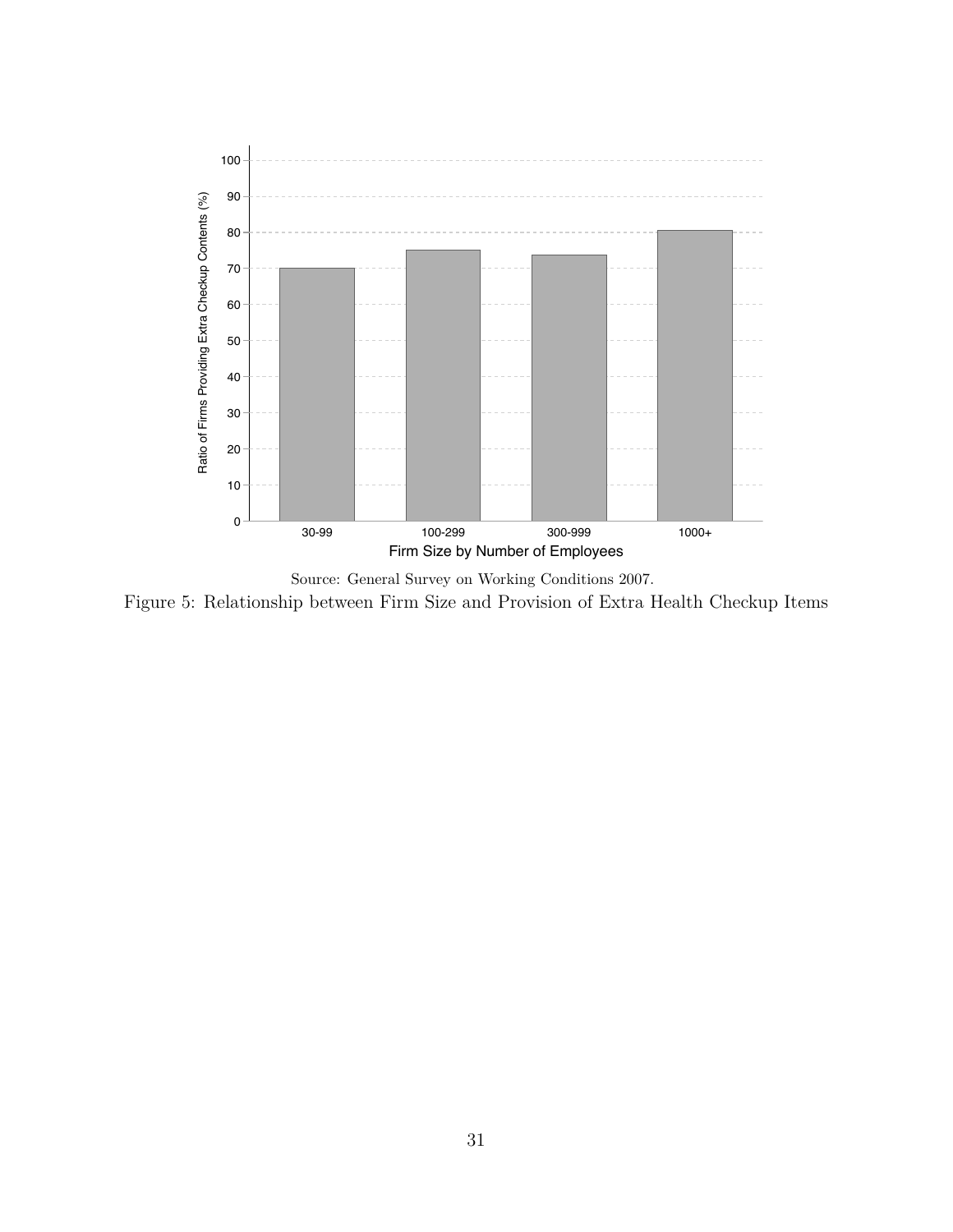Source: General Survey on Working Conditions 2007.

Figure 5: Relationship between Firm Size and Provision of Extra Health Checkup Items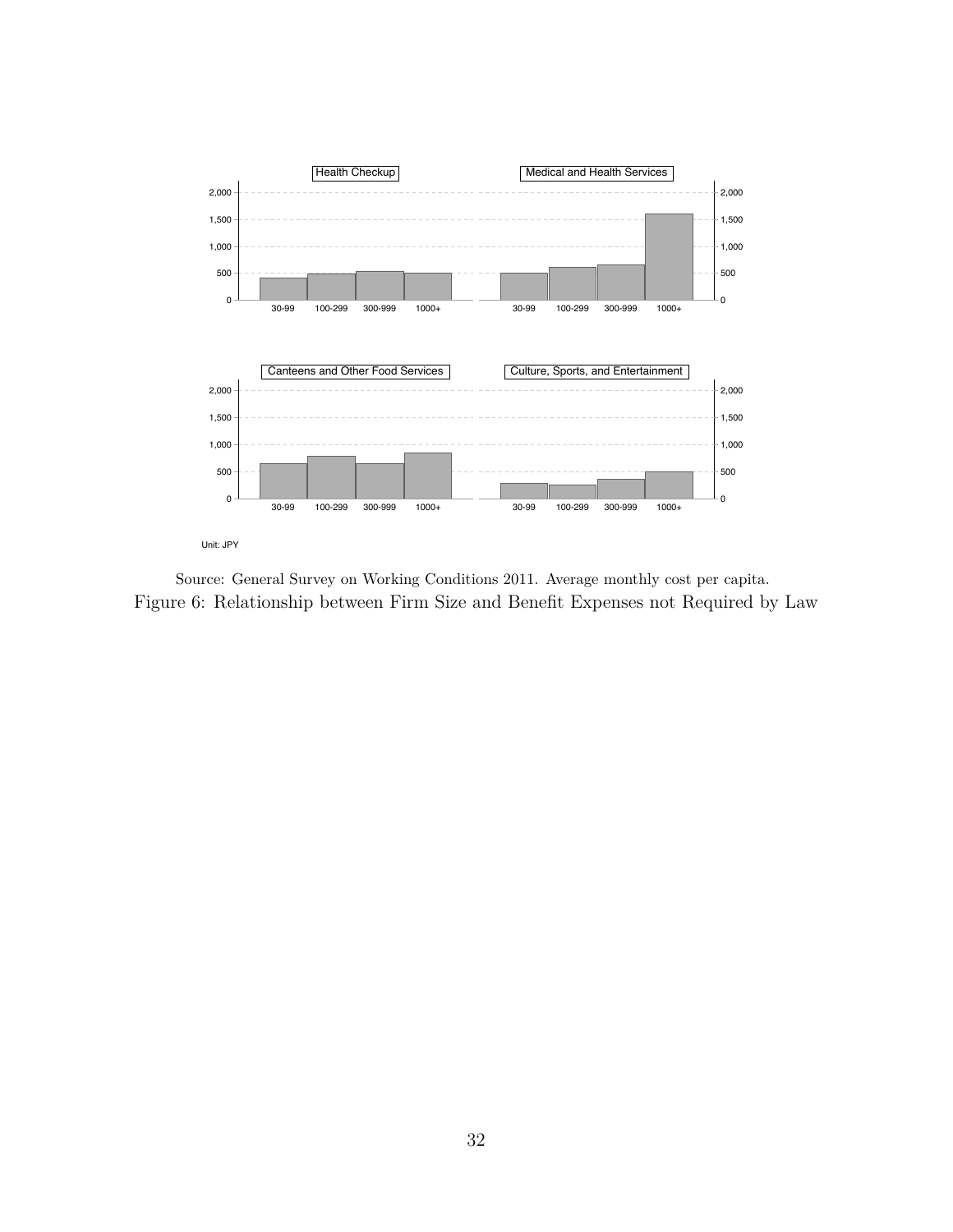Unit: JPY

Source: General Survey on Working Conditions 2011. Average monthly cost per capita.

Figure 6: Relationship between Firm Size and Benefit Expenses not Required by Law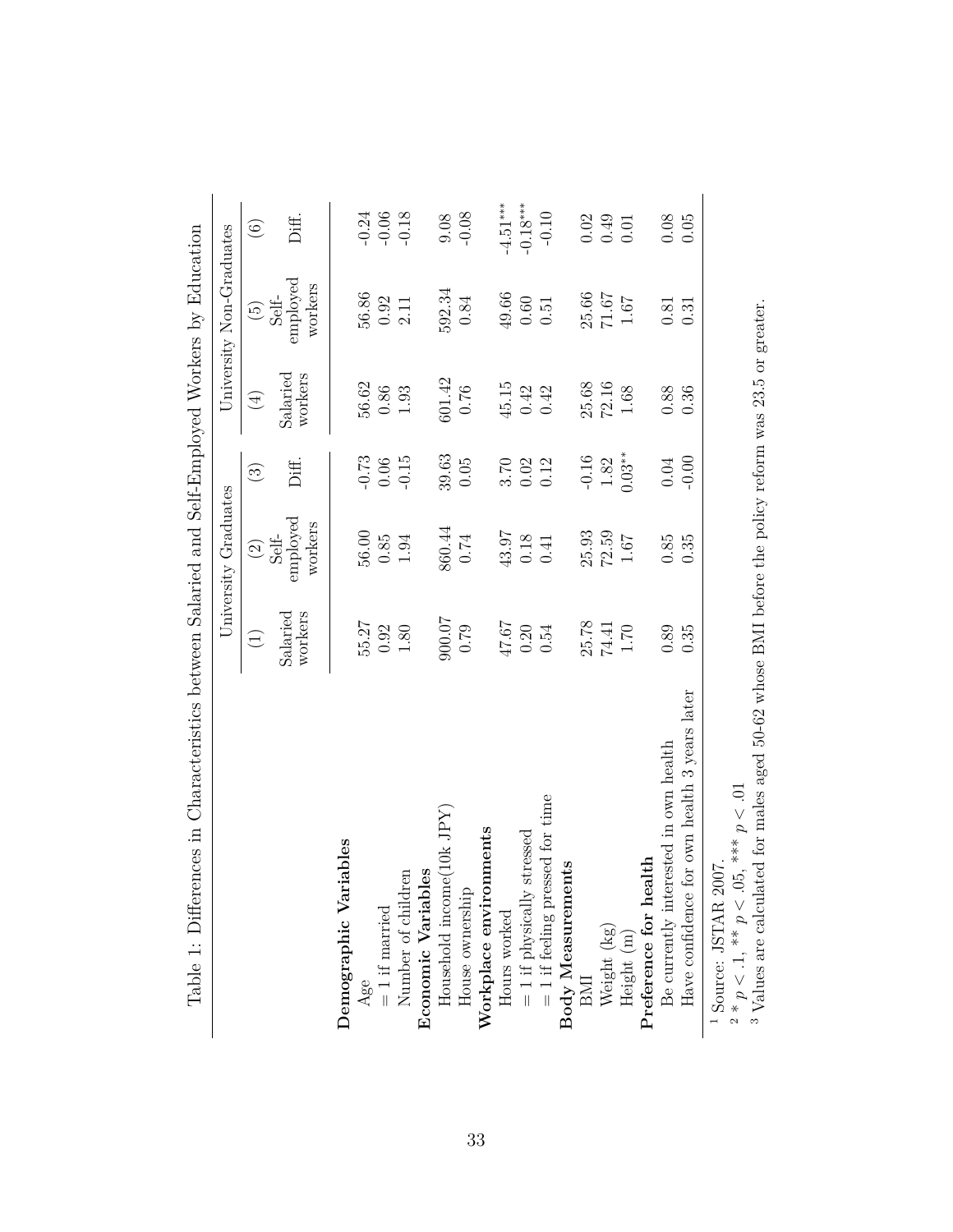Table 1: Differences in Characteristics between Salaried and Self-Employed Workers by Education

| | University Graduates | | | University Non-Graduates | | |
|---|---|---|---|---|---|---|
| | (1) | (2) | (3) | (4) | (5) | (6) |
| | Salaried workers | Self-employed workers | Diff. | Salaried workers | Self-employed workers | Diff. |
| **Demographic Variables** | | | | | | |
| Age | 55.27 | 56.00 | -0.73 | 56.62 | 56.86 | -0.24 |
| = 1 if married | 0.92 | 0.85 | 0.06 | 0.86 | 0.92 | -0.06 |
| Number of children | 1.80 | 1.94 | -0.15 | 1.93 | 2.11 | -0.18 |
| **Economic Variables** | | | | | | |
| Household income(10k JPY) | 900.07 | 860.44 | 39.63 | 601.42 | 592.34 | 9.08 |
| House ownership | 0.79 | 0.74 | 0.05 | 0.76 | 0.84 | -0.08 |
| **Workplace environments** | | | | | | |
| Hours worked | 47.67 | 43.97 | 3.70 | 45.15 | 49.66 | -4.51*** |
| = 1 if physically stressed | 0.20 | 0.18 | 0.02 | 0.42 | 0.60 | -0.18*** |
| = 1 if feeling pressed for time | 0.54 | 0.41 | 0.12 | 0.42 | 0.51 | -0.10 |
| **Body Measurements** | | | | | | |
| BMI | 25.78 | 25.93 | -0.16 | 25.68 | 25.66 | 0.02 |
| Weight (kg) | 74.41 | 72.59 | 1.82 | 72.16 | 71.67 | 0.49 |
| Height (m) | 1.70 | 1.67 | 0.03** | 1.68 | 1.67 | 0.01 |
| **Preference for health** | | | | | | |
| Be currently interested in own health | 0.89 | 0.85 | 0.04 | 0.88 | 0.81 | 0.08 |
| Have confidence for own health 3 years later | 0.35 | 0.35 | -0.00 | 0.36 | 0.31 | 0.05 |

[1] Source: JSTAR 2007.

[2] * $p < .1$, ** $p < .05$, *** $p < .01$

[3] Values are calculated for males aged 50-62 whose BMI before the policy reform was 23.5 or greater.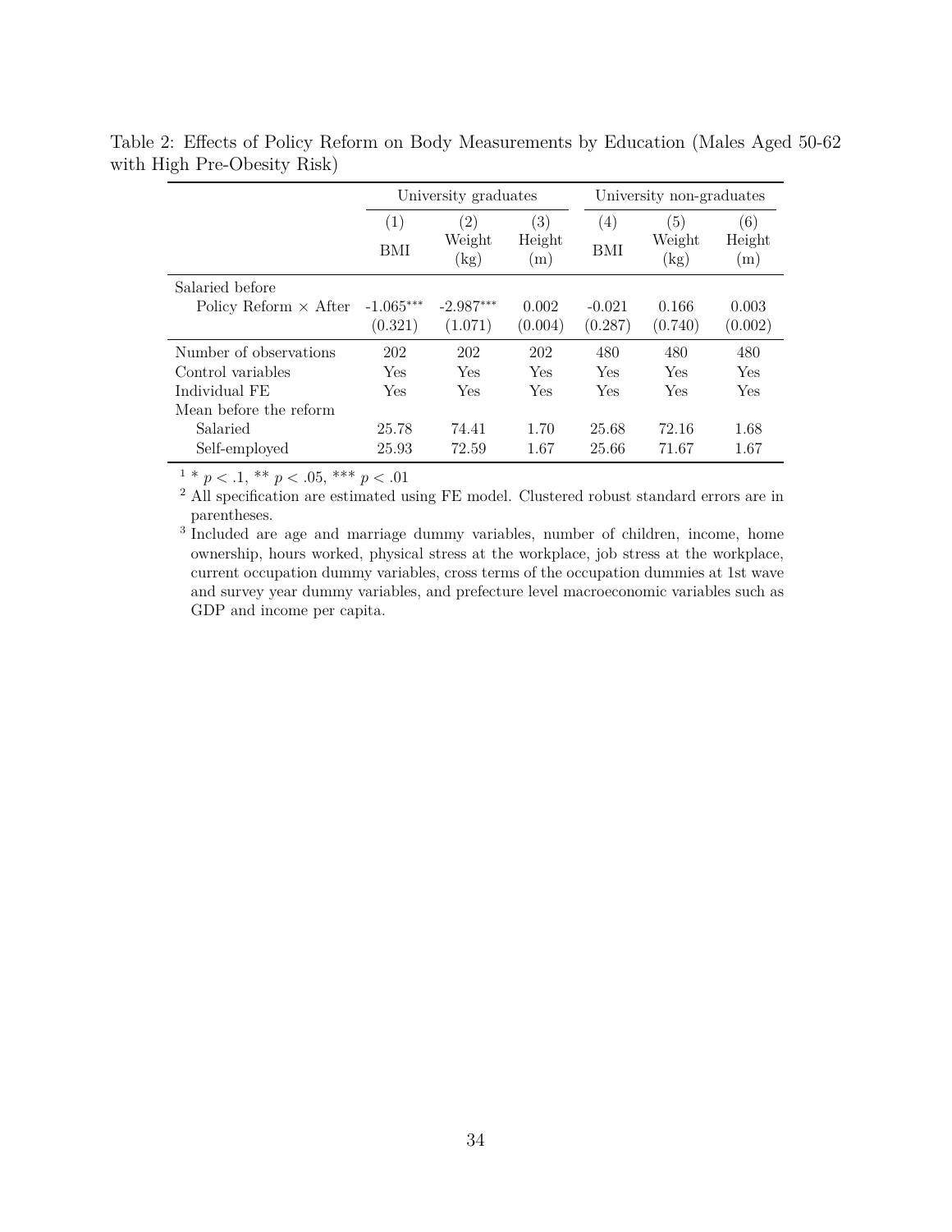Table 2: Effects of Policy Reform on Body Measurements by Education (Males Aged 50-62 with High Pre-Obesity Risk)

| | University graduates | | | University non-graduates | | |
|---|---|---|---|---|---|---|
| | (1) | (2) | (3) | (4) | (5) | (6) |
| | BMI | Weight (kg) | Height (m) | BMI | Weight (kg) | Height (m) |
| Salaried before Policy Reform $\times$ After | -1.065*** | -2.987*** | 0.002 | -0.021 | 0.166 | 0.003 |
| | (0.321) | (1.071) | (0.004) | (0.287) | (0.740) | (0.002) |
| Number of observations | 202 | 202 | 202 | 480 | 480 | 480 |
| Control variables | Yes | Yes | Yes | Yes | Yes | Yes |
| Individual FE | Yes | Yes | Yes | Yes | Yes | Yes |
| Mean before the reform | | | | | | |
| Salaried | 25.78 | 74.41 | 1.70 | 25.68 | 72.16 | 1.68 |
| Self-employed | 25.93 | 72.59 | 1.67 | 25.66 | 71.67 | 1.67 |

[1] * $p < .1$, ** $p < .05$, *** $p < .01$

[2] All specification are estimated using FE model. Clustered robust standard errors are in parentheses.

[3] Included are age and marriage dummy variables, number of children, income, home ownership, hours worked, physical stress at the workplace, job stress at the workplace, current occupation dummy variables, cross terms of the occupation dummies at 1st wave and survey year dummy variables, and prefecture level macroeconomic variables such as GDP and income per capita.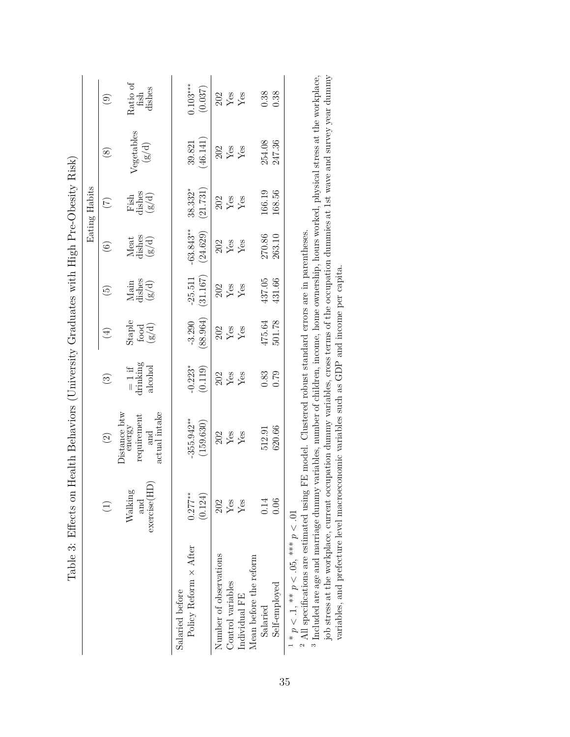Table 3: Effects on Health Behaviors (University Graduates with High Pre-Obesity Risk)

| | (1) | (2) | (3) | (4) | (5) | (6) | (7) | (8) | (9) |
|---|---|---|---|---|---|---|---|---|---|
| | | | | Eating Habits | | | | | |
| | Walking and exercise(HD) | Distance btw energy requirement and actual intake | = 1 if drinking alcohol | Staple food (g/d) | Main dishes (g/d) | Meat dishes (g/d) | Fish dishes (g/d) | Vegetables (g/d) | Ratio of fish dishes |
| Salaried before | | | | | | | | | |
| Policy Reform × After | 0.277** | -355.942** | -0.223* | -3.290 | -25.511 | -63.843** | 38.332* | 39.821 | 0.103*** |
| | (0.124) | (159.630) | (0.119) | (88.964) | (31.167) | (24.629) | (21.731) | (46.141) | (0.037) |
| Number of observations | 202 | 202 | 202 | 202 | 202 | 202 | 202 | 202 | 202 |
| Control variables | Yes | Yes | Yes | Yes | Yes | Yes | Yes | Yes | Yes |
| Individual FE | Yes | Yes | Yes | Yes | Yes | Yes | Yes | Yes | Yes |
| Mean before the reform | | | | | | | | | |
| Salaried | 0.14 | 512.91 | 0.83 | 475.64 | 437.05 | 270.86 | 166.19 | 254.08 | 0.38 |
| Self-employed | 0.06 | 620.66 | 0.79 | 501.78 | 431.66 | 263.10 | 168.56 | 247.36 | 0.38 |

[1] * $p < .1$, ** $p < .05$, *** $p < .01$

[2] All specifications are estimated using FE model. Clustered robust standard errors are in parentheses.

[3] Included are age and marriage dummy variables, number of children, income, home ownership, hours worked, physical stress at the workplace, job stress at the workplace, current occupation dummy variables, cross terms of the occupation dummies at 1st wave and survey year dummy variables, and prefecture level macroeconomic variables such as GDP and income per capita.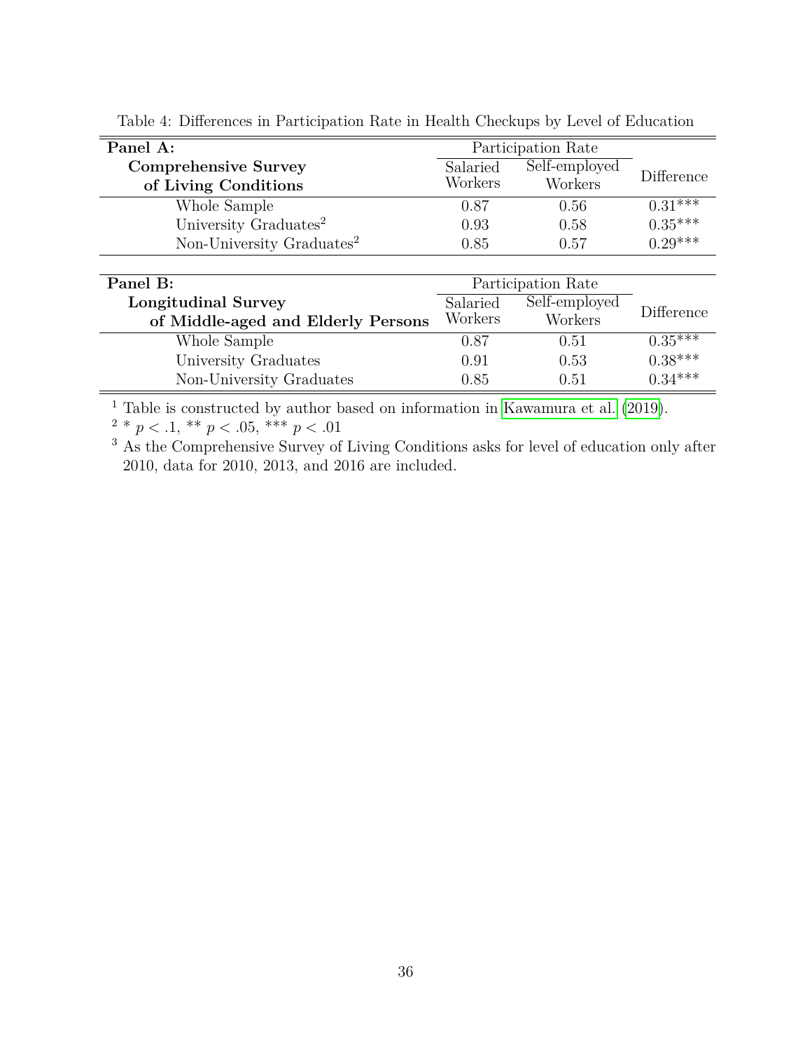Table 4: Differences in Participation Rate in Health Checkups by Level of Education

| **Panel A: Comprehensive Survey of Living Conditions** | Participation Rate | | Difference |
|---|---|---|---|
| | Salaried Workers | Self-employed Workers | |
| Whole Sample | 0.87 | 0.56 | 0.31*** |
| University Graduates[2] | 0.93 | 0.58 | 0.35*** |
| Non-University Graduates[2] | 0.85 | 0.57 | 0.29*** |

| **Panel B: Longitudinal Survey of Middle-aged and Elderly Persons** | Participation Rate | | Difference |
|---|---|---|---|
| | Salaried Workers | Self-employed Workers | |
| Whole Sample | 0.87 | 0.51 | 0.35*** |
| University Graduates | 0.91 | 0.53 | 0.38*** |
| Non-University Graduates | 0.85 | 0.51 | 0.34*** |

[1] Table is constructed by author based on information in Kawamura et al. (2019).

[2] * $p < .1$, ** $p < .05$, *** $p < .01$

[3] As the Comprehensive Survey of Living Conditions asks for level of education only after 2010, data for 2010, 2013, and 2016 are included.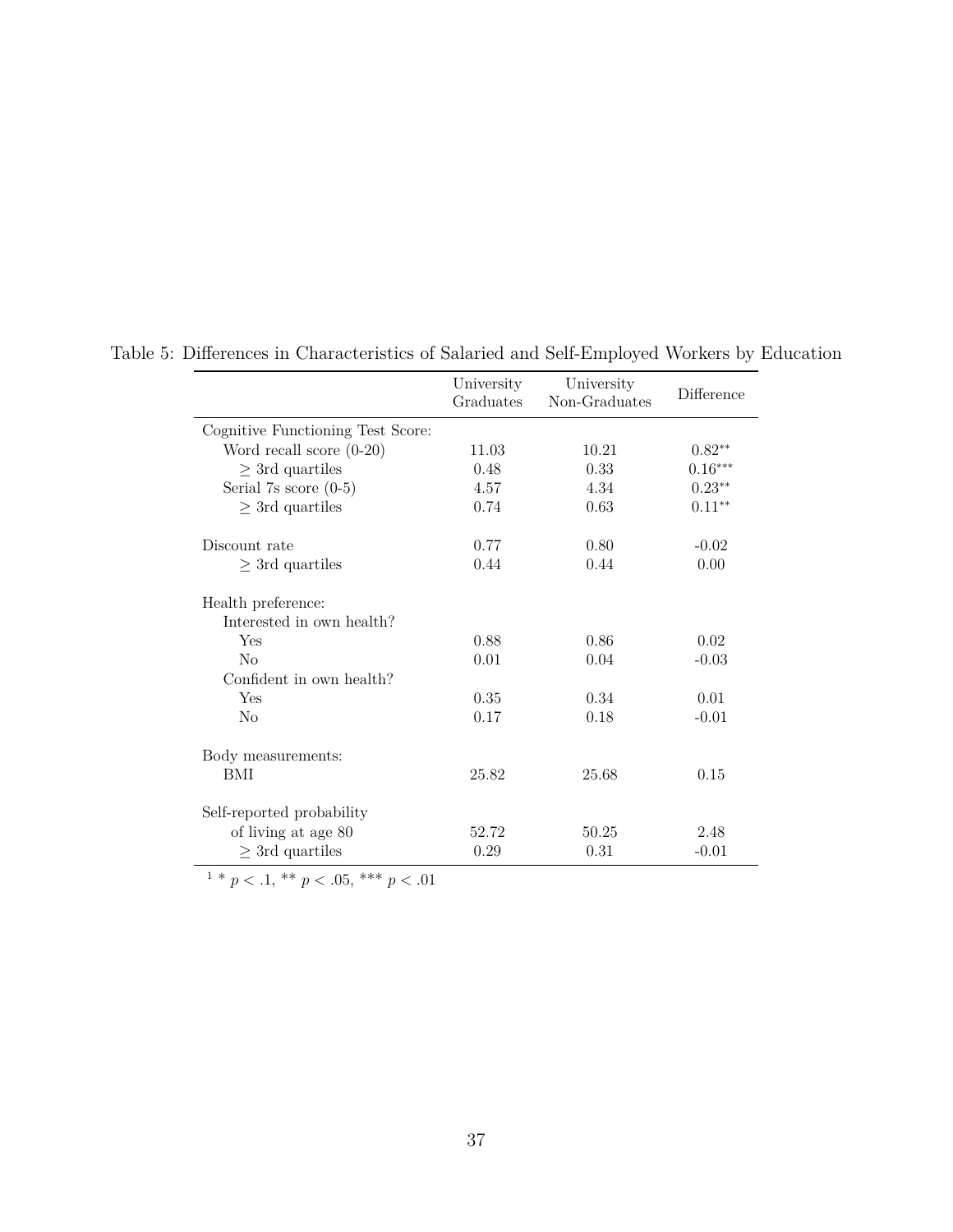Table 5: Differences in Characteristics of Salaried and Self-Employed Workers by Education

| | University Graduates | University Non-Graduates | Difference |
|---|---|---|---|
| Cognitive Functioning Test Score: | | | |
| Word recall score (0-20) | 11.03 | 10.21 | $0.82^{**}$ |
| $\geq$ 3rd quartiles | 0.48 | 0.33 | $0.16^{***}$ |
| Serial 7s score (0-5) | 4.57 | 4.34 | $0.23^{**}$ |
| $\geq$ 3rd quartiles | 0.74 | 0.63 | $0.11^{**}$ |
| Discount rate | 0.77 | 0.80 | -0.02 |
| $\geq$ 3rd quartiles | 0.44 | 0.44 | 0.00 |
| Health preference: | | | |
| Interested in own health? | | | |
| Yes | 0.88 | 0.86 | 0.02 |
| No | 0.01 | 0.04 | -0.03 |
| Confident in own health? | | | |
| Yes | 0.35 | 0.34 | 0.01 |
| No | 0.17 | 0.18 | -0.01 |
| Body measurements: | | | |
| BMI | 25.82 | 25.68 | 0.15 |
| Self-reported probability of living at age 80 | 52.72 | 50.25 | 2.48 |
| $\geq$ 3rd quartiles | 0.29 | 0.31 | -0.01 |

[1] * $p < .1$, ** $p < .05$, *** $p < .01$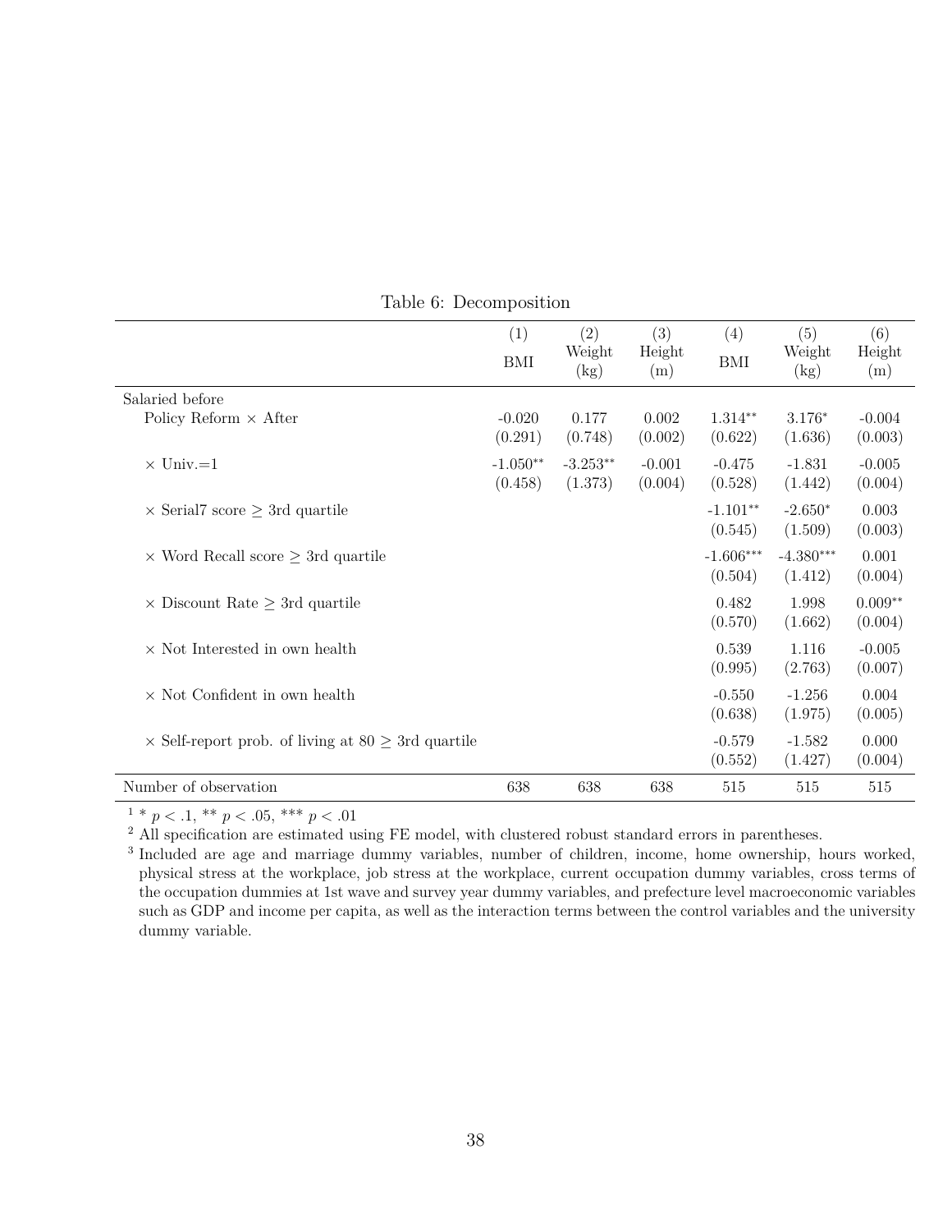Table 6: Decomposition

| | (1) BMI | (2) Weight (kg) | (3) Height (m) | (4) BMI | (5) Weight (kg) | (6) Height (m) |
|---|---|---|---|---|---|---|
| Salaried before | | | | | | |
| Policy Reform × After | -0.020 | 0.177 | 0.002 | 1.314** | 3.176* | -0.004 |
| | (0.291) | (0.748) | (0.002) | (0.622) | (1.636) | (0.003) |
| × Univ.=1 | -1.050** | -3.253** | -0.001 | -0.475 | -1.831 | -0.005 |
| | (0.458) | (1.373) | (0.004) | (0.528) | (1.442) | (0.004) |
| × Serial7 score ≥ 3rd quartile | | | | -1.101** | -2.650* | 0.003 |
| | | | | (0.545) | (1.509) | (0.003) |
| × Word Recall score ≥ 3rd quartile | | | | -1.606*** | -4.380*** | 0.001 |
| | | | | (0.504) | (1.412) | (0.004) |
| × Discount Rate ≥ 3rd quartile | | | | 0.482 | 1.998 | 0.009** |
| | | | | (0.570) | (1.662) | (0.004) |
| × Not Interested in own health | | | | 0.539 | 1.116 | -0.005 |
| | | | | (0.995) | (2.763) | (0.007) |
| × Not Confident in own health | | | | -0.550 | -1.256 | 0.004 |
| | | | | (0.638) | (1.975) | (0.005) |
| × Self-report prob. of living at 80 ≥ 3rd quartile | | | | -0.579 | -1.582 | 0.000 |
| | | | | (0.552) | (1.427) | (0.004) |
| Number of observation | 638 | 638 | 638 | 515 | 515 | 515 |

[1] * $p < .1$, ** $p < .05$, *** $p < .01$

[2] All specification are estimated using FE model, with clustered robust standard errors in parentheses.

[3] Included are age and marriage dummy variables, number of children, income, home ownership, hours worked, physical stress at the workplace, job stress at the workplace, current occupation dummy variables, cross terms of the occupation dummies at 1st wave and survey year dummy variables, and prefecture level macroeconomic variables such as GDP and income per capita, as well as the interaction terms between the control variables and the university dummy variable.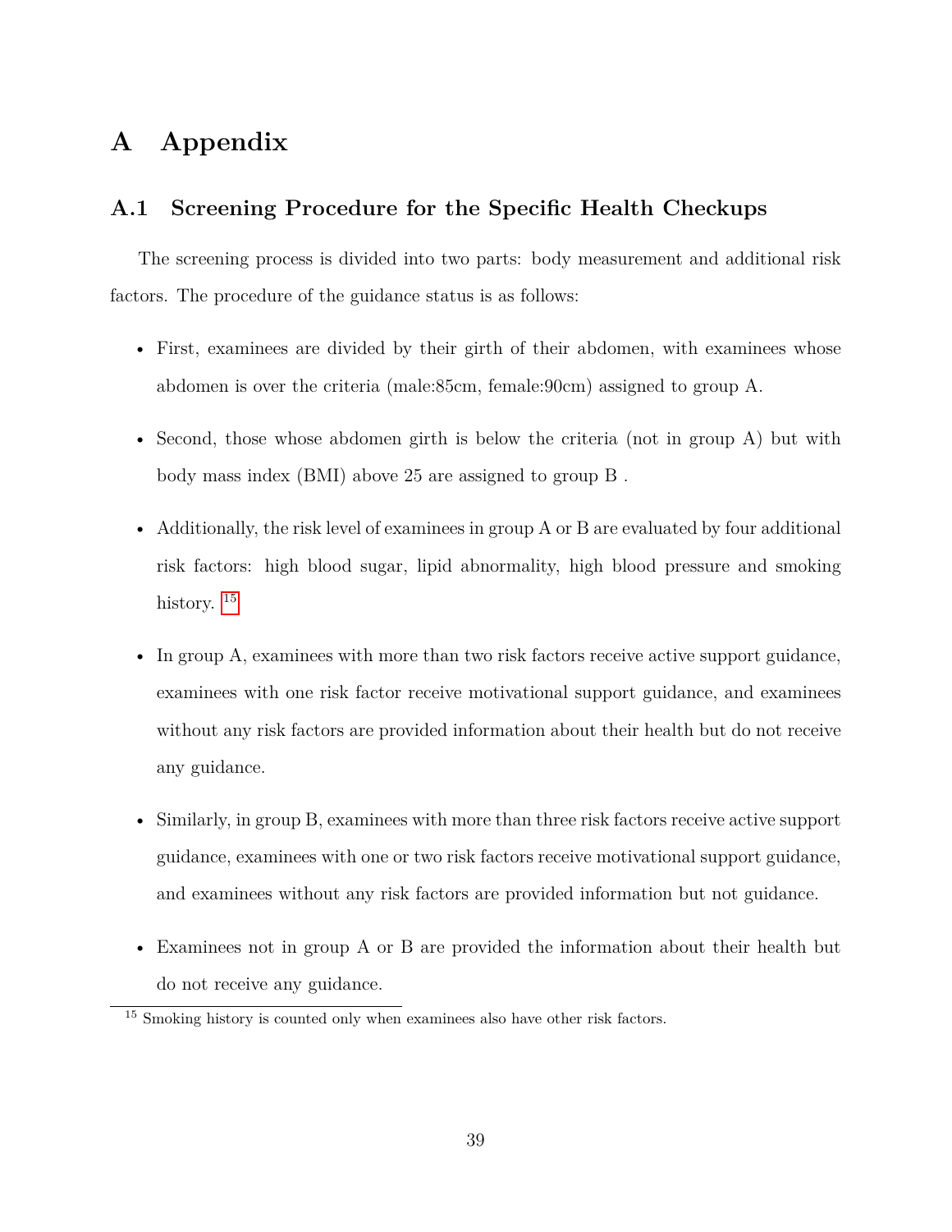# A Appendix

## A.1 Screening Procedure for the Specific Health Checkups

The screening process is divided into two parts: body measurement and additional risk factors. The procedure of the guidance status is as follows:

- First, examinees are divided by their girth of their abdomen, with examinees whose abdomen is over the criteria (male:85cm, female:90cm) assigned to group A.
- Second, those whose abdomen girth is below the criteria (not in group A) but with body mass index (BMI) above 25 are assigned to group B .
- Additionally, the risk level of examinees in group A or B are evaluated by four additional risk factors: high blood sugar, lipid abnormality, high blood pressure and smoking history. [15]
- In group A, examinees with more than two risk factors receive active support guidance, examinees with one risk factor receive motivational support guidance, and examinees without any risk factors are provided information about their health but do not receive any guidance.
- Similarly, in group B, examinees with more than three risk factors receive active support guidance, examinees with one or two risk factors receive motivational support guidance, and examinees without any risk factors are provided information but not guidance.
- Examinees not in group A or B are provided the information about their health but do not receive any guidance.

[15] Smoking history is counted only when examinees also have other risk factors.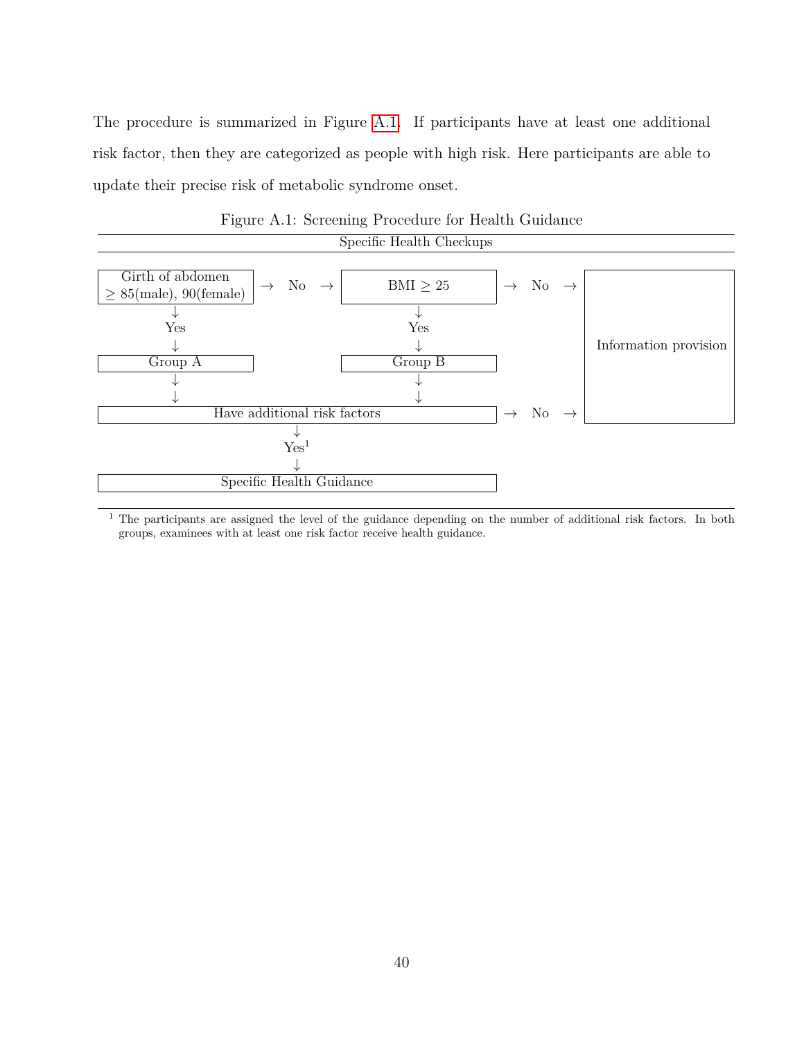The procedure is summarized in Figure A.1. If participants have at least one additional risk factor, then they are categorized as people with high risk. Here participants are able to update their precise risk of metabolic syndrome onset.

Figure A.1: Screening Procedure for Health Guidance

Specific Health Checkups

| | | | | |
|---|---|---|---|---|
| Girth of abdomen $\geq$ 85(male), 90(female) | → No → | BMI $\geq$ 25 | → No → | Information provision |
| ↓ Yes ↓ | | ↓ Yes ↓ | | |
| Group A | | Group B | | |
| ↓ ↓ | | ↓ ↓ | | |
| Have additional risk factors | | | → No → | Information provision |
| ↓ Yes[1] ↓ | | | | |
| Specific Health Guidance | | | | |

[1] The participants are assigned the level of the guidance depending on the number of additional risk factors. In both groups, examinees with at least one risk factor receive health guidance.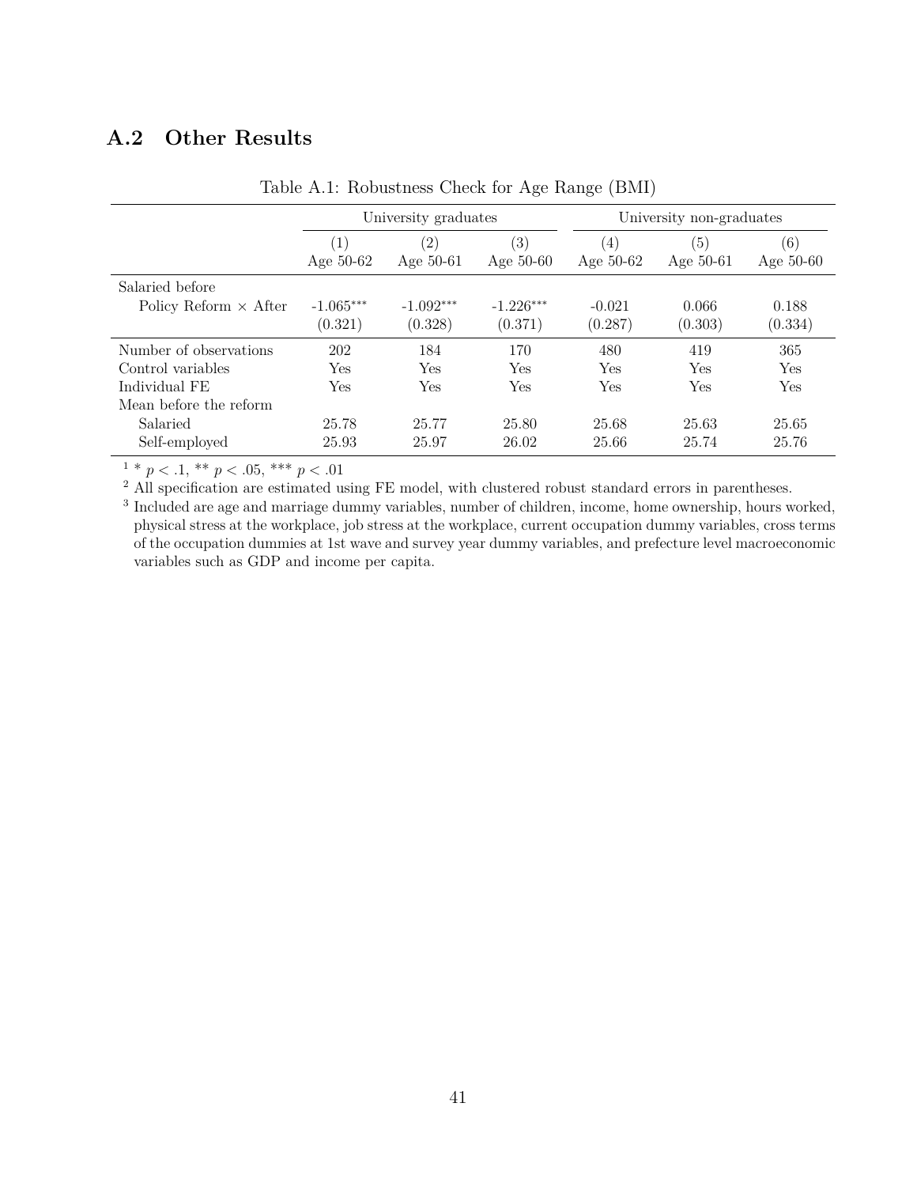## A.2 Other Results

Table A.1: Robustness Check for Age Range (BMI)

| | University graduates | | | University non-graduates | | |
|---|---|---|---|---|---|---|
| | (1) | (2) | (3) | (4) | (5) | (6) |
| | Age 50-62 | Age 50-61 | Age 50-60 | Age 50-62 | Age 50-61 | Age 50-60 |
| Salaried before | | | | | | |
| Policy Reform × After | -1.065*** | -1.092*** | -1.226*** | -0.021 | 0.066 | 0.188 |
| | (0.321) | (0.328) | (0.371) | (0.287) | (0.303) | (0.334) |
| Number of observations | 202 | 184 | 170 | 480 | 419 | 365 |
| Control variables | Yes | Yes | Yes | Yes | Yes | Yes |
| Individual FE | Yes | Yes | Yes | Yes | Yes | Yes |
| Mean before the reform | | | | | | |
| Salaried | 25.78 | 25.77 | 25.80 | 25.68 | 25.63 | 25.65 |
| Self-employed | 25.93 | 25.97 | 26.02 | 25.66 | 25.74 | 25.76 |

[1] * $p < .1$, ** $p < .05$, *** $p < .01$

[2] All specification are estimated using FE model, with clustered robust standard errors in parentheses.

[3] Included are age and marriage dummy variables, number of children, income, home ownership, hours worked, physical stress at the workplace, job stress at the workplace, current occupation dummy variables, cross terms of the occupation dummies at 1st wave and survey year dummy variables, and prefecture level macroeconomic variables such as GDP and income per capita.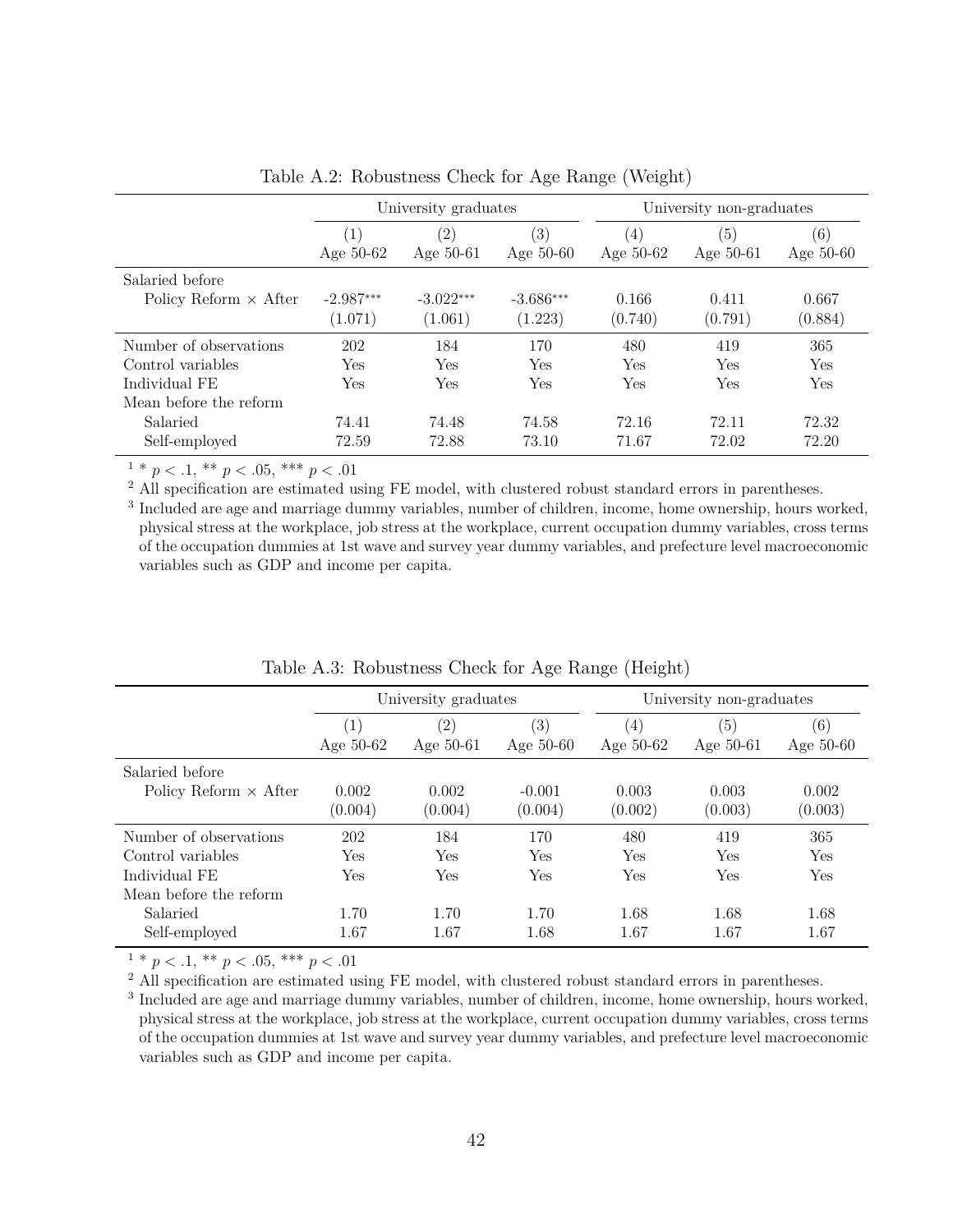Table A.2: Robustness Check for Age Range (Weight)

| | University graduates | | | University non-graduates | | |
|---|---|---|---|---|---|---|
| | (1) Age 50-62 | (2) Age 50-61 | (3) Age 50-60 | (4) Age 50-62 | (5) Age 50-61 | (6) Age 50-60 |
| Salaried before Policy Reform × After | -2.987*** | -3.022*** | -3.686*** | 0.166 | 0.411 | 0.667 |
| | (1.071) | (1.061) | (1.223) | (0.740) | (0.791) | (0.884) |
| Number of observations | 202 | 184 | 170 | 480 | 419 | 365 |
| Control variables | Yes | Yes | Yes | Yes | Yes | Yes |
| Individual FE | Yes | Yes | Yes | Yes | Yes | Yes |
| Mean before the reform | | | | | | |
| Salaried | 74.41 | 74.48 | 74.58 | 72.16 | 72.11 | 72.32 |
| Self-employed | 72.59 | 72.88 | 73.10 | 71.67 | 72.02 | 72.20 |

[1] * $p < .1$, ** $p < .05$, *** $p < .01$

[2] All specification are estimated using FE model, with clustered robust standard errors in parentheses.

[3] Included are age and marriage dummy variables, number of children, income, home ownership, hours worked, physical stress at the workplace, job stress at the workplace, current occupation dummy variables, cross terms of the occupation dummies at 1st wave and survey year dummy variables, and prefecture level macroeconomic variables such as GDP and income per capita.

Table A.3: Robustness Check for Age Range (Height)

| | University graduates | | | University non-graduates | | |
|---|---|---|---|---|---|---|
| | (1) Age 50-62 | (2) Age 50-61 | (3) Age 50-60 | (4) Age 50-62 | (5) Age 50-61 | (6) Age 50-60 |
| Salaried before Policy Reform × After | 0.002 | 0.002 | -0.001 | 0.003 | 0.003 | 0.002 |
| | (0.004) | (0.004) | (0.004) | (0.002) | (0.003) | (0.003) |
| Number of observations | 202 | 184 | 170 | 480 | 419 | 365 |
| Control variables | Yes | Yes | Yes | Yes | Yes | Yes |
| Individual FE | Yes | Yes | Yes | Yes | Yes | Yes |
| Mean before the reform | | | | | | |
| Salaried | 1.70 | 1.70 | 1.70 | 1.68 | 1.68 | 1.68 |
| Self-employed | 1.67 | 1.67 | 1.68 | 1.67 | 1.67 | 1.67 |

[1] * $p < .1$, ** $p < .05$, *** $p < .01$

[2] All specification are estimated using FE model, with clustered robust standard errors in parentheses.

[3] Included are age and marriage dummy variables, number of children, income, home ownership, hours worked, physical stress at the workplace, job stress at the workplace, current occupation dummy variables, cross terms of the occupation dummies at 1st wave and survey year dummy variables, and prefecture level macroeconomic variables such as GDP and income per capita.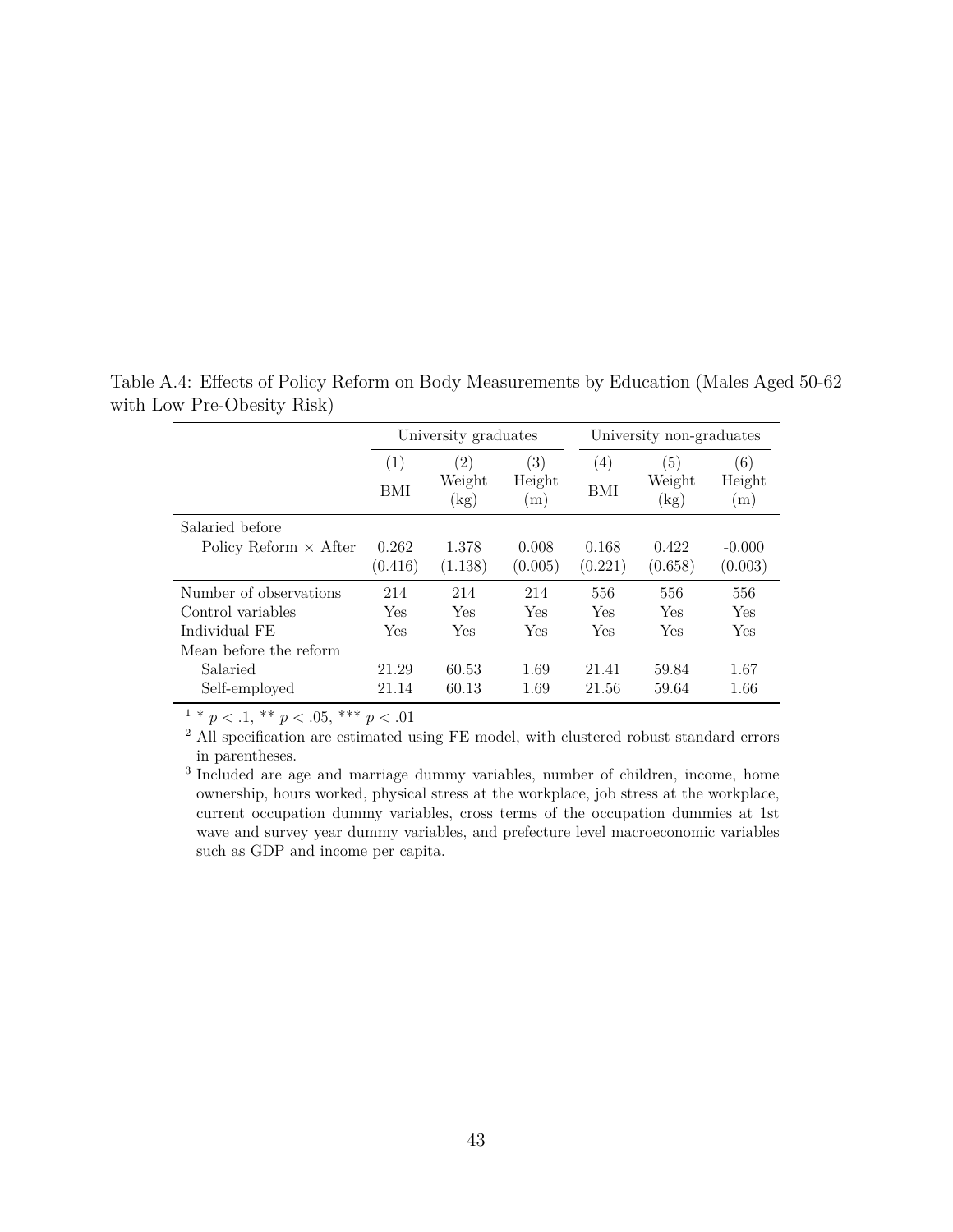Table A.4: Effects of Policy Reform on Body Measurements by Education (Males Aged 50-62 with Low Pre-Obesity Risk)

| | University graduates | | | University non-graduates | | |
|---|---|---|---|---|---|---|
| | (1) | (2) | (3) | (4) | (5) | (6) |
| | BMI | Weight (kg) | Height (m) | BMI | Weight (kg) | Height (m) |
| Salaried before | | | | | | |
| Policy Reform × After | 0.262 | 1.378 | 0.008 | 0.168 | 0.422 | -0.000 |
| | (0.416) | (1.138) | (0.005) | (0.221) | (0.658) | (0.003) |
| Number of observations | 214 | 214 | 214 | 556 | 556 | 556 |
| Control variables | Yes | Yes | Yes | Yes | Yes | Yes |
| Individual FE | Yes | Yes | Yes | Yes | Yes | Yes |
| Mean before the reform | | | | | | |
| Salaried | 21.29 | 60.53 | 1.69 | 21.41 | 59.84 | 1.67 |
| Self-employed | 21.14 | 60.13 | 1.69 | 21.56 | 59.64 | 1.66 |

[1] * $p < .1$, ** $p < .05$, *** $p < .01$

[2] All specification are estimated using FE model, with clustered robust standard errors in parentheses.

[3] Included are age and marriage dummy variables, number of children, income, home ownership, hours worked, physical stress at the workplace, job stress at the workplace, current occupation dummy variables, cross terms of the occupation dummies at 1st wave and survey year dummy variables, and prefecture level macroeconomic variables such as GDP and income per capita.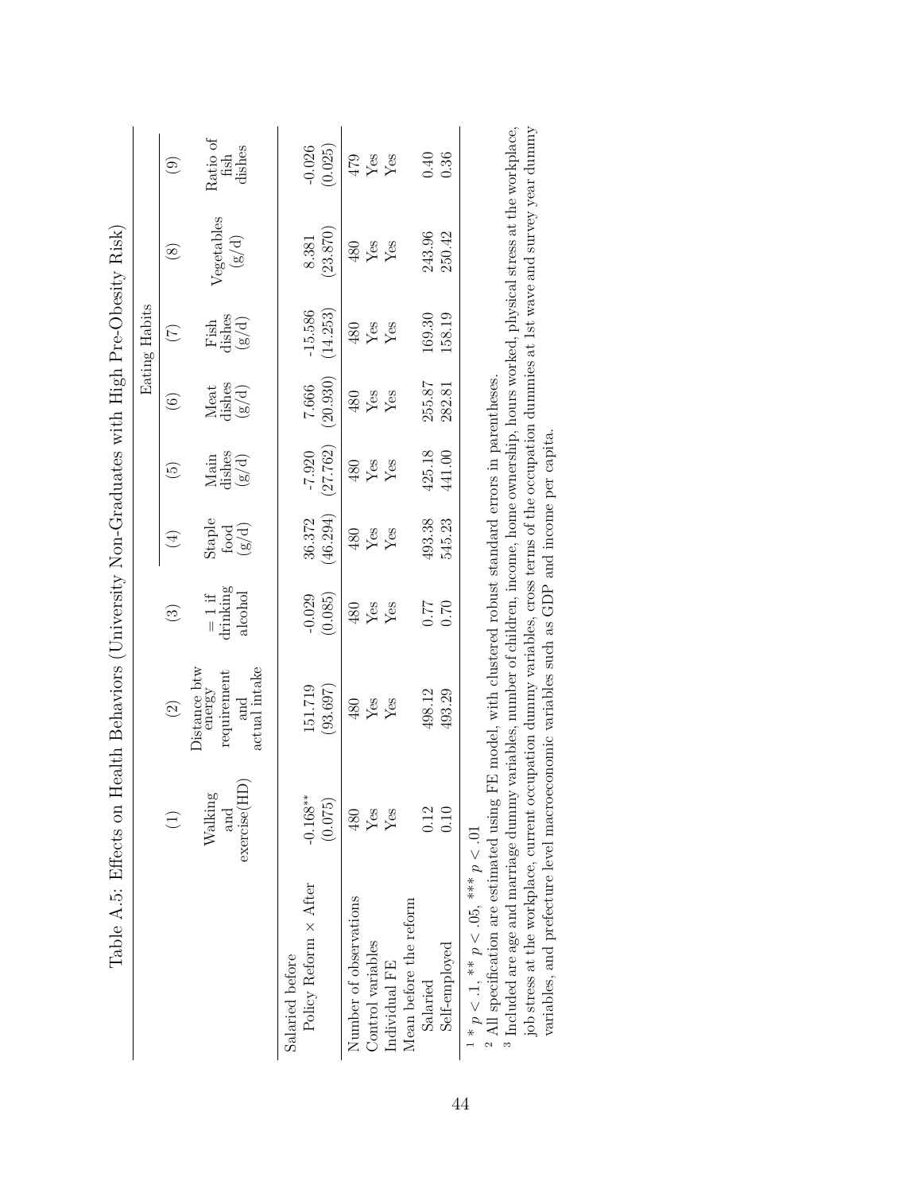Table A.5: Effects on Health Behaviors (University Non-Graduates with High Pre-Obesity Risk)

| | (1) | (2) | (3) | (4) | (5) | (6) | (7) | (8) | (9) |
|---|---|---|---|---|---|---|---|---|---|
| | | | | Eating Habits | | | | | |
| | Walking and exercise(HD) | Distance btw energy requirement and actual intake | = 1 if drinking alcohol | Staple food (g/d) | Main dishes (g/d) | Meat dishes (g/d) | Fish dishes (g/d) | Vegetables (g/d) | Ratio of fish dishes |
| Salaried before | | | | | | | | | |
| Policy Reform × After | -0.168** | 151.719 | -0.029 | 36.372 | -7.920 | 7.666 | -15.586 | 8.381 | -0.026 |
| | (0.075) | (93.697) | (0.085) | (46.294) | (27.762) | (20.930) | (14.253) | (23.870) | (0.025) |
| Number of observations | 480 | 480 | 480 | 480 | 480 | 480 | 480 | 480 | 479 |
| Control variables | Yes | Yes | Yes | Yes | Yes | Yes | Yes | Yes | Yes |
| Individual FE | Yes | Yes | Yes | Yes | Yes | Yes | Yes | Yes | Yes |
| Mean before the reform | | | | | | | | | |
| Salaried | 0.12 | 498.12 | 0.77 | 493.38 | 425.18 | 255.87 | 169.30 | 243.96 | 0.40 |
| Self-employed | 0.10 | 493.29 | 0.70 | 545.23 | 441.00 | 282.81 | 158.19 | 250.42 | 0.36 |

[1] * $p < .1$, ** $p < .05$, *** $p < .01$

[2] All specification are estimated using FE model, with clustered robust standard errors in parentheses.

[3] Included are age and marriage dummy variables, number of children, income, home ownership, hours worked, physical stress at the workplace, job stress at the workplace, current occupation dummy variables, cross terms of the occupation dummies at 1st wave and survey year dummy variables, and prefecture level macroeconomic variables such as GDP and income per capita.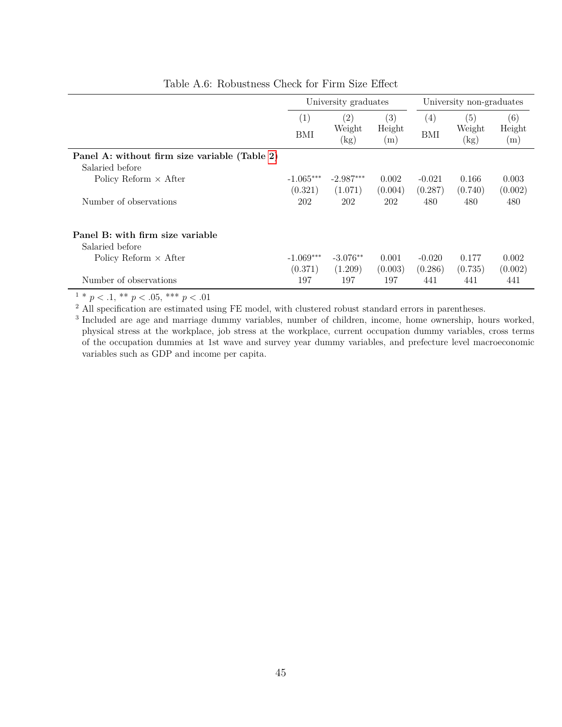Table A.6: Robustness Check for Firm Size Effect

| | University graduates | | | University non-graduates | | |
|---|---|---|---|---|---|---|
| | (1) | (2) | (3) | (4) | (5) | (6) |
| | BMI | Weight (kg) | Height (m) | BMI | Weight (kg) | Height (m) |
| **Panel A: without firm size variable (Table 2)** | | | | | | |
| Salaried before | | | | | | |
| Policy Reform × After | -1.065*** | -2.987*** | 0.002 | -0.021 | 0.166 | 0.003 |
| | (0.321) | (1.071) | (0.004) | (0.287) | (0.740) | (0.002) |
| Number of observations | 202 | 202 | 202 | 480 | 480 | 480 |
| **Panel B: with firm size variable** | | | | | | |
| Salaried before | | | | | | |
| Policy Reform × After | -1.069*** | -3.076** | 0.001 | -0.020 | 0.177 | 0.002 |
| | (0.371) | (1.209) | (0.003) | (0.286) | (0.735) | (0.002) |
| Number of observations | 197 | 197 | 197 | 441 | 441 | 441 |

[1] * $p < .1$, ** $p < .05$, *** $p < .01$

[2] All specification are estimated using FE model, with clustered robust standard errors in parentheses.

[3] Included are age and marriage dummy variables, number of children, income, home ownership, hours worked, physical stress at the workplace, job stress at the workplace, current occupation dummy variables, cross terms of the occupation dummies at 1st wave and survey year dummy variables, and prefecture level macroeconomic variables such as GDP and income per capita.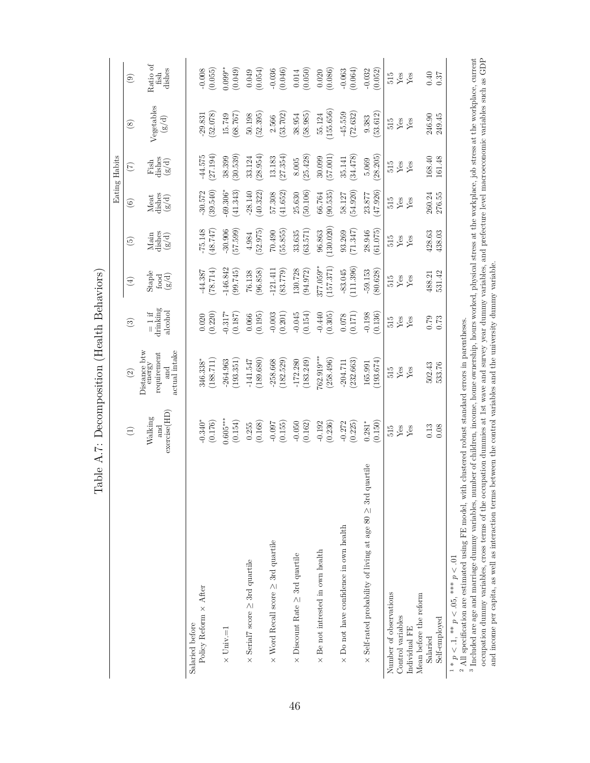# Table A.7: Decomposition (Health Behaviors)

| | (1) | (2) | (3) | (4) | (5) | (6) | (7) | (8) | (9) |
|---|---|---|---|---|---|---|---|---|---|
| | | | | Eating Habits | | | | | |
| | Walking and exercise(HD) | Distance btw energy requirement and actual intake | = 1 if drinking alcohol | Staple food (g/d) | Main dishes (g/d) | Meat dishes (g/d) | Fish dishes (g/d) | Vegetables (g/d) | Ratio of fish dishes |
| Salaried before | | | | | | | | | |
| Policy Reform × After | -0.340* | 346.338* | 0.020 | -44.387 | -75.148 | -30.572 | -44.575 | -29.831 | -0.008 |
| | (0.176) | (188.711) | (0.220) | (78.714) | (48.747) | (39.540) | (27.194) | (52.078) | (0.055) |
| × Univ.=1 | 0.605*** | -264.963 | -0.317* | -146.842 | -30.906 | -69.306* | 38.399 | 15.749 | 0.099** |
| | (0.154) | (193.351) | (0.187) | (99.745) | (57.599) | (41.343) | (30.539) | (68.767) | (0.049) |
| × Serial7 score ≥ 3rd quartile | 0.255 | -141.547 | 0.066 | 76.138 | 4.984 | -28.140 | 33.124 | 50.198 | 0.049 |
| | (0.168) | (189.680) | (0.195) | (96.858) | (52.975) | (40.322) | (28.954) | (52.395) | (0.054) |
| × Word Recall score ≥ 3rd quartile | -0.097 | -258.668 | -0.003 | -121.411 | 70.490 | 57.308 | 13.183 | 2.566 | -0.036 |
| | (0.155) | (182.529) | (0.201) | (83.779) | (55.855) | (41.652) | (27.354) | (53.702) | (0.046) |
| × Discount Rate ≥ 3rd quartile | -0.050 | -172.280 | -0.045 | 130.728 | 33.635 | 25.630 | 8.005 | 38.954 | 0.014 |
| | (0.162) | (183.249) | (0.154) | (94.972) | (63.571) | (50.106) | (25.428) | (58.985) | (0.050) |
| × Be not intrested in own health | -0.192 | 762.919*** | -0.440 | 377.059** | 96.863 | 66.764 | 30.099 | 55.124 | 0.020 |
| | (0.236) | (258.496) | (0.305) | (157.371) | (130.020) | (90.535) | (57.001) | (155.656) | (0.086) |
| × Do not have confidence in own health | -0.272 | -204.711 | 0.078 | -83.045 | 93.269 | 58.127 | 35.141 | -45.559 | -0.063 |
| | (0.225) | (232.663) | (0.171) | (111.396) | (71.347) | (54.920) | (34.478) | (72.632) | (0.064) |
| × Self-rated probability of living at age 80 ≥ 3rd quartile | 0.281* | 165.991 | -0.198 | -59.153 | 28.946 | 23.877 | 5.069 | 9.383 | -0.032 |
| | (0.150) | (193.674) | (0.136) | (80.628) | (61.075) | (47.926) | (28.205) | (53.612) | (0.052) |
| Number of observations | 515 | 515 | 515 | 515 | 515 | 515 | 515 | 515 | 515 |
| Control variables | Yes | Yes | Yes | Yes | Yes | Yes | Yes | Yes | Yes |
| Individual FE | Yes | Yes | Yes | Yes | Yes | Yes | Yes | Yes | Yes |
| Mean before the reform | | | | | | | | | |
| Salaried | 0.13 | 502.43 | 0.79 | 488.21 | 428.63 | 260.24 | 168.40 | 246.90 | 0.40 |
| Self-employed | 0.08 | 533.76 | 0.73 | 531.42 | 438.03 | 276.55 | 161.48 | 249.45 | 0.37 |

[1] * $p < .1$, ** $p < .05$, *** $p < .01$

[2] All specification are estimated using FE model, with clustered robust standard errors in parentheses.

[3] Included are age and marriage dummy variables, number of children, income, home ownership, hours worked, physical stress at the workplace, job stress at the workplace, current occupation dummy variables, cross terms of the occupation dummies at 1st wave and survey year dummy variables, and prefecture level macroeconomic variables such as GDP and income per capita, as well as interaction terms between the control variables and the university dummy variable.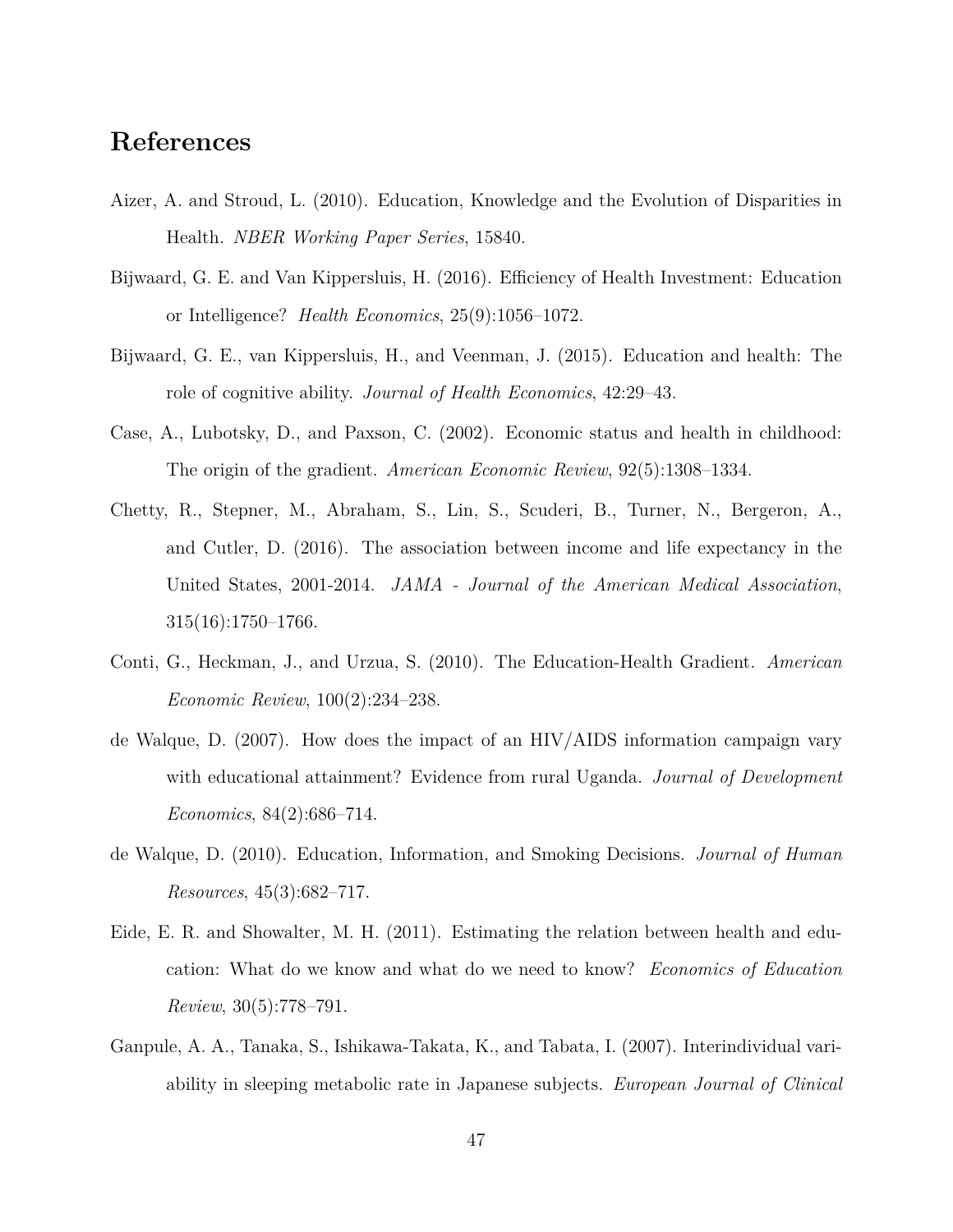# References

Aizer, A. and Stroud, L. (2010). Education, Knowledge and the Evolution of Disparities in Health. *NBER Working Paper Series*, 15840.

Bijwaard, G. E. and Van Kippersluis, H. (2016). Efficiency of Health Investment: Education or Intelligence? *Health Economics*, 25(9):1056–1072.

Bijwaard, G. E., van Kippersluis, H., and Veenman, J. (2015). Education and health: The role of cognitive ability. *Journal of Health Economics*, 42:29–43.

Case, A., Lubotsky, D., and Paxson, C. (2002). Economic status and health in childhood: The origin of the gradient. *American Economic Review*, 92(5):1308–1334.

Chetty, R., Stepner, M., Abraham, S., Lin, S., Scuderi, B., Turner, N., Bergeron, A., and Cutler, D. (2016). The association between income and life expectancy in the United States, 2001-2014. *JAMA - Journal of the American Medical Association*, 315(16):1750–1766.

Conti, G., Heckman, J., and Urzua, S. (2010). The Education-Health Gradient. *American Economic Review*, 100(2):234–238.

de Walque, D. (2007). How does the impact of an HIV/AIDS information campaign vary with educational attainment? Evidence from rural Uganda. *Journal of Development Economics*, 84(2):686–714.

de Walque, D. (2010). Education, Information, and Smoking Decisions. *Journal of Human Resources*, 45(3):682–717.

Eide, E. R. and Showalter, M. H. (2011). Estimating the relation between health and education: What do we know and what do we need to know? *Economics of Education Review*, 30(5):778–791.

Ganpule, A. A., Tanaka, S., Ishikawa-Takata, K., and Tabata, I. (2007). Interindividual variability in sleeping metabolic rate in Japanese subjects. *European Journal of Clinical*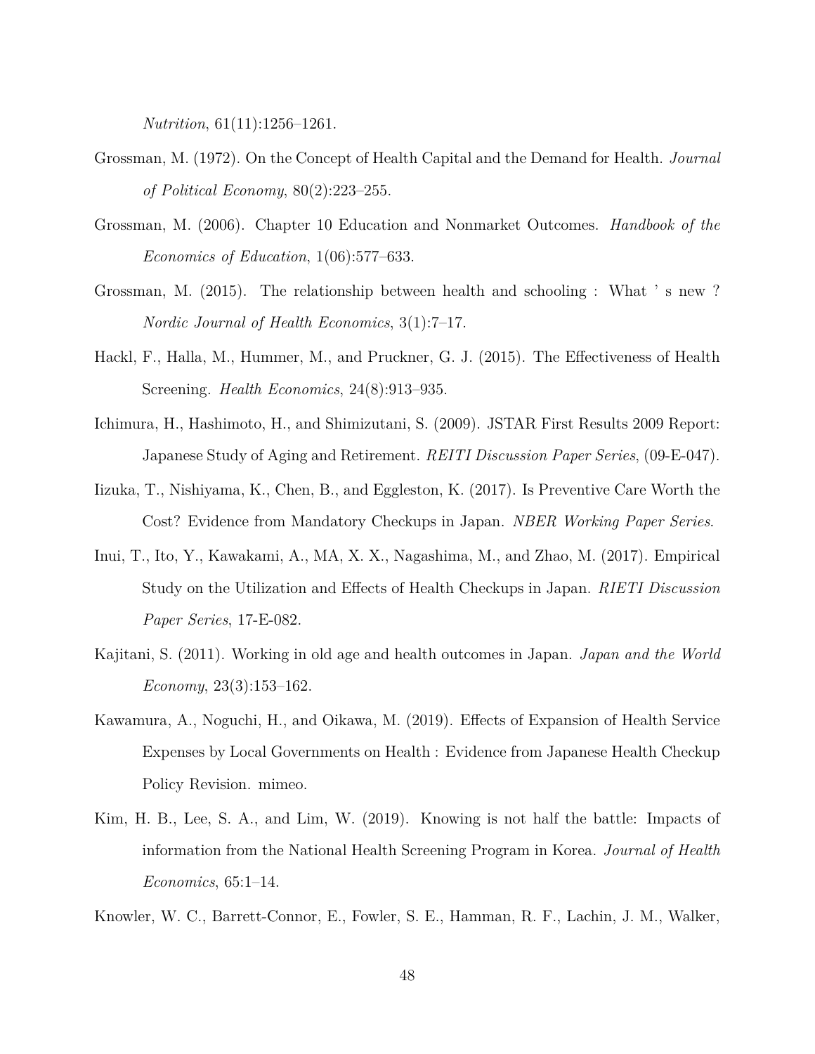*Nutrition*, 61(11):1256–1261.

Grossman, M. (1972). On the Concept of Health Capital and the Demand for Health. *Journal of Political Economy*, 80(2):223–255.

Grossman, M. (2006). Chapter 10 Education and Nonmarket Outcomes. *Handbook of the Economics of Education*, 1(06):577–633.

Grossman, M. (2015). The relationship between health and schooling : What ' s new ? *Nordic Journal of Health Economics*, 3(1):7–17.

Hackl, F., Halla, M., Hummer, M., and Pruckner, G. J. (2015). The Effectiveness of Health Screening. *Health Economics*, 24(8):913–935.

Ichimura, H., Hashimoto, H., and Shimizutani, S. (2009). JSTAR First Results 2009 Report: Japanese Study of Aging and Retirement. *REITI Discussion Paper Series*, (09-E-047).

Iizuka, T., Nishiyama, K., Chen, B., and Eggleston, K. (2017). Is Preventive Care Worth the Cost? Evidence from Mandatory Checkups in Japan. *NBER Working Paper Series*.

Inui, T., Ito, Y., Kawakami, A., MA, X. X., Nagashima, M., and Zhao, M. (2017). Empirical Study on the Utilization and Effects of Health Checkups in Japan. *RIETI Discussion Paper Series*, 17-E-082.

Kajitani, S. (2011). Working in old age and health outcomes in Japan. *Japan and the World Economy*, 23(3):153–162.

Kawamura, A., Noguchi, H., and Oikawa, M. (2019). Effects of Expansion of Health Service Expenses by Local Governments on Health : Evidence from Japanese Health Checkup Policy Revision. mimeo.

Kim, H. B., Lee, S. A., and Lim, W. (2019). Knowing is not half the battle: Impacts of information from the National Health Screening Program in Korea. *Journal of Health Economics*, 65:1–14.

Knowler, W. C., Barrett-Connor, E., Fowler, S. E., Hamman, R. F., Lachin, J. M., Walker,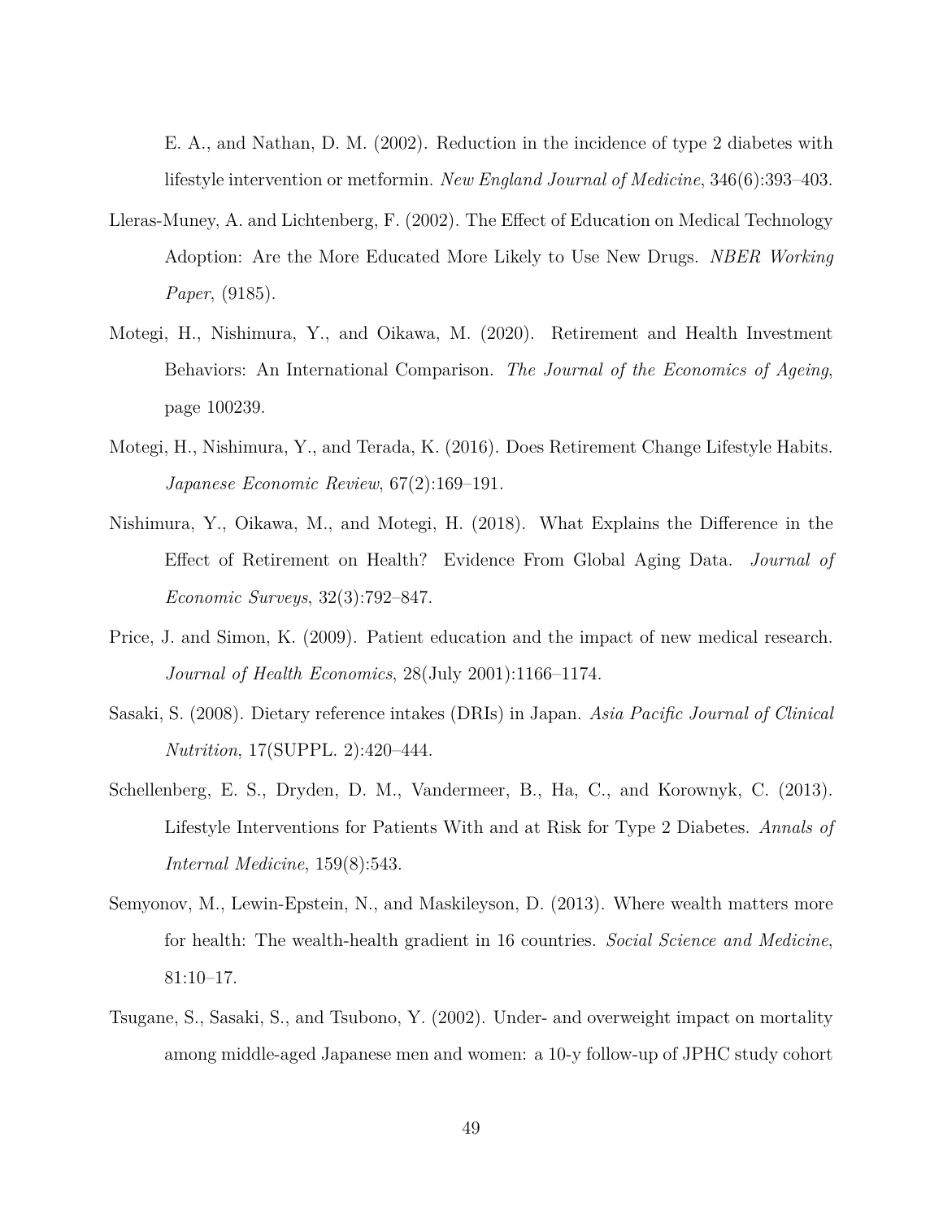E. A., and Nathan, D. M. (2002). Reduction in the incidence of type 2 diabetes with lifestyle intervention or metformin. *New England Journal of Medicine*, 346(6):393–403.

Lleras-Muney, A. and Lichtenberg, F. (2002). The Effect of Education on Medical Technology Adoption: Are the More Educated More Likely to Use New Drugs. *NBER Working Paper*, (9185).

Motegi, H., Nishimura, Y., and Oikawa, M. (2020). Retirement and Health Investment Behaviors: An International Comparison. *The Journal of the Economics of Ageing*, page 100239.

Motegi, H., Nishimura, Y., and Terada, K. (2016). Does Retirement Change Lifestyle Habits. *Japanese Economic Review*, 67(2):169–191.

Nishimura, Y., Oikawa, M., and Motegi, H. (2018). What Explains the Difference in the Effect of Retirement on Health? Evidence From Global Aging Data. *Journal of Economic Surveys*, 32(3):792–847.

Price, J. and Simon, K. (2009). Patient education and the impact of new medical research. *Journal of Health Economics*, 28(July 2001):1166–1174.

Sasaki, S. (2008). Dietary reference intakes (DRIs) in Japan. *Asia Pacific Journal of Clinical Nutrition*, 17(SUPPL. 2):420–444.

Schellenberg, E. S., Dryden, D. M., Vandermeer, B., Ha, C., and Korownyk, C. (2013). Lifestyle Interventions for Patients With and at Risk for Type 2 Diabetes. *Annals of Internal Medicine*, 159(8):543.

Semyonov, M., Lewin-Epstein, N., and Maskileyson, D. (2013). Where wealth matters more for health: The wealth-health gradient in 16 countries. *Social Science and Medicine*, 81:10–17.

Tsugane, S., Sasaki, S., and Tsubono, Y. (2002). Under- and overweight impact on mortality among middle-aged Japanese men and women: a 10-y follow-up of JPHC study cohort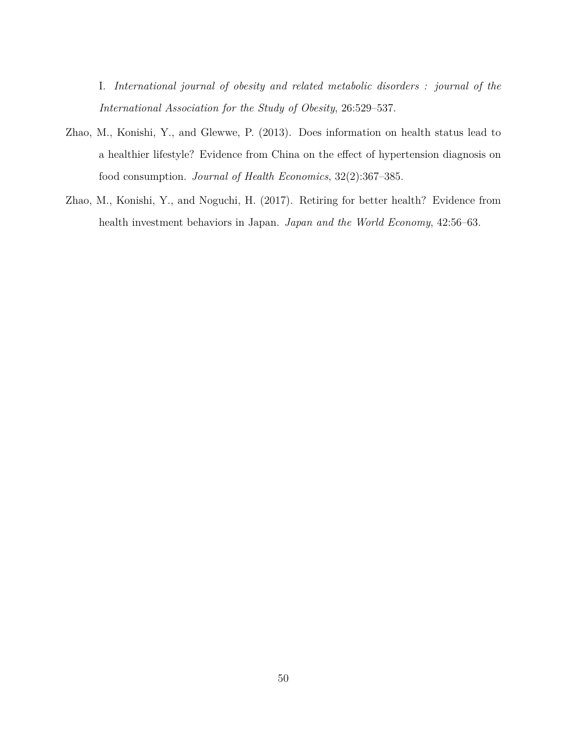I. *International journal of obesity and related metabolic disorders : journal of the International Association for the Study of Obesity*, 26:529–537.

Zhao, M., Konishi, Y., and Glewwe, P. (2013). Does information on health status lead to a healthier lifestyle? Evidence from China on the effect of hypertension diagnosis on food consumption. *Journal of Health Economics*, 32(2):367–385.

Zhao, M., Konishi, Y., and Noguchi, H. (2017). Retiring for better health? Evidence from health investment behaviors in Japan. *Japan and the World Economy*, 42:56–63.